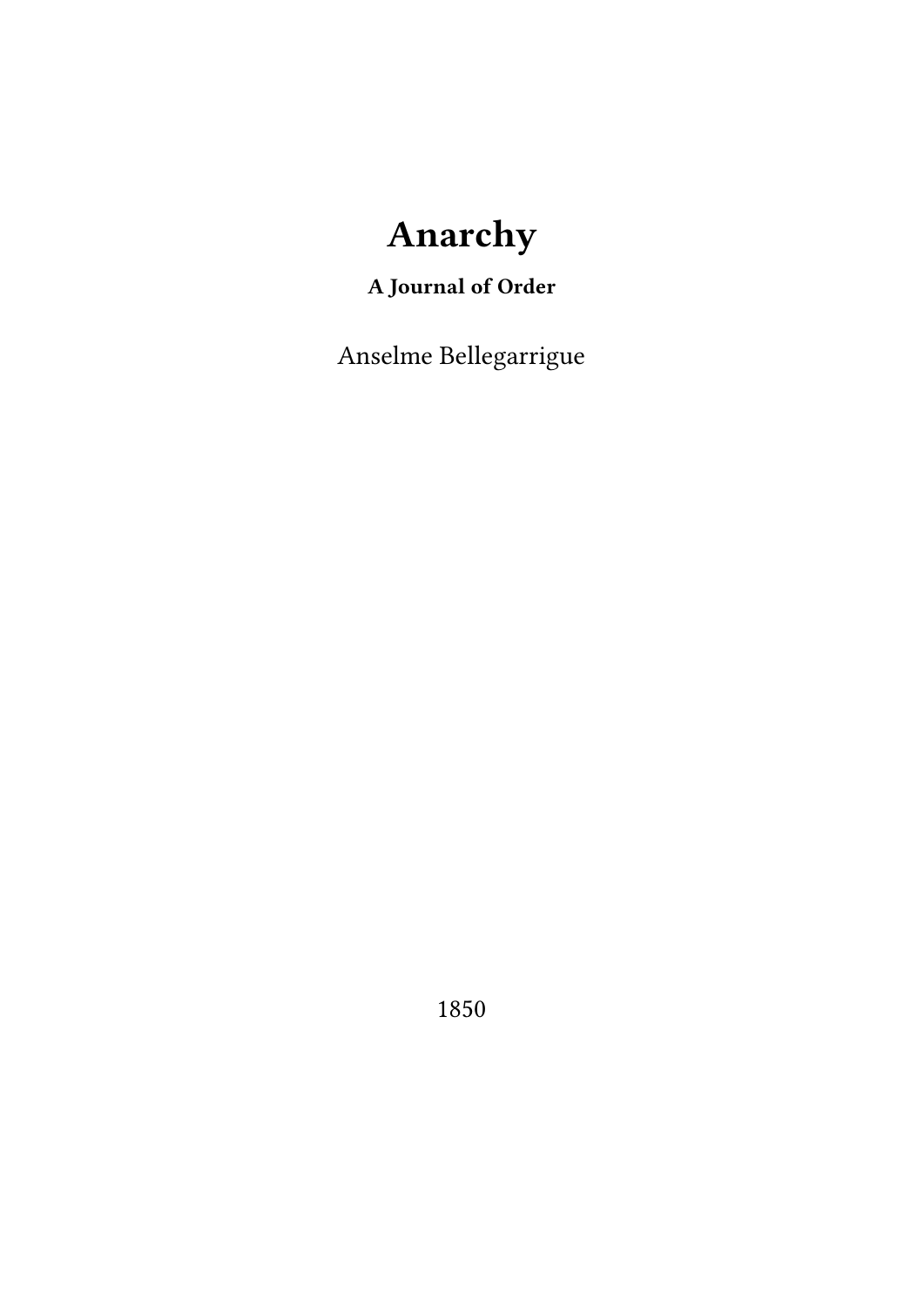# Anarchy

**A Journal of Order**

Anselme Bellegarrigue

1850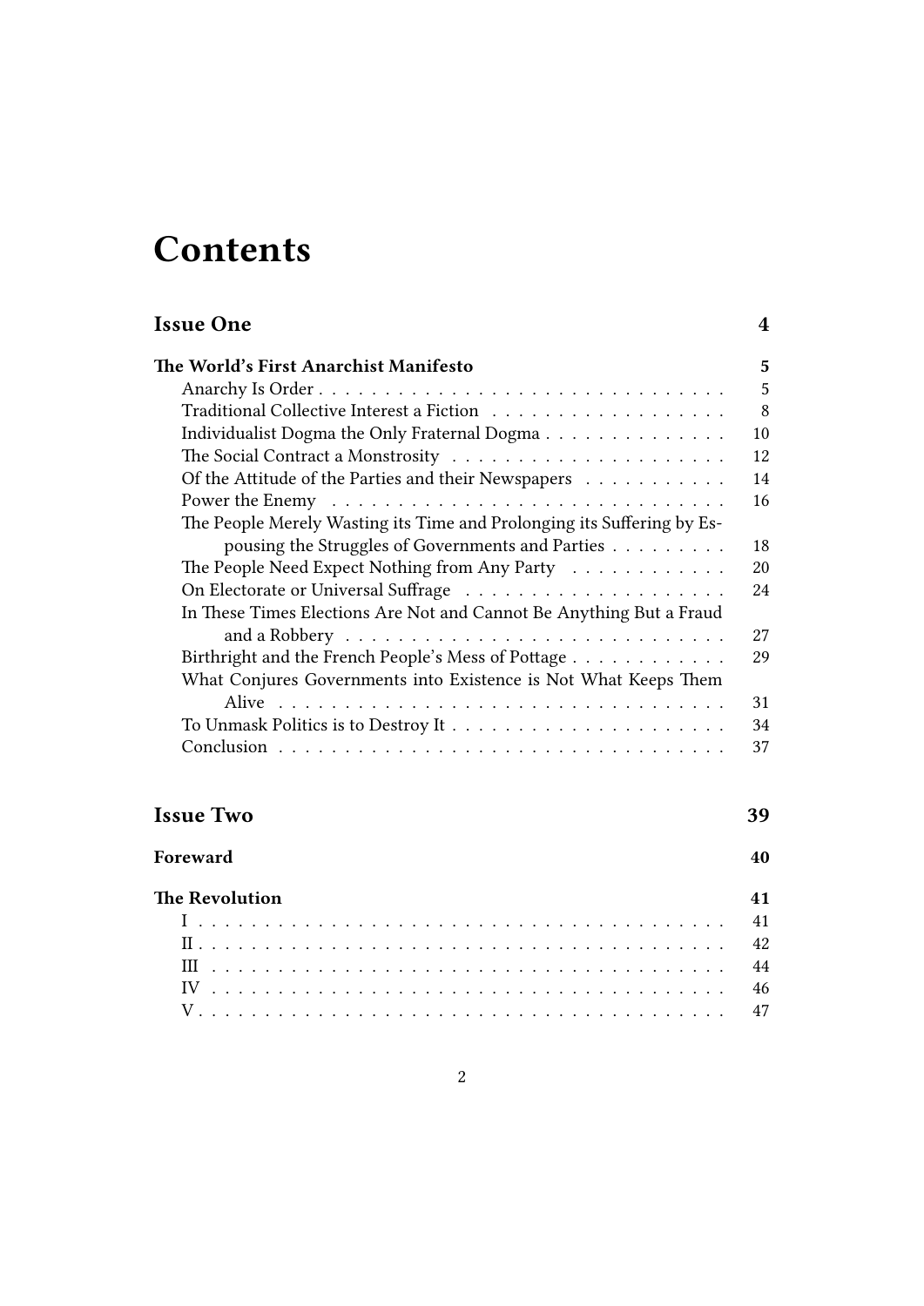# Contents

**Issue One** 4

**The World's First Anarchist Manifesto** 5

- Anarchy Is Order 5
- Traditional Collective Interest a Fiction 8
- Individualist Dogma the Only Fraternal Dogma 10
- The Social Contract a Monstrosity 12
- Of the Attitude of the Parties and their Newspapers 14
- Power the Enemy 16
- The People Merely Wasting its Time and Prolonging its Suffering by Espousing the Struggles of Governments and Parties 18
- The People Need Expect Nothing from Any Party 20
- On Electorate or Universal Suffrage 24
- In These Times Elections Are Not and Cannot Be Anything But a Fraud and a Robbery 27
- Birthright and the French People's Mess of Pottage 29
- What Conjures Governments into Existence is Not What Keeps Them Alive 31
- To Unmask Politics is to Destroy It 34
- Conclusion 37

**Issue Two** 39

**Foreward** 40

**The Revolution** 41

- I 41
- II 42
- III 44
- IV 46
- V 47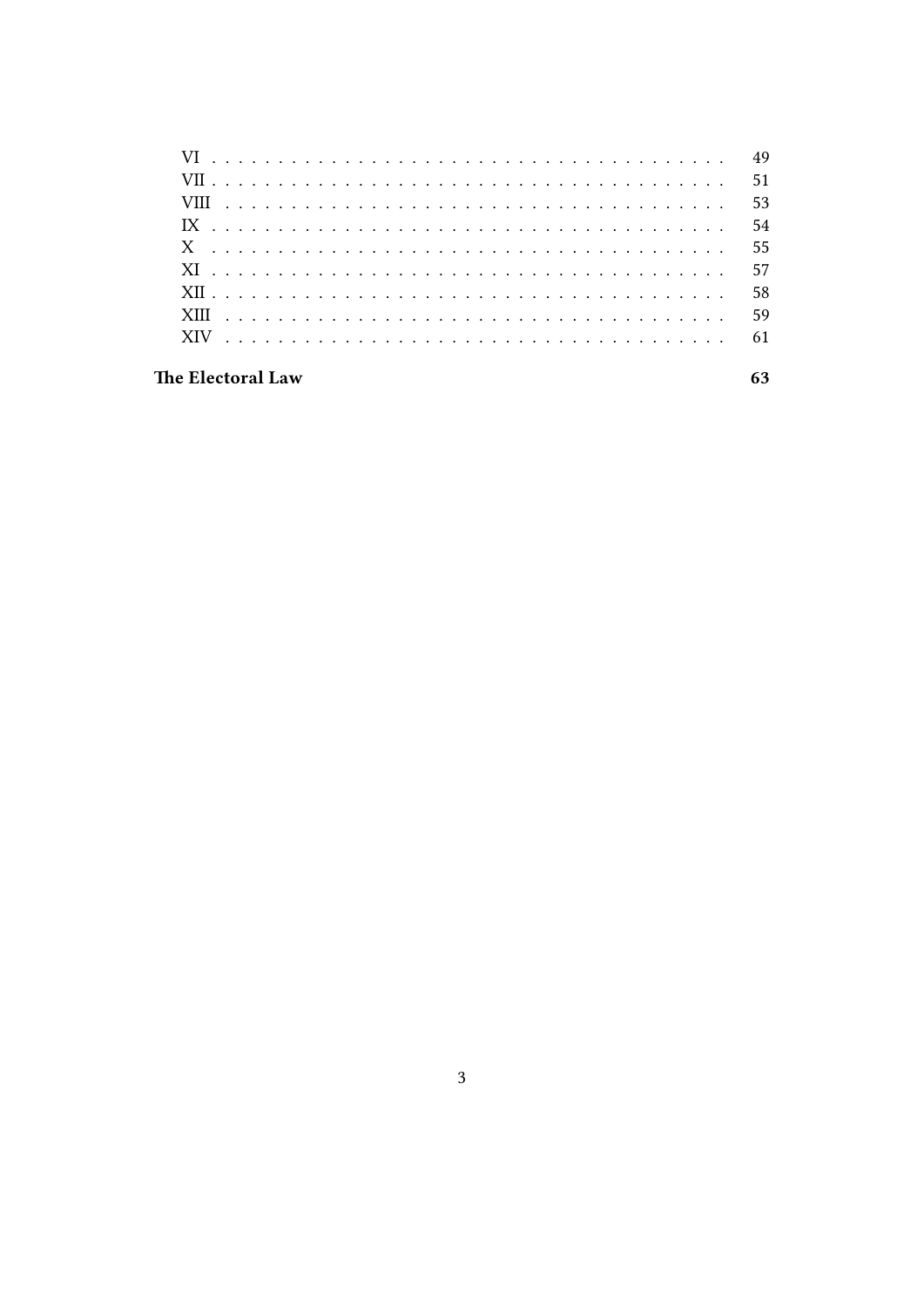VI . . . . . . . . . . . . . . . . . . . . . . . . . . . . . . . . . . . . . 49
VII . . . . . . . . . . . . . . . . . . . . . . . . . . . . . . . . . . . . . 51
VIII . . . . . . . . . . . . . . . . . . . . . . . . . . . . . . . . . . . . 53
IX . . . . . . . . . . . . . . . . . . . . . . . . . . . . . . . . . . . . . 54
X . . . . . . . . . . . . . . . . . . . . . . . . . . . . . . . . . . . . . 55
XI . . . . . . . . . . . . . . . . . . . . . . . . . . . . . . . . . . . . . 57
XII . . . . . . . . . . . . . . . . . . . . . . . . . . . . . . . . . . . . 58
XIII . . . . . . . . . . . . . . . . . . . . . . . . . . . . . . . . . . . . 59
XIV . . . . . . . . . . . . . . . . . . . . . . . . . . . . . . . . . . . . 61

**The Electoral Law** **63**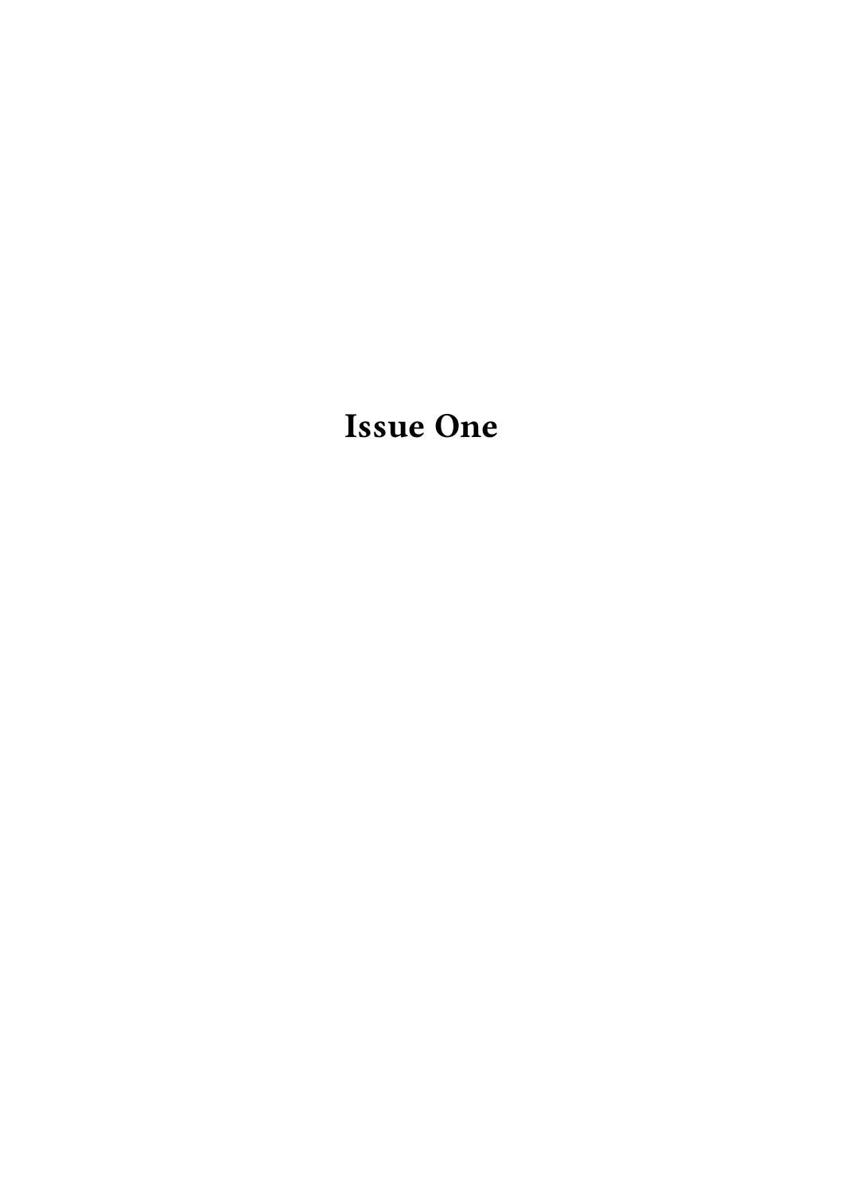# Issue One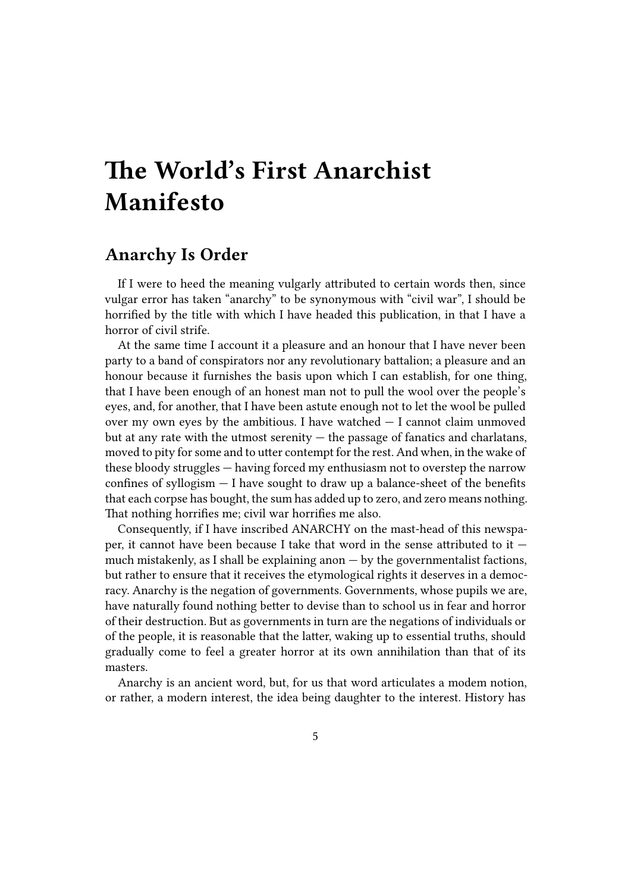# The World's First Anarchist Manifesto

## Anarchy Is Order

If I were to heed the meaning vulgarly attributed to certain words then, since vulgar error has taken "anarchy" to be synonymous with "civil war", I should be horrified by the title with which I have headed this publication, in that I have a horror of civil strife.

At the same time I account it a pleasure and an honour that I have never been party to a band of conspirators nor any revolutionary battalion; a pleasure and an honour because it furnishes the basis upon which I can establish, for one thing, that I have been enough of an honest man not to pull the wool over the people's eyes, and, for another, that I have been astute enough not to let the wool be pulled over my own eyes by the ambitious. I have watched — I cannot claim unmoved but at any rate with the utmost serenity — the passage of fanatics and charlatans, moved to pity for some and to utter contempt for the rest. And when, in the wake of these bloody struggles — having forced my enthusiasm not to overstep the narrow confines of syllogism — I have sought to draw up a balance-sheet of the benefits that each corpse has bought, the sum has added up to zero, and zero means nothing. That nothing horrifies me; civil war horrifies me also.

Consequently, if I have inscribed ANARCHY on the mast-head of this newspaper, it cannot have been because I take that word in the sense attributed to it — much mistakenly, as I shall be explaining anon — by the governmentalist factions, but rather to ensure that it receives the etymological rights it deserves in a democracy. Anarchy is the negation of governments. Governments, whose pupils we are, have naturally found nothing better to devise than to school us in fear and horror of their destruction. But as governments in turn are the negations of individuals or of the people, it is reasonable that the latter, waking up to essential truths, should gradually come to feel a greater horror at its own annihilation than that of its masters.

Anarchy is an ancient word, but, for us that word articulates a modem notion, or rather, a modern interest, the idea being daughter to the interest. History has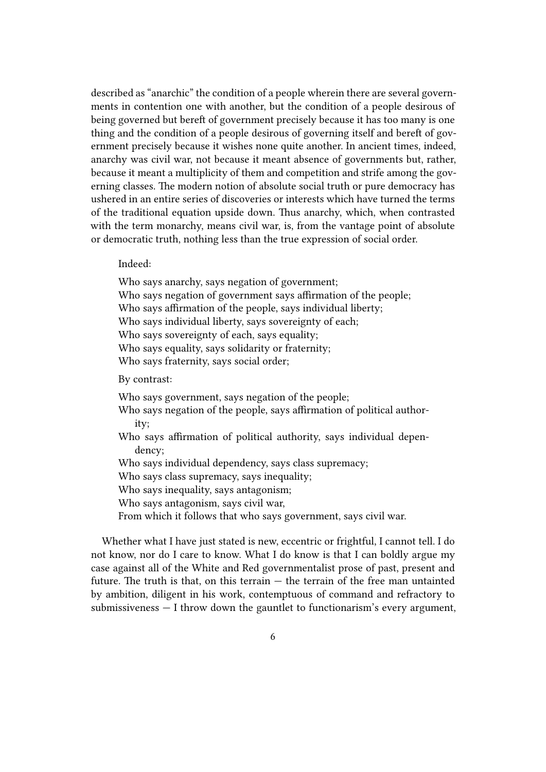described as "anarchic" the condition of a people wherein there are several governments in contention one with another, but the condition of a people desirous of being governed but bereft of government precisely because it has too many is one thing and the condition of a people desirous of governing itself and bereft of government precisely because it wishes none quite another. In ancient times, indeed, anarchy was civil war, not because it meant absence of governments but, rather, because it meant a multiplicity of them and competition and strife among the governing classes. The modern notion of absolute social truth or pure democracy has ushered in an entire series of discoveries or interests which have turned the terms of the traditional equation upside down. Thus anarchy, which, when contrasted with the term monarchy, means civil war, is, from the vantage point of absolute or democratic truth, nothing less than the true expression of social order.

Indeed:

Who says anarchy, says negation of government;  
Who says negation of government says affirmation of the people;  
Who says affirmation of the people, says individual liberty;  
Who says individual liberty, says sovereignty of each;  
Who says sovereignty of each, says equality;  
Who says equality, says solidarity or fraternity;  
Who says fraternity, says social order;

By contrast:

Who says government, says negation of the people;  
Who says negation of the people, says affirmation of political authority;  
Who says affirmation of political authority, says individual dependency;  
Who says individual dependency, says class supremacy;  
Who says class supremacy, says inequality;  
Who says inequality, says antagonism;  
Who says antagonism, says civil war,  
From which it follows that who says government, says civil war.

Whether what I have just stated is new, eccentric or frightful, I cannot tell. I do not know, nor do I care to know. What I do know is that I can boldly argue my case against all of the White and Red governmentalist prose of past, present and future. The truth is that, on this terrain — the terrain of the free man untainted by ambition, diligent in his work, contemptuous of command and refractory to submissiveness — I throw down the gauntlet to functionarism's every argument,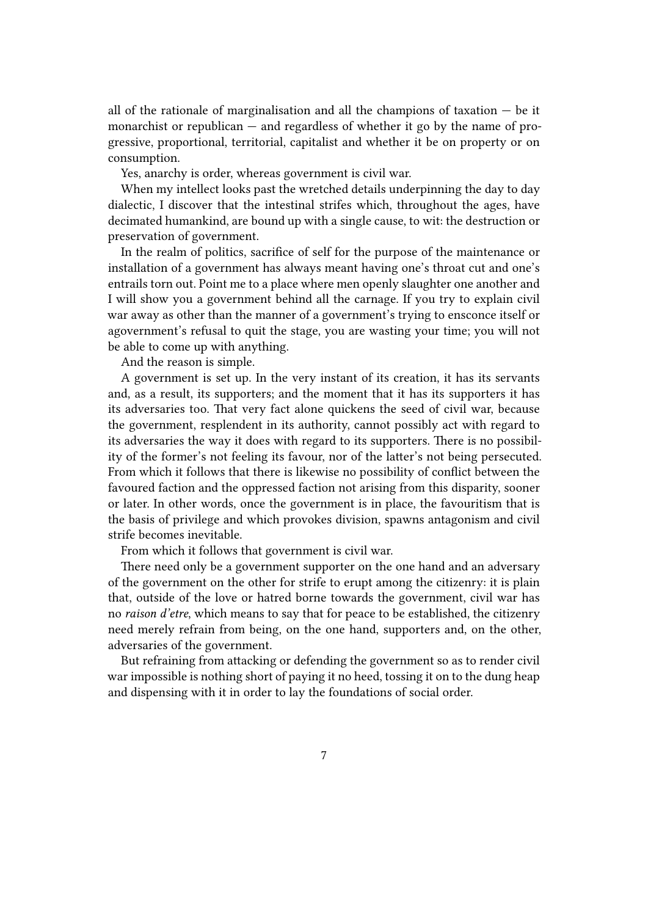all of the rationale of marginalisation and all the champions of taxation — be it monarchist or republican — and regardless of whether it go by the name of progressive, proportional, territorial, capitalist and whether it be on property or on consumption.

Yes, anarchy is order, whereas government is civil war.

When my intellect looks past the wretched details underpinning the day to day dialectic, I discover that the intestinal strifes which, throughout the ages, have decimated humankind, are bound up with a single cause, to wit: the destruction or preservation of government.

In the realm of politics, sacrifice of self for the purpose of the maintenance or installation of a government has always meant having one's throat cut and one's entrails torn out. Point me to a place where men openly slaughter one another and I will show you a government behind all the carnage. If you try to explain civil war away as other than the manner of a government's trying to ensconce itself or agovernment's refusal to quit the stage, you are wasting your time; you will not be able to come up with anything.

And the reason is simple.

A government is set up. In the very instant of its creation, it has its servants and, as a result, its supporters; and the moment that it has its supporters it has its adversaries too. That very fact alone quickens the seed of civil war, because the government, resplendent in its authority, cannot possibly act with regard to its adversaries the way it does with regard to its supporters. There is no possibility of the former's not feeling its favour, nor of the latter's not being persecuted. From which it follows that there is likewise no possibility of conflict between the favoured faction and the oppressed faction not arising from this disparity, sooner or later. In other words, once the government is in place, the favouritism that is the basis of privilege and which provokes division, spawns antagonism and civil strife becomes inevitable.

From which it follows that government is civil war.

There need only be a government supporter on the one hand and an adversary of the government on the other for strife to erupt among the citizenry: it is plain that, outside of the love or hatred borne towards the government, civil war has no *raison d'etre*, which means to say that for peace to be established, the citizenry need merely refrain from being, on the one hand, supporters and, on the other, adversaries of the government.

But refraining from attacking or defending the government so as to render civil war impossible is nothing short of paying it no heed, tossing it on to the dung heap and dispensing with it in order to lay the foundations of social order.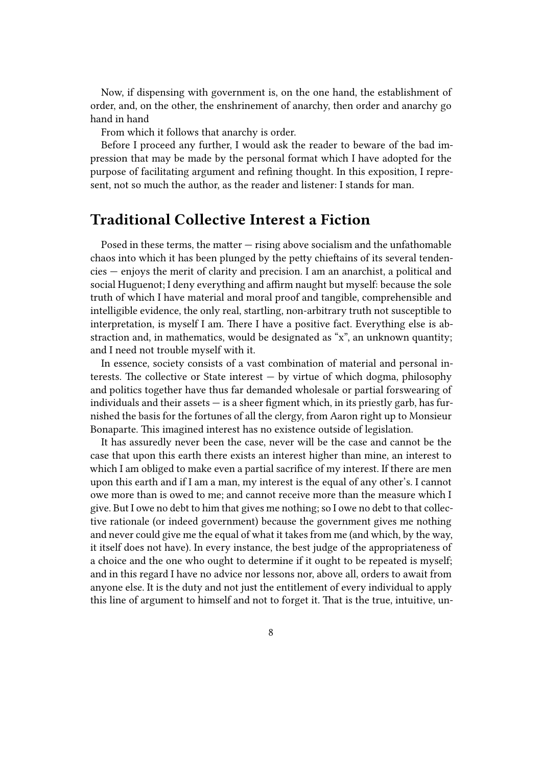Now, if dispensing with government is, on the one hand, the establishment of order, and, on the other, the enshrinement of anarchy, then order and anarchy go hand in hand

From which it follows that anarchy is order.

Before I proceed any further, I would ask the reader to beware of the bad impression that may be made by the personal format which I have adopted for the purpose of facilitating argument and refining thought. In this exposition, I represent, not so much the author, as the reader and listener: I stands for man.

## Traditional Collective Interest a Fiction

Posed in these terms, the matter — rising above socialism and the unfathomable chaos into which it has been plunged by the petty chieftains of its several tendencies — enjoys the merit of clarity and precision. I am an anarchist, a political and social Huguenot; I deny everything and affirm naught but myself: because the sole truth of which I have material and moral proof and tangible, comprehensible and intelligible evidence, the only real, startling, non-arbitrary truth not susceptible to interpretation, is myself I am. There I have a positive fact. Everything else is abstraction and, in mathematics, would be designated as "x", an unknown quantity; and I need not trouble myself with it.

In essence, society consists of a vast combination of material and personal interests. The collective or State interest — by virtue of which dogma, philosophy and politics together have thus far demanded wholesale or partial forswearing of individuals and their assets — is a sheer figment which, in its priestly garb, has furnished the basis for the fortunes of all the clergy, from Aaron right up to Monsieur Bonaparte. This imagined interest has no existence outside of legislation.

It has assuredly never been the case, never will be the case and cannot be the case that upon this earth there exists an interest higher than mine, an interest to which I am obliged to make even a partial sacrifice of my interest. If there are men upon this earth and if I am a man, my interest is the equal of any other's. I cannot owe more than is owed to me; and cannot receive more than the measure which I give. But I owe no debt to him that gives me nothing; so I owe no debt to that collective rationale (or indeed government) because the government gives me nothing and never could give me the equal of what it takes from me (and which, by the way, it itself does not have). In every instance, the best judge of the appropriateness of a choice and the one who ought to determine if it ought to be repeated is myself; and in this regard I have no advice nor lessons nor, above all, orders to await from anyone else. It is the duty and not just the entitlement of every individual to apply this line of argument to himself and not to forget it. That is the true, intuitive, un-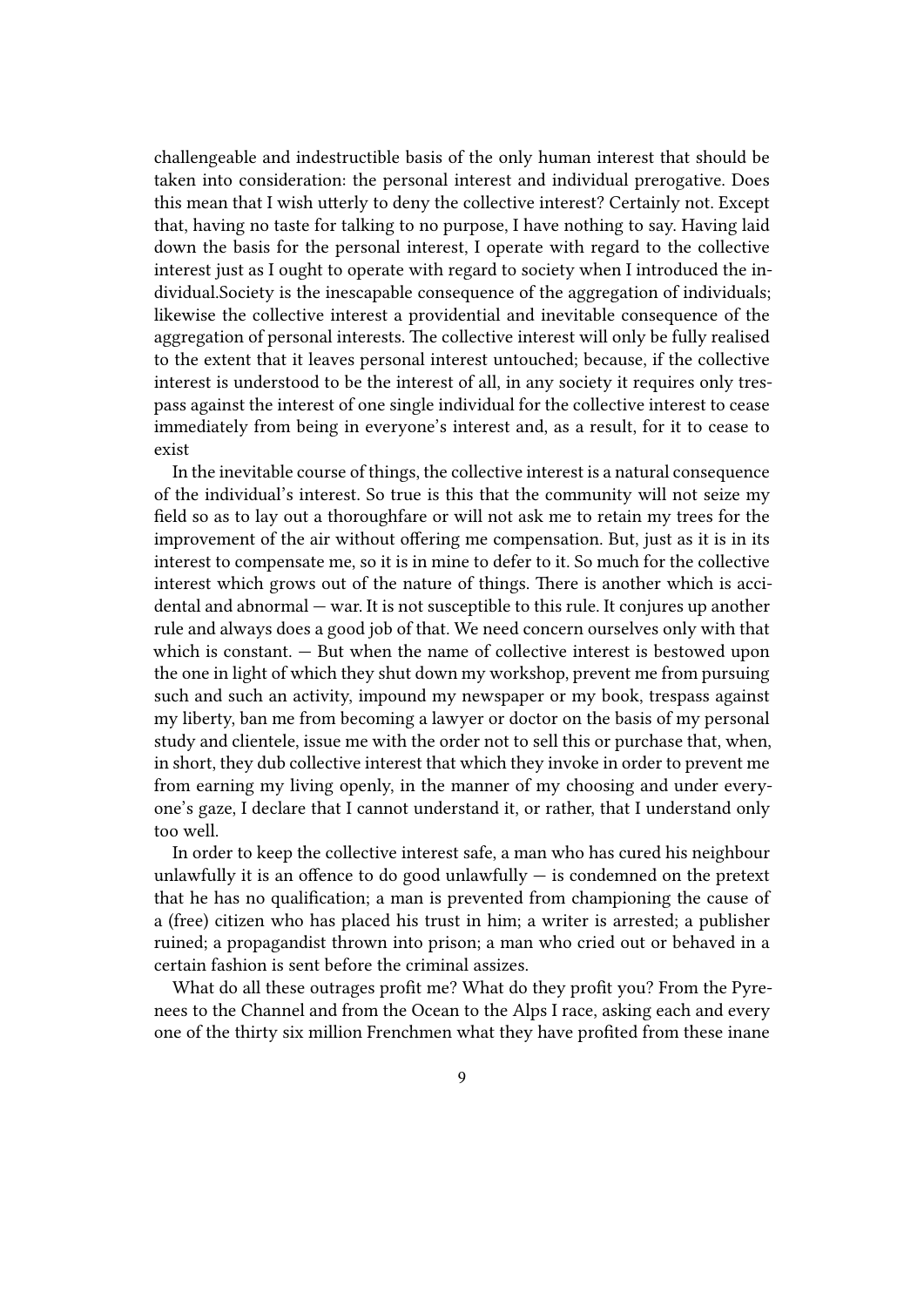challengeable and indestructible basis of the only human interest that should be taken into consideration: the personal interest and individual prerogative. Does this mean that I wish utterly to deny the collective interest? Certainly not. Except that, having no taste for talking to no purpose, I have nothing to say. Having laid down the basis for the personal interest, I operate with regard to the collective interest just as I ought to operate with regard to society when I introduced the individual.Society is the inescapable consequence of the aggregation of individuals; likewise the collective interest a providential and inevitable consequence of the aggregation of personal interests. The collective interest will only be fully realised to the extent that it leaves personal interest untouched; because, if the collective interest is understood to be the interest of all, in any society it requires only trespass against the interest of one single individual for the collective interest to cease immediately from being in everyone's interest and, as a result, for it to cease to exist

In the inevitable course of things, the collective interest is a natural consequence of the individual's interest. So true is this that the community will not seize my field so as to lay out a thoroughfare or will not ask me to retain my trees for the improvement of the air without offering me compensation. But, just as it is in its interest to compensate me, so it is in mine to defer to it. So much for the collective interest which grows out of the nature of things. There is another which is accidental and abnormal — war. It is not susceptible to this rule. It conjures up another rule and always does a good job of that. We need concern ourselves only with that which is constant. — But when the name of collective interest is bestowed upon the one in light of which they shut down my workshop, prevent me from pursuing such and such an activity, impound my newspaper or my book, trespass against my liberty, ban me from becoming a lawyer or doctor on the basis of my personal study and clientele, issue me with the order not to sell this or purchase that, when, in short, they dub collective interest that which they invoke in order to prevent me from earning my living openly, in the manner of my choosing and under everyone's gaze, I declare that I cannot understand it, or rather, that I understand only too well.

In order to keep the collective interest safe, a man who has cured his neighbour unlawfully it is an offence to do good unlawfully — is condemned on the pretext that he has no qualification; a man is prevented from championing the cause of a (free) citizen who has placed his trust in him; a writer is arrested; a publisher ruined; a propagandist thrown into prison; a man who cried out or behaved in a certain fashion is sent before the criminal assizes.

What do all these outrages profit me? What do they profit you? From the Pyrenees to the Channel and from the Ocean to the Alps I race, asking each and every one of the thirty six million Frenchmen what they have profited from these inane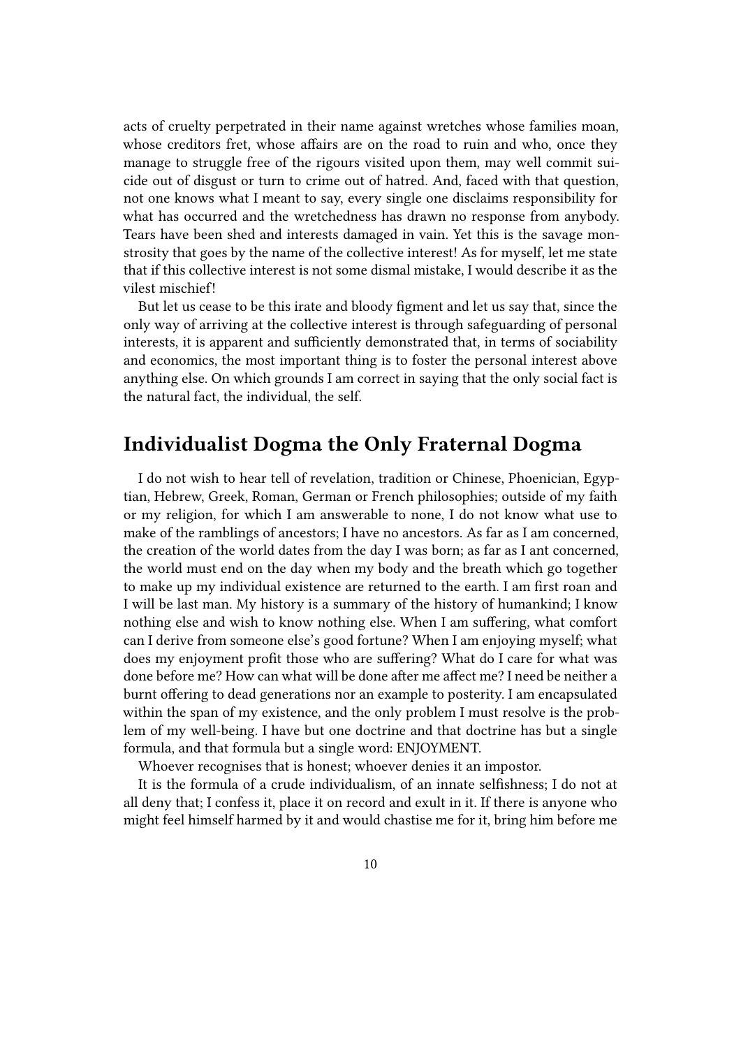acts of cruelty perpetrated in their name against wretches whose families moan, whose creditors fret, whose affairs are on the road to ruin and who, once they manage to struggle free of the rigours visited upon them, may well commit suicide out of disgust or turn to crime out of hatred. And, faced with that question, not one knows what I meant to say, every single one disclaims responsibility for what has occurred and the wretchedness has drawn no response from anybody. Tears have been shed and interests damaged in vain. Yet this is the savage monstrosity that goes by the name of the collective interest! As for myself, let me state that if this collective interest is not some dismal mistake, I would describe it as the vilest mischief!

But let us cease to be this irate and bloody figment and let us say that, since the only way of arriving at the collective interest is through safeguarding of personal interests, it is apparent and sufficiently demonstrated that, in terms of sociability and economics, the most important thing is to foster the personal interest above anything else. On which grounds I am correct in saying that the only social fact is the natural fact, the individual, the self.

## Individualist Dogma the Only Fraternal Dogma

I do not wish to hear tell of revelation, tradition or Chinese, Phoenician, Egyptian, Hebrew, Greek, Roman, German or French philosophies; outside of my faith or my religion, for which I am answerable to none, I do not know what use to make of the ramblings of ancestors; I have no ancestors. As far as I am concerned, the creation of the world dates from the day I was born; as far as I ant concerned, the world must end on the day when my body and the breath which go together to make up my individual existence are returned to the earth. I am first roan and I will be last man. My history is a summary of the history of humankind; I know nothing else and wish to know nothing else. When I am suffering, what comfort can I derive from someone else's good fortune? When I am enjoying myself; what does my enjoyment profit those who are suffering? What do I care for what was done before me? How can what will be done after me affect me? I need be neither a burnt offering to dead generations nor an example to posterity. I am encapsulated within the span of my existence, and the only problem I must resolve is the problem of my well-being. I have but one doctrine and that doctrine has but a single formula, and that formula but a single word: ENJOYMENT.

Whoever recognises that is honest; whoever denies it an impostor.

It is the formula of a crude individualism, of an innate selfishness; I do not at all deny that; I confess it, place it on record and exult in it. If there is anyone who might feel himself harmed by it and would chastise me for it, bring him before me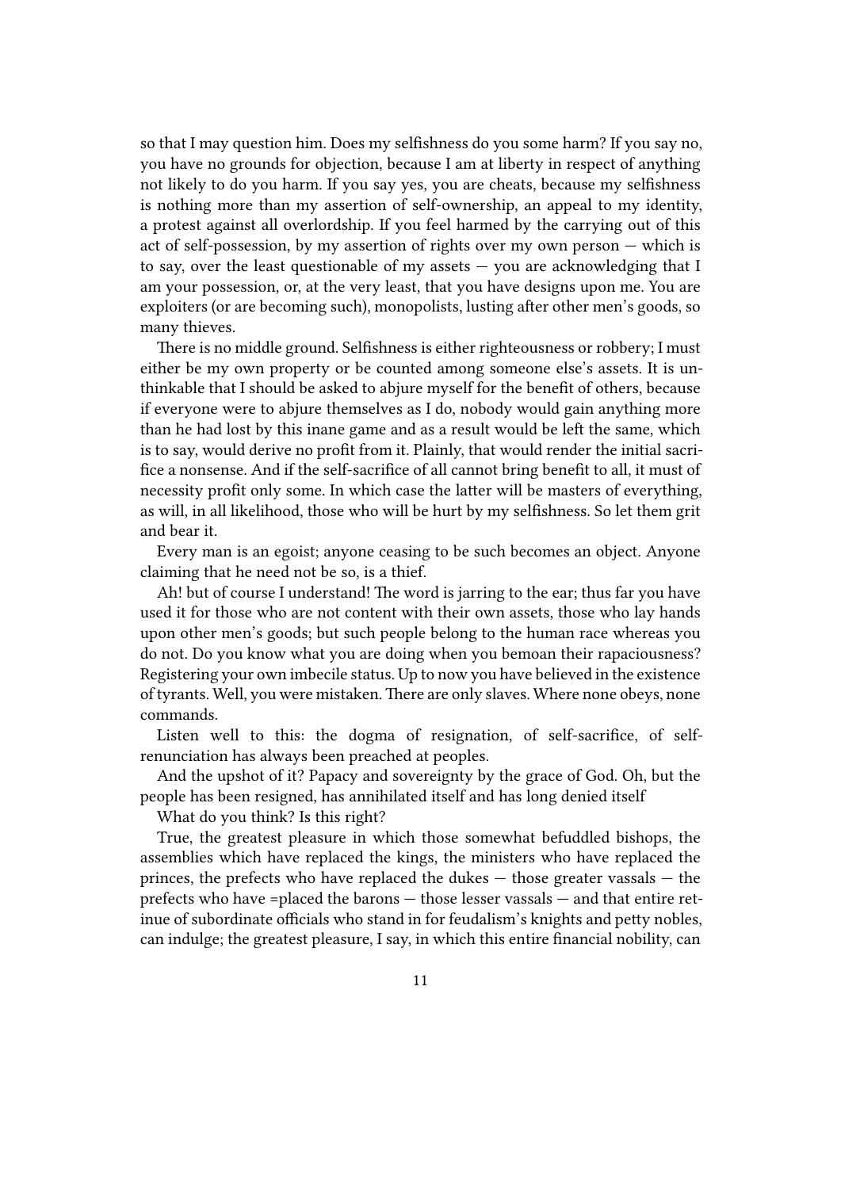so that I may question him. Does my selfishness do you some harm? If you say no, you have no grounds for objection, because I am at liberty in respect of anything not likely to do you harm. If you say yes, you are cheats, because my selfishness is nothing more than my assertion of self-ownership, an appeal to my identity, a protest against all overlordship. If you feel harmed by the carrying out of this act of self-possession, by my assertion of rights over my own person — which is to say, over the least questionable of my assets — you are acknowledging that I am your possession, or, at the very least, that you have designs upon me. You are exploiters (or are becoming such), monopolists, lusting after other men's goods, so many thieves.

There is no middle ground. Selfishness is either righteousness or robbery; I must either be my own property or be counted among someone else's assets. It is unthinkable that I should be asked to abjure myself for the benefit of others, because if everyone were to abjure themselves as I do, nobody would gain anything more than he had lost by this inane game and as a result would be left the same, which is to say, would derive no profit from it. Plainly, that would render the initial sacrifice a nonsense. And if the self-sacrifice of all cannot bring benefit to all, it must of necessity profit only some. In which case the latter will be masters of everything, as will, in all likelihood, those who will be hurt by my selfishness. So let them grit and bear it.

Every man is an egoist; anyone ceasing to be such becomes an object. Anyone claiming that he need not be so, is a thief.

Ah! but of course I understand! The word is jarring to the ear; thus far you have used it for those who are not content with their own assets, those who lay hands upon other men's goods; but such people belong to the human race whereas you do not. Do you know what you are doing when you bemoan their rapaciousness? Registering your own imbecile status. Up to now you have believed in the existence of tyrants. Well, you were mistaken. There are only slaves. Where none obeys, none commands.

Listen well to this: the dogma of resignation, of self-sacrifice, of self-renunciation has always been preached at peoples.

And the upshot of it? Papacy and sovereignty by the grace of God. Oh, but the people has been resigned, has annihilated itself and has long denied itself

What do you think? Is this right?

True, the greatest pleasure in which those somewhat befuddled bishops, the assemblies which have replaced the kings, the ministers who have replaced the princes, the prefects who have replaced the dukes — those greater vassals — the prefects who have =placed the barons — those lesser vassals — and that entire retinue of subordinate officials who stand in for feudalism's knights and petty nobles, can indulge; the greatest pleasure, I say, in which this entire financial nobility, can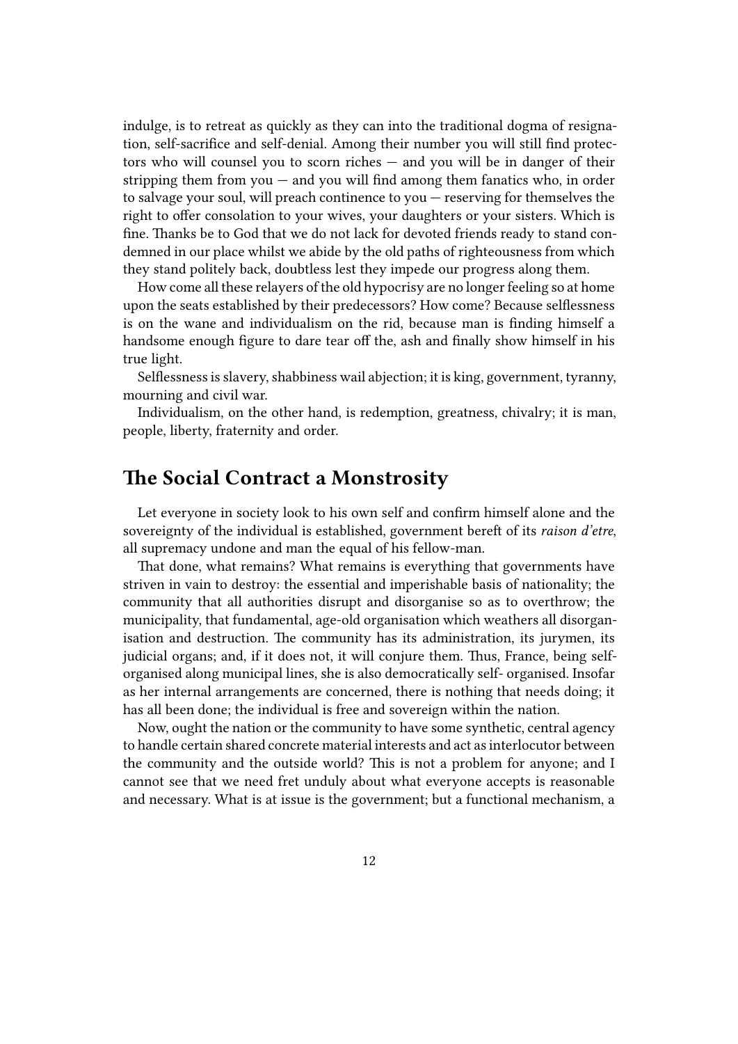indulge, is to retreat as quickly as they can into the traditional dogma of resignation, self-sacrifice and self-denial. Among their number you will still find protectors who will counsel you to scorn riches — and you will be in danger of their stripping them from you — and you will find among them fanatics who, in order to salvage your soul, will preach continence to you — reserving for themselves the right to offer consolation to your wives, your daughters or your sisters. Which is fine. Thanks be to God that we do not lack for devoted friends ready to stand condemned in our place whilst we abide by the old paths of righteousness from which they stand politely back, doubtless lest they impede our progress along them.

How come all these relayers of the old hypocrisy are no longer feeling so at home upon the seats established by their predecessors? How come? Because selflessness is on the wane and individualism on the rid, because man is finding himself a handsome enough figure to dare tear off the, ash and finally show himself in his true light.

Selflessness is slavery, shabbiness wail abjection; it is king, government, tyranny, mourning and civil war.

Individualism, on the other hand, is redemption, greatness, chivalry; it is man, people, liberty, fraternity and order.

## The Social Contract a Monstrosity

Let everyone in society look to his own self and confirm himself alone and the sovereignty of the individual is established, government bereft of its *raison d'etre*, all supremacy undone and man the equal of his fellow-man.

That done, what remains? What remains is everything that governments have striven in vain to destroy: the essential and imperishable basis of nationality; the community that all authorities disrupt and disorganise so as to overthrow; the municipality, that fundamental, age-old organisation which weathers all disorganisation and destruction. The community has its administration, its jurymen, its judicial organs; and, if it does not, it will conjure them. Thus, France, being self-organised along municipal lines, she is also democratically self- organised. Insofar as her internal arrangements are concerned, there is nothing that needs doing; it has all been done; the individual is free and sovereign within the nation.

Now, ought the nation or the community to have some synthetic, central agency to handle certain shared concrete material interests and act as interlocutor between the community and the outside world? This is not a problem for anyone; and I cannot see that we need fret unduly about what everyone accepts is reasonable and necessary. What is at issue is the government; but a functional mechanism, a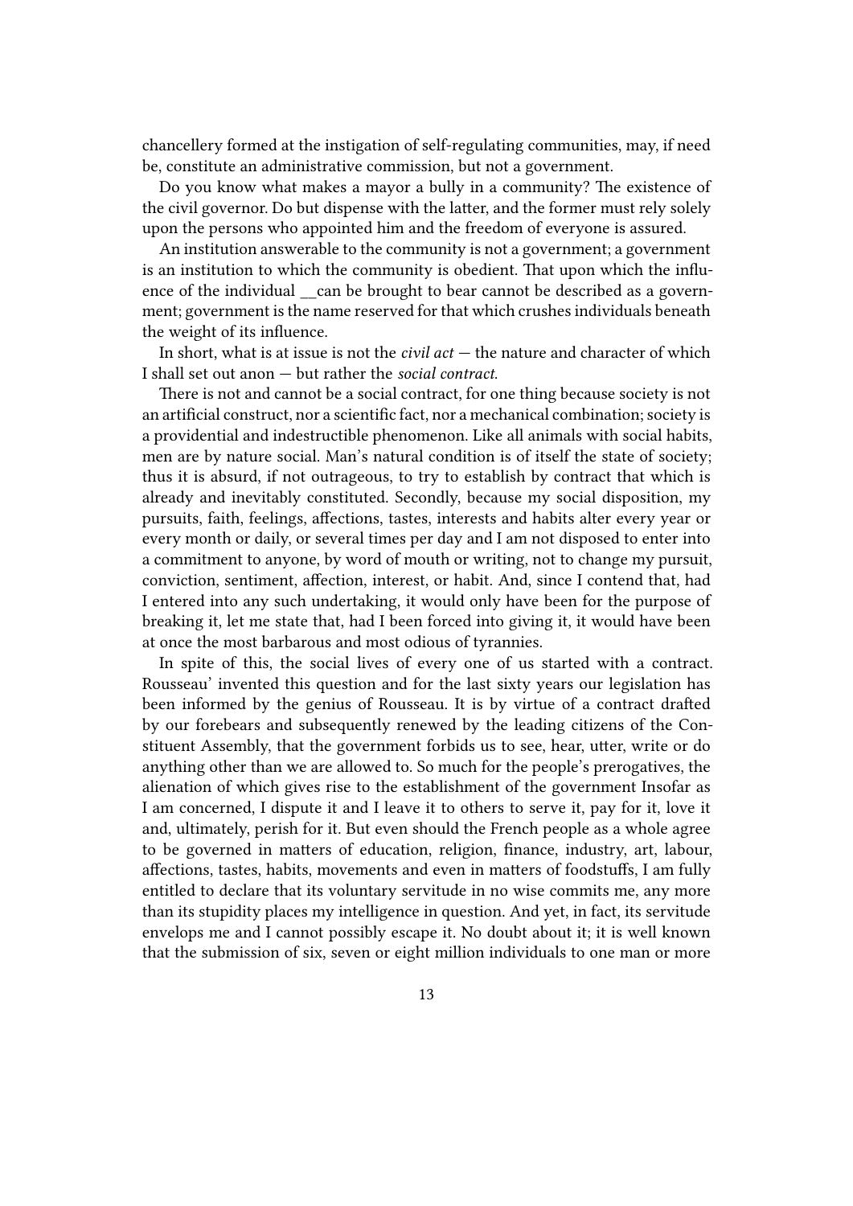chancellery formed at the instigation of self-regulating communities, may, if need be, constitute an administrative commission, but not a government.

Do you know what makes a mayor a bully in a community? The existence of the civil governor. Do but dispense with the latter, and the former must rely solely upon the persons who appointed him and the freedom of everyone is assured.

An institution answerable to the community is not a government; a government is an institution to which the community is obedient. That upon which the influence of the individual __can be brought to bear cannot be described as a government; government is the name reserved for that which crushes individuals beneath the weight of its influence.

In short, what is at issue is not the *civil act* — the nature and character of which I shall set out anon — but rather the *social contract.*

There is not and cannot be a social contract, for one thing because society is not an artificial construct, nor a scientific fact, nor a mechanical combination; society is a providential and indestructible phenomenon. Like all animals with social habits, men are by nature social. Man's natural condition is of itself the state of society; thus it is absurd, if not outrageous, to try to establish by contract that which is already and inevitably constituted. Secondly, because my social disposition, my pursuits, faith, feelings, affections, tastes, interests and habits alter every year or every month or daily, or several times per day and I am not disposed to enter into a commitment to anyone, by word of mouth or writing, not to change my pursuit, conviction, sentiment, affection, interest, or habit. And, since I contend that, had I entered into any such undertaking, it would only have been for the purpose of breaking it, let me state that, had I been forced into giving it, it would have been at once the most barbarous and most odious of tyrannies.

In spite of this, the social lives of every one of us started with a contract. Rousseau' invented this question and for the last sixty years our legislation has been informed by the genius of Rousseau. It is by virtue of a contract drafted by our forebears and subsequently renewed by the leading citizens of the Constituent Assembly, that the government forbids us to see, hear, utter, write or do anything other than we are allowed to. So much for the people's prerogatives, the alienation of which gives rise to the establishment of the government Insofar as I am concerned, I dispute it and I leave it to others to serve it, pay for it, love it and, ultimately, perish for it. But even should the French people as a whole agree to be governed in matters of education, religion, finance, industry, art, labour, affections, tastes, habits, movements and even in matters of foodstuffs, I am fully entitled to declare that its voluntary servitude in no wise commits me, any more than its stupidity places my intelligence in question. And yet, in fact, its servitude envelops me and I cannot possibly escape it. No doubt about it; it is well known that the submission of six, seven or eight million individuals to one man or more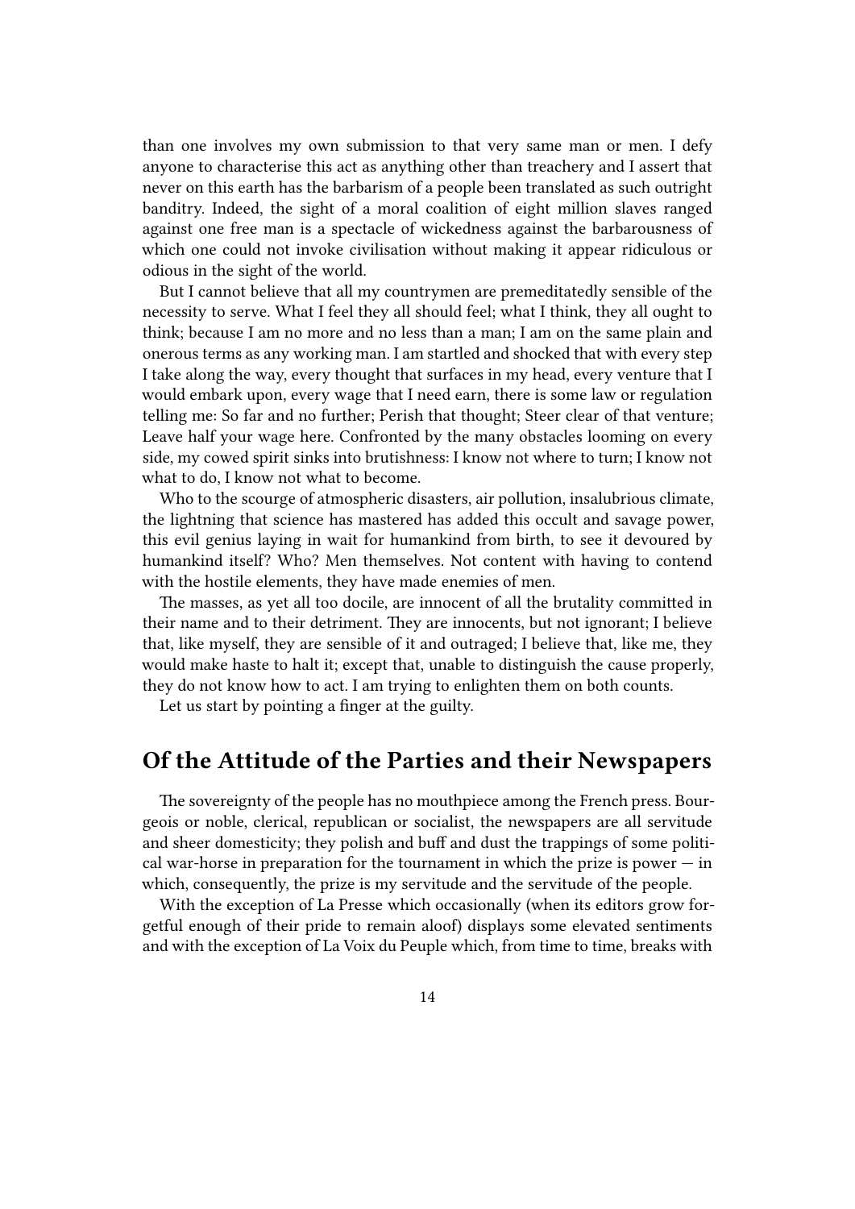than one involves my own submission to that very same man or men. I defy anyone to characterise this act as anything other than treachery and I assert that never on this earth has the barbarism of a people been translated as such outright banditry. Indeed, the sight of a moral coalition of eight million slaves ranged against one free man is a spectacle of wickedness against the barbarousness of which one could not invoke civilisation without making it appear ridiculous or odious in the sight of the world.

But I cannot believe that all my countrymen are premeditatedly sensible of the necessity to serve. What I feel they all should feel; what I think, they all ought to think; because I am no more and no less than a man; I am on the same plain and onerous terms as any working man. I am startled and shocked that with every step I take along the way, every thought that surfaces in my head, every venture that I would embark upon, every wage that I need earn, there is some law or regulation telling me: So far and no further; Perish that thought; Steer clear of that venture; Leave half your wage here. Confronted by the many obstacles looming on every side, my cowed spirit sinks into brutishness: I know not where to turn; I know not what to do, I know not what to become.

Who to the scourge of atmospheric disasters, air pollution, insalubrious climate, the lightning that science has mastered has added this occult and savage power, this evil genius laying in wait for humankind from birth, to see it devoured by humankind itself? Who? Men themselves. Not content with having to contend with the hostile elements, they have made enemies of men.

The masses, as yet all too docile, are innocent of all the brutality committed in their name and to their detriment. They are innocents, but not ignorant; I believe that, like myself, they are sensible of it and outraged; I believe that, like me, they would make haste to halt it; except that, unable to distinguish the cause properly, they do not know how to act. I am trying to enlighten them on both counts.

Let us start by pointing a finger at the guilty.

## Of the Attitude of the Parties and their Newspapers

The sovereignty of the people has no mouthpiece among the French press. Bourgeois or noble, clerical, republican or socialist, the newspapers are all servitude and sheer domesticity; they polish and buff and dust the trappings of some political war-horse in preparation for the tournament in which the prize is power — in which, consequently, the prize is my servitude and the servitude of the people.

With the exception of La Presse which occasionally (when its editors grow forgetful enough of their pride to remain aloof) displays some elevated sentiments and with the exception of La Voix du Peuple which, from time to time, breaks with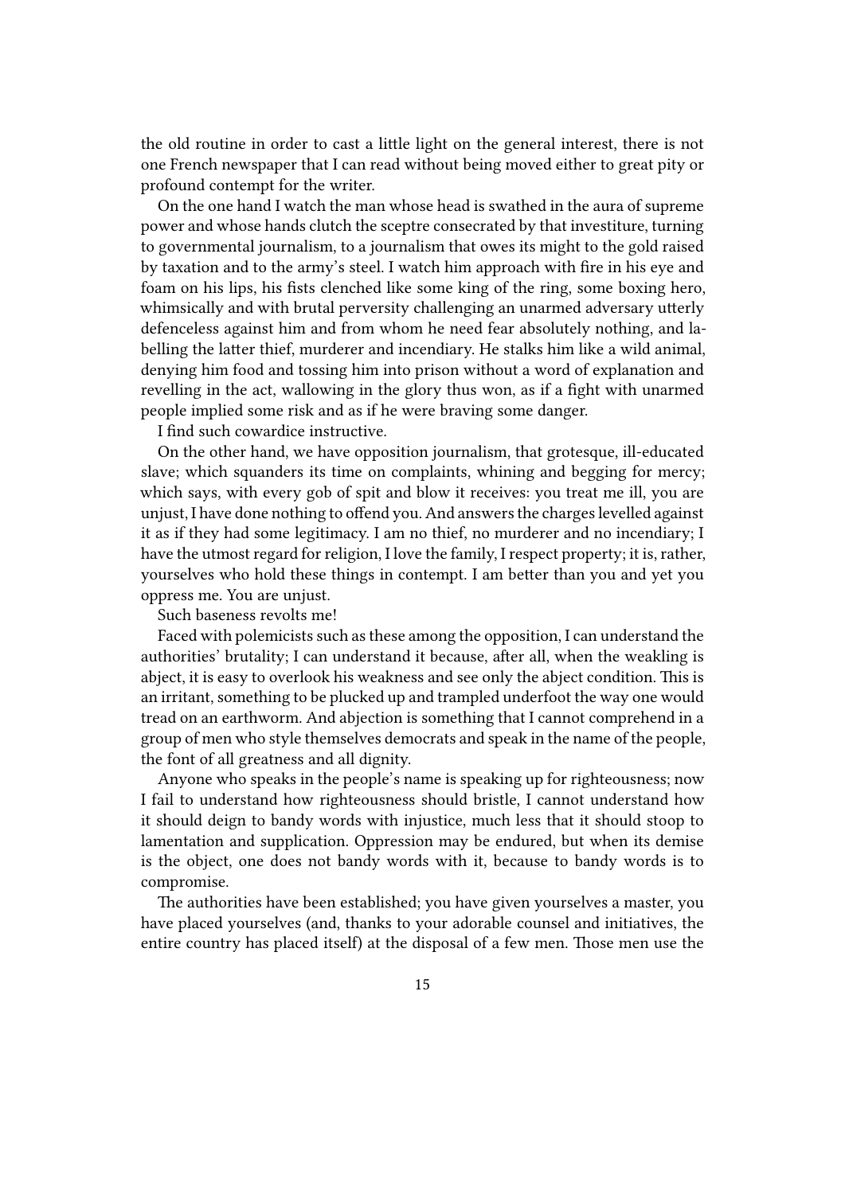the old routine in order to cast a little light on the general interest, there is not one French newspaper that I can read without being moved either to great pity or profound contempt for the writer.

On the one hand I watch the man whose head is swathed in the aura of supreme power and whose hands clutch the sceptre consecrated by that investiture, turning to governmental journalism, to a journalism that owes its might to the gold raised by taxation and to the army's steel. I watch him approach with fire in his eye and foam on his lips, his fists clenched like some king of the ring, some boxing hero, whimsically and with brutal perversity challenging an unarmed adversary utterly defenceless against him and from whom he need fear absolutely nothing, and labelling the latter thief, murderer and incendiary. He stalks him like a wild animal, denying him food and tossing him into prison without a word of explanation and revelling in the act, wallowing in the glory thus won, as if a fight with unarmed people implied some risk and as if he were braving some danger.

I find such cowardice instructive.

On the other hand, we have opposition journalism, that grotesque, ill-educated slave; which squanders its time on complaints, whining and begging for mercy; which says, with every gob of spit and blow it receives: you treat me ill, you are unjust, I have done nothing to offend you. And answers the charges levelled against it as if they had some legitimacy. I am no thief, no murderer and no incendiary; I have the utmost regard for religion, I love the family, I respect property; it is, rather, yourselves who hold these things in contempt. I am better than you and yet you oppress me. You are unjust.

Such baseness revolts me!

Faced with polemicists such as these among the opposition, I can understand the authorities' brutality; I can understand it because, after all, when the weakling is abject, it is easy to overlook his weakness and see only the abject condition. This is an irritant, something to be plucked up and trampled underfoot the way one would tread on an earthworm. And abjection is something that I cannot comprehend in a group of men who style themselves democrats and speak in the name of the people, the font of all greatness and all dignity.

Anyone who speaks in the people's name is speaking up for righteousness; now I fail to understand how righteousness should bristle, I cannot understand how it should deign to bandy words with injustice, much less that it should stoop to lamentation and supplication. Oppression may be endured, but when its demise is the object, one does not bandy words with it, because to bandy words is to compromise.

The authorities have been established; you have given yourselves a master, you have placed yourselves (and, thanks to your adorable counsel and initiatives, the entire country has placed itself) at the disposal of a few men. Those men use the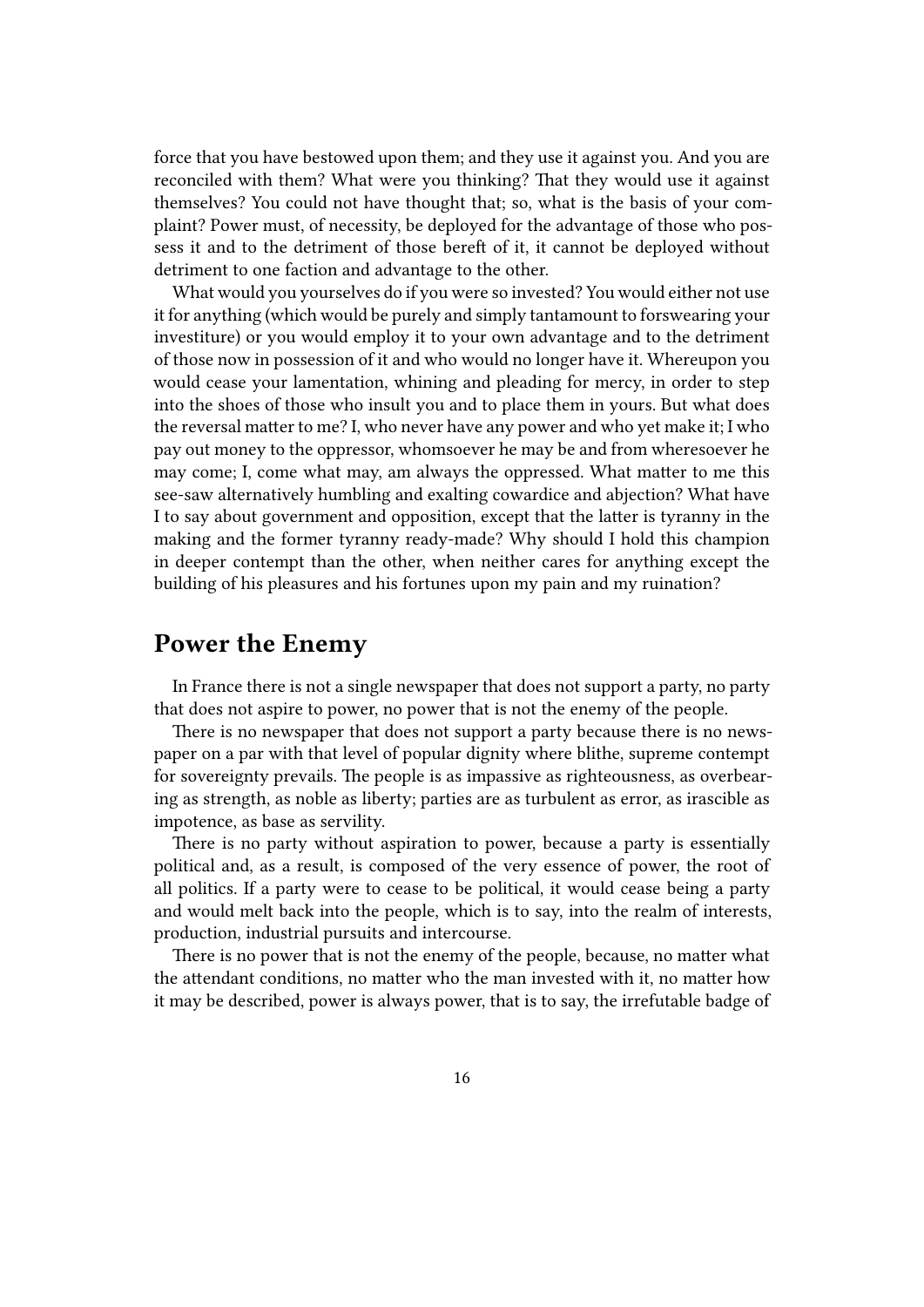force that you have bestowed upon them; and they use it against you. And you are reconciled with them? What were you thinking? That they would use it against themselves? You could not have thought that; so, what is the basis of your complaint? Power must, of necessity, be deployed for the advantage of those who possess it and to the detriment of those bereft of it, it cannot be deployed without detriment to one faction and advantage to the other.

What would you yourselves do if you were so invested? You would either not use it for anything (which would be purely and simply tantamount to forswearing your investiture) or you would employ it to your own advantage and to the detriment of those now in possession of it and who would no longer have it. Whereupon you would cease your lamentation, whining and pleading for mercy, in order to step into the shoes of those who insult you and to place them in yours. But what does the reversal matter to me? I, who never have any power and who yet make it; I who pay out money to the oppressor, whomsoever he may be and from wheresoever he may come; I, come what may, am always the oppressed. What matter to me this see-saw alternatively humbling and exalting cowardice and abjection? What have I to say about government and opposition, except that the latter is tyranny in the making and the former tyranny ready-made? Why should I hold this champion in deeper contempt than the other, when neither cares for anything except the building of his pleasures and his fortunes upon my pain and my ruination?

## Power the Enemy

In France there is not a single newspaper that does not support a party, no party that does not aspire to power, no power that is not the enemy of the people.

There is no newspaper that does not support a party because there is no newspaper on a par with that level of popular dignity where blithe, supreme contempt for sovereignty prevails. The people is as impassive as righteousness, as overbearing as strength, as noble as liberty; parties are as turbulent as error, as irascible as impotence, as base as servility.

There is no party without aspiration to power, because a party is essentially political and, as a result, is composed of the very essence of power, the root of all politics. If a party were to cease to be political, it would cease being a party and would melt back into the people, which is to say, into the realm of interests, production, industrial pursuits and intercourse.

There is no power that is not the enemy of the people, because, no matter what the attendant conditions, no matter who the man invested with it, no matter how it may be described, power is always power, that is to say, the irrefutable badge of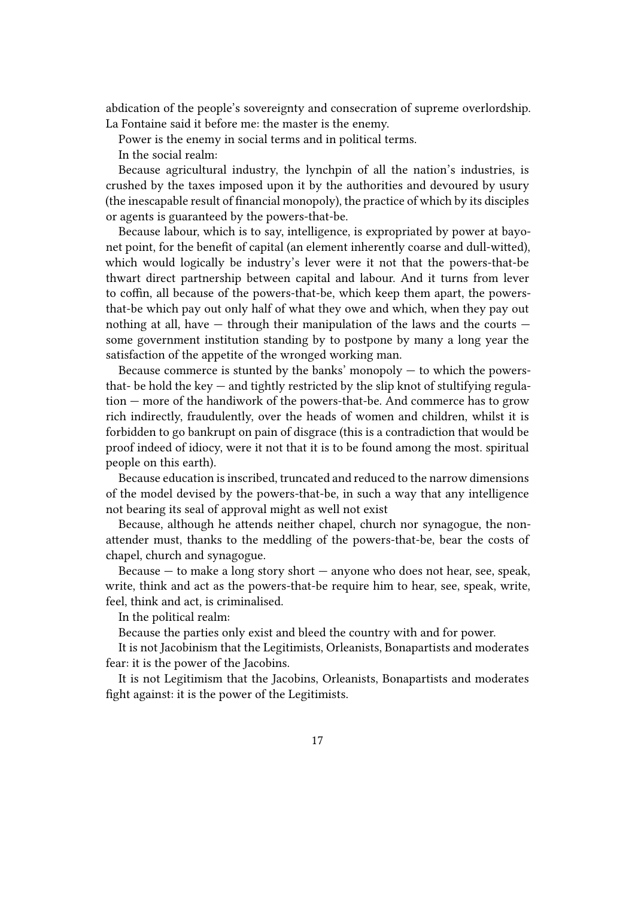abdication of the people's sovereignty and consecration of supreme overlordship. La Fontaine said it before me: the master is the enemy.

Power is the enemy in social terms and in political terms.

In the social realm:

Because agricultural industry, the lynchpin of all the nation's industries, is crushed by the taxes imposed upon it by the authorities and devoured by usury (the inescapable result of financial monopoly), the practice of which by its disciples or agents is guaranteed by the powers-that-be.

Because labour, which is to say, intelligence, is expropriated by power at bayonet point, for the benefit of capital (an element inherently coarse and dull-witted), which would logically be industry's lever were it not that the powers-that-be thwart direct partnership between capital and labour. And it turns from lever to coffin, all because of the powers-that-be, which keep them apart, the powers-that-be which pay out only half of what they owe and which, when they pay out nothing at all, have — through their manipulation of the laws and the courts — some government institution standing by to postpone by many a long year the satisfaction of the appetite of the wronged working man.

Because commerce is stunted by the banks' monopoly — to which the powers-that- be hold the key — and tightly restricted by the slip knot of stultifying regulation — more of the handiwork of the powers-that-be. And commerce has to grow rich indirectly, fraudulently, over the heads of women and children, whilst it is forbidden to go bankrupt on pain of disgrace (this is a contradiction that would be proof indeed of idiocy, were it not that it is to be found among the most. spiritual people on this earth).

Because education is inscribed, truncated and reduced to the narrow dimensions of the model devised by the powers-that-be, in such a way that any intelligence not bearing its seal of approval might as well not exist

Because, although he attends neither chapel, church nor synagogue, the non-attender must, thanks to the meddling of the powers-that-be, bear the costs of chapel, church and synagogue.

Because — to make a long story short — anyone who does not hear, see, speak, write, think and act as the powers-that-be require him to hear, see, speak, write, feel, think and act, is criminalised.

In the political realm:

Because the parties only exist and bleed the country with and for power.

It is not Jacobinism that the Legitimists, Orleanists, Bonapartists and moderates fear: it is the power of the Jacobins.

It is not Legitimism that the Jacobins, Orleanists, Bonapartists and moderates fight against: it is the power of the Legitimists.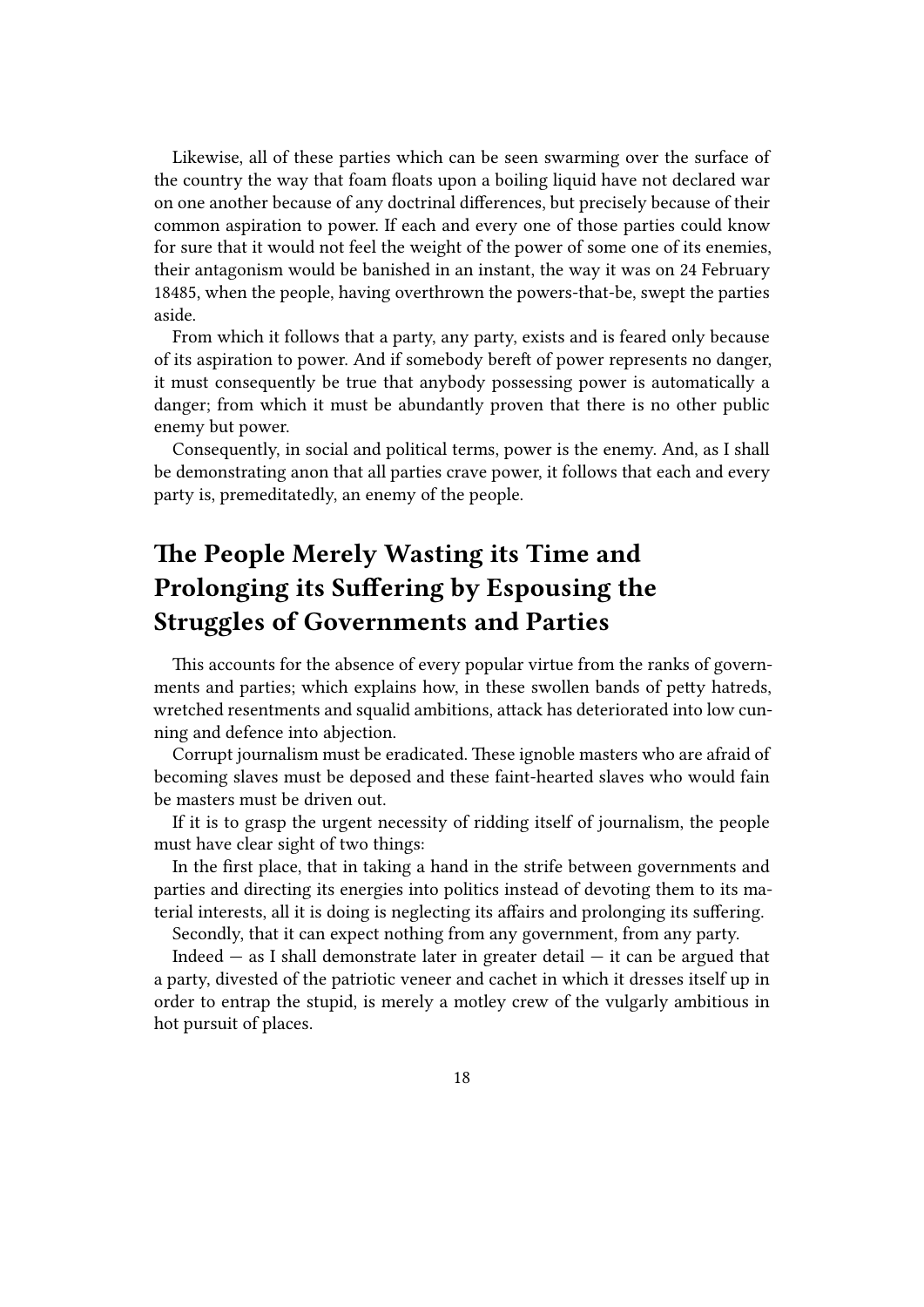Likewise, all of these parties which can be seen swarming over the surface of the country the way that foam floats upon a boiling liquid have not declared war on one another because of any doctrinal differences, but precisely because of their common aspiration to power. If each and every one of those parties could know for sure that it would not feel the weight of the power of some one of its enemies, their antagonism would be banished in an instant, the way it was on 24 February 18485, when the people, having overthrown the powers-that-be, swept the parties aside.

From which it follows that a party, any party, exists and is feared only because of its aspiration to power. And if somebody bereft of power represents no danger, it must consequently be true that anybody possessing power is automatically a danger; from which it must be abundantly proven that there is no other public enemy but power.

Consequently, in social and political terms, power is the enemy. And, as I shall be demonstrating anon that all parties crave power, it follows that each and every party is, premeditatedly, an enemy of the people.

## The People Merely Wasting its Time and Prolonging its Suffering by Espousing the Struggles of Governments and Parties

This accounts for the absence of every popular virtue from the ranks of governments and parties; which explains how, in these swollen bands of petty hatreds, wretched resentments and squalid ambitions, attack has deteriorated into low cunning and defence into abjection.

Corrupt journalism must be eradicated. These ignoble masters who are afraid of becoming slaves must be deposed and these faint-hearted slaves who would fain be masters must be driven out.

If it is to grasp the urgent necessity of ridding itself of journalism, the people must have clear sight of two things:

In the first place, that in taking a hand in the strife between governments and parties and directing its energies into politics instead of devoting them to its material interests, all it is doing is neglecting its affairs and prolonging its suffering.

Secondly, that it can expect nothing from any government, from any party.

Indeed — as I shall demonstrate later in greater detail — it can be argued that a party, divested of the patriotic veneer and cachet in which it dresses itself up in order to entrap the stupid, is merely a motley crew of the vulgarly ambitious in hot pursuit of places.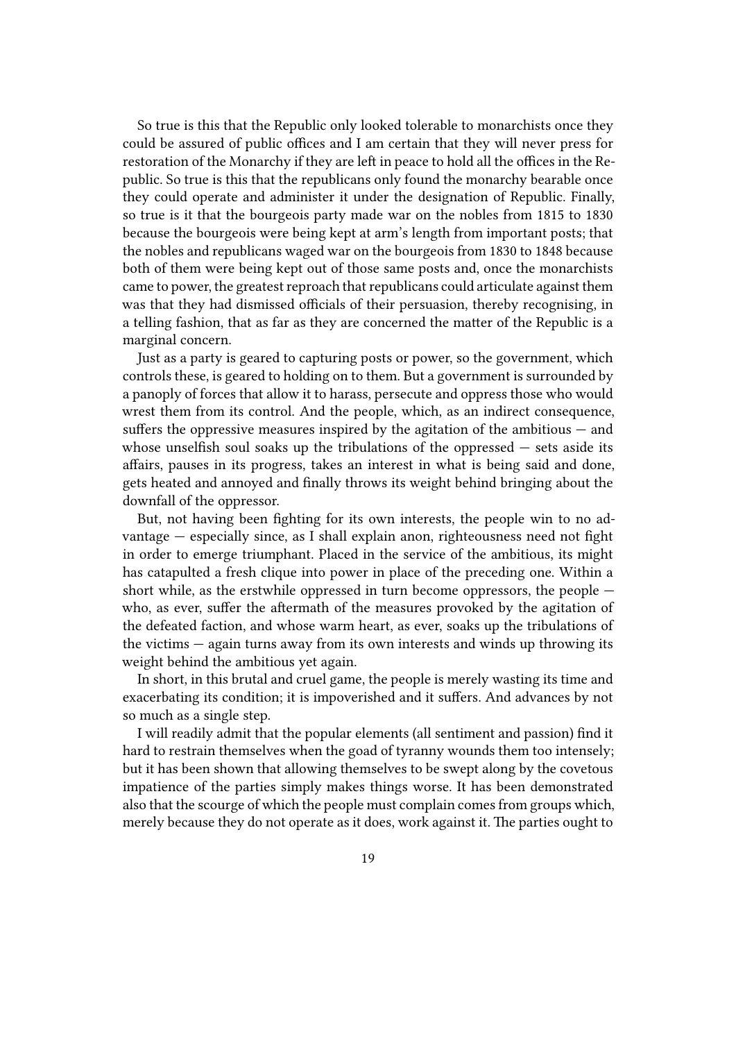So true is this that the Republic only looked tolerable to monarchists once they could be assured of public offices and I am certain that they will never press for restoration of the Monarchy if they are left in peace to hold all the offices in the Republic. So true is this that the republicans only found the monarchy bearable once they could operate and administer it under the designation of Republic. Finally, so true is it that the bourgeois party made war on the nobles from 1815 to 1830 because the bourgeois were being kept at arm's length from important posts; that the nobles and republicans waged war on the bourgeois from 1830 to 1848 because both of them were being kept out of those same posts and, once the monarchists came to power, the greatest reproach that republicans could articulate against them was that they had dismissed officials of their persuasion, thereby recognising, in a telling fashion, that as far as they are concerned the matter of the Republic is a marginal concern.

Just as a party is geared to capturing posts or power, so the government, which controls these, is geared to holding on to them. But a government is surrounded by a panoply of forces that allow it to harass, persecute and oppress those who would wrest them from its control. And the people, which, as an indirect consequence, suffers the oppressive measures inspired by the agitation of the ambitious — and whose unselfish soul soaks up the tribulations of the oppressed — sets aside its affairs, pauses in its progress, takes an interest in what is being said and done, gets heated and annoyed and finally throws its weight behind bringing about the downfall of the oppressor.

But, not having been fighting for its own interests, the people win to no advantage — especially since, as I shall explain anon, righteousness need not fight in order to emerge triumphant. Placed in the service of the ambitious, its might has catapulted a fresh clique into power in place of the preceding one. Within a short while, as the erstwhile oppressed in turn become oppressors, the people — who, as ever, suffer the aftermath of the measures provoked by the agitation of the defeated faction, and whose warm heart, as ever, soaks up the tribulations of the victims — again turns away from its own interests and winds up throwing its weight behind the ambitious yet again.

In short, in this brutal and cruel game, the people is merely wasting its time and exacerbating its condition; it is impoverished and it suffers. And advances by not so much as a single step.

I will readily admit that the popular elements (all sentiment and passion) find it hard to restrain themselves when the goad of tyranny wounds them too intensely; but it has been shown that allowing themselves to be swept along by the covetous impatience of the parties simply makes things worse. It has been demonstrated also that the scourge of which the people must complain comes from groups which, merely because they do not operate as it does, work against it. The parties ought to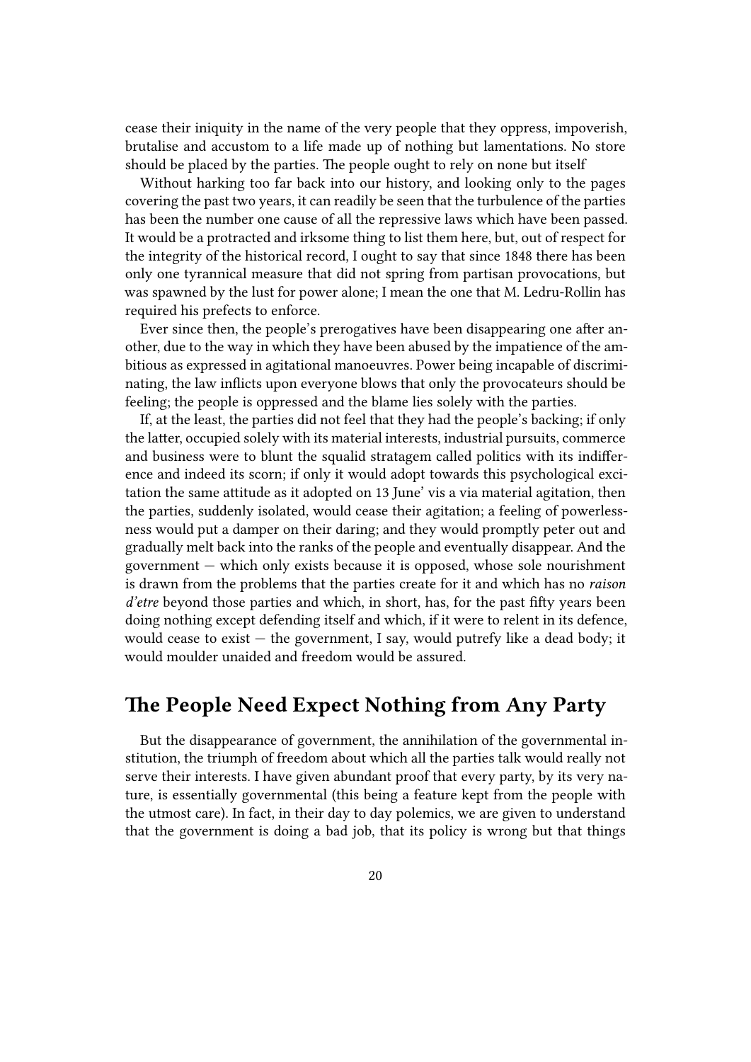cease their iniquity in the name of the very people that they oppress, impoverish, brutalise and accustom to a life made up of nothing but lamentations. No store should be placed by the parties. The people ought to rely on none but itself

Without harking too far back into our history, and looking only to the pages covering the past two years, it can readily be seen that the turbulence of the parties has been the number one cause of all the repressive laws which have been passed. It would be a protracted and irksome thing to list them here, but, out of respect for the integrity of the historical record, I ought to say that since 1848 there has been only one tyrannical measure that did not spring from partisan provocations, but was spawned by the lust for power alone; I mean the one that M. Ledru-Rollin has required his prefects to enforce.

Ever since then, the people's prerogatives have been disappearing one after another, due to the way in which they have been abused by the impatience of the ambitious as expressed in agitational manoeuvres. Power being incapable of discriminating, the law inflicts upon everyone blows that only the provocateurs should be feeling; the people is oppressed and the blame lies solely with the parties.

If, at the least, the parties did not feel that they had the people's backing; if only the latter, occupied solely with its material interests, industrial pursuits, commerce and business were to blunt the squalid stratagem called politics with its indifference and indeed its scorn; if only it would adopt towards this psychological excitation the same attitude as it adopted on 13 June' vis a via material agitation, then the parties, suddenly isolated, would cease their agitation; a feeling of powerlessness would put a damper on their daring; and they would promptly peter out and gradually melt back into the ranks of the people and eventually disappear. And the government — which only exists because it is opposed, whose sole nourishment is drawn from the problems that the parties create for it and which has no *raison d'etre* beyond those parties and which, in short, has, for the past fifty years been doing nothing except defending itself and which, if it were to relent in its defence, would cease to exist — the government, I say, would putrefy like a dead body; it would moulder unaided and freedom would be assured.

## The People Need Expect Nothing from Any Party

But the disappearance of government, the annihilation of the governmental institution, the triumph of freedom about which all the parties talk would really not serve their interests. I have given abundant proof that every party, by its very nature, is essentially governmental (this being a feature kept from the people with the utmost care). In fact, in their day to day polemics, we are given to understand that the government is doing a bad job, that its policy is wrong but that things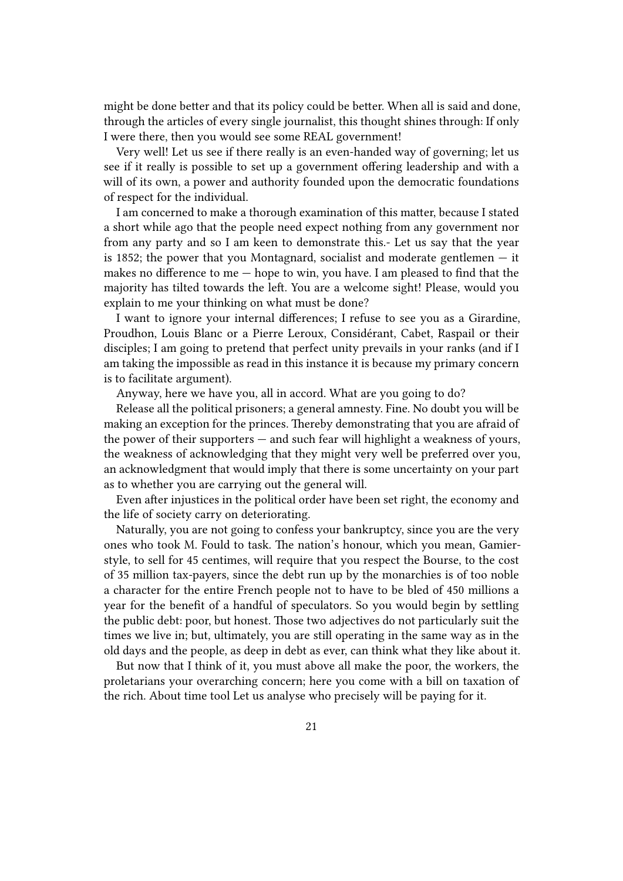might be done better and that its policy could be better. When all is said and done, through the articles of every single journalist, this thought shines through: If only I were there, then you would see some REAL government!

Very well! Let us see if there really is an even-handed way of governing; let us see if it really is possible to set up a government offering leadership and with a will of its own, a power and authority founded upon the democratic foundations of respect for the individual.

I am concerned to make a thorough examination of this matter, because I stated a short while ago that the people need expect nothing from any government nor from any party and so I am keen to demonstrate this.- Let us say that the year is 1852; the power that you Montagnard, socialist and moderate gentlemen — it makes no difference to me — hope to win, you have. I am pleased to find that the majority has tilted towards the left. You are a welcome sight! Please, would you explain to me your thinking on what must be done?

I want to ignore your internal differences; I refuse to see you as a Girardine, Proudhon, Louis Blanc or a Pierre Leroux, Considérant, Cabet, Raspail or their disciples; I am going to pretend that perfect unity prevails in your ranks (and if I am taking the impossible as read in this instance it is because my primary concern is to facilitate argument).

Anyway, here we have you, all in accord. What are you going to do?

Release all the political prisoners; a general amnesty. Fine. No doubt you will be making an exception for the princes. Thereby demonstrating that you are afraid of the power of their supporters — and such fear will highlight a weakness of yours, the weakness of acknowledging that they might very well be preferred over you, an acknowledgment that would imply that there is some uncertainty on your part as to whether you are carrying out the general will.

Even after injustices in the political order have been set right, the economy and the life of society carry on deteriorating.

Naturally, you are not going to confess your bankruptcy, since you are the very ones who took M. Fould to task. The nation's honour, which you mean, Gamier-style, to sell for 45 centimes, will require that you respect the Bourse, to the cost of 35 million tax-payers, since the debt run up by the monarchies is of too noble a character for the entire French people not to have to be bled of 450 millions a year for the benefit of a handful of speculators. So you would begin by settling the public debt: poor, but honest. Those two adjectives do not particularly suit the times we live in; but, ultimately, you are still operating in the same way as in the old days and the people, as deep in debt as ever, can think what they like about it.

But now that I think of it, you must above all make the poor, the workers, the proletarians your overarching concern; here you come with a bill on taxation of the rich. About time tool Let us analyse who precisely will be paying for it.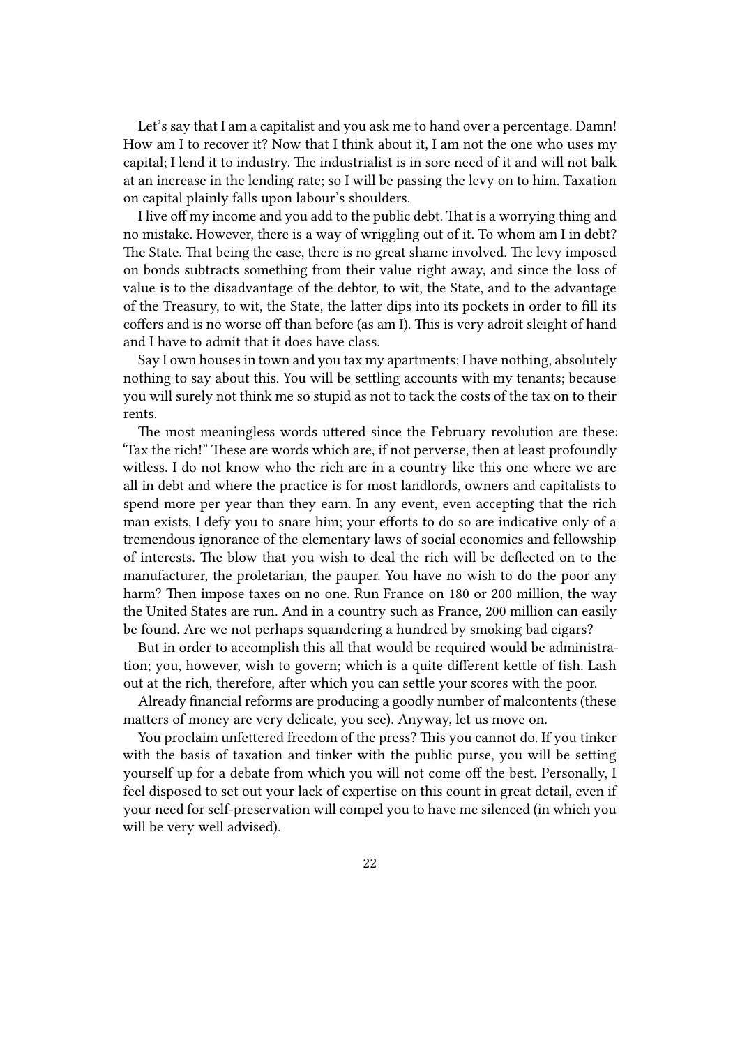Let's say that I am a capitalist and you ask me to hand over a percentage. Damn! How am I to recover it? Now that I think about it, I am not the one who uses my capital; I lend it to industry. The industrialist is in sore need of it and will not balk at an increase in the lending rate; so I will be passing the levy on to him. Taxation on capital plainly falls upon labour's shoulders.

I live off my income and you add to the public debt. That is a worrying thing and no mistake. However, there is a way of wriggling out of it. To whom am I in debt? The State. That being the case, there is no great shame involved. The levy imposed on bonds subtracts something from their value right away, and since the loss of value is to the disadvantage of the debtor, to wit, the State, and to the advantage of the Treasury, to wit, the State, the latter dips into its pockets in order to fill its coffers and is no worse off than before (as am I). This is very adroit sleight of hand and I have to admit that it does have class.

Say I own houses in town and you tax my apartments; I have nothing, absolutely nothing to say about this. You will be settling accounts with my tenants; because you will surely not think me so stupid as not to tack the costs of the tax on to their rents.

The most meaningless words uttered since the February revolution are these: 'Tax the rich!" These are words which are, if not perverse, then at least profoundly witless. I do not know who the rich are in a country like this one where we are all in debt and where the practice is for most landlords, owners and capitalists to spend more per year than they earn. In any event, even accepting that the rich man exists, I defy you to snare him; your efforts to do so are indicative only of a tremendous ignorance of the elementary laws of social economics and fellowship of interests. The blow that you wish to deal the rich will be deflected on to the manufacturer, the proletarian, the pauper. You have no wish to do the poor any harm? Then impose taxes on no one. Run France on 180 or 200 million, the way the United States are run. And in a country such as France, 200 million can easily be found. Are we not perhaps squandering a hundred by smoking bad cigars?

But in order to accomplish this all that would be required would be administration; you, however, wish to govern; which is a quite different kettle of fish. Lash out at the rich, therefore, after which you can settle your scores with the poor.

Already financial reforms are producing a goodly number of malcontents (these matters of money are very delicate, you see). Anyway, let us move on.

You proclaim unfettered freedom of the press? This you cannot do. If you tinker with the basis of taxation and tinker with the public purse, you will be setting yourself up for a debate from which you will not come off the best. Personally, I feel disposed to set out your lack of expertise on this count in great detail, even if your need for self-preservation will compel you to have me silenced (in which you will be very well advised).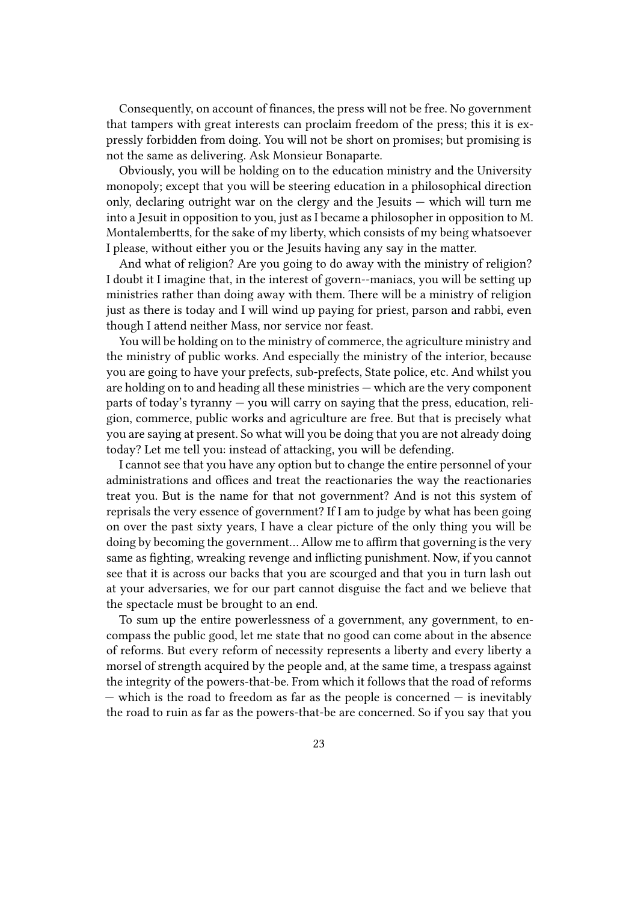Consequently, on account of finances, the press will not be free. No government that tampers with great interests can proclaim freedom of the press; this it is expressly forbidden from doing. You will not be short on promises; but promising is not the same as delivering. Ask Monsieur Bonaparte.

Obviously, you will be holding on to the education ministry and the University monopoly; except that you will be steering education in a philosophical direction only, declaring outright war on the clergy and the Jesuits — which will turn me into a Jesuit in opposition to you, just as I became a philosopher in opposition to M. Montalembertts, for the sake of my liberty, which consists of my being whatsoever I please, without either you or the Jesuits having any say in the matter.

And what of religion? Are you going to do away with the ministry of religion? I doubt it I imagine that, in the interest of govern--maniacs, you will be setting up ministries rather than doing away with them. There will be a ministry of religion just as there is today and I will wind up paying for priest, parson and rabbi, even though I attend neither Mass, nor service nor feast.

You will be holding on to the ministry of commerce, the agriculture ministry and the ministry of public works. And especially the ministry of the interior, because you are going to have your prefects, sub-prefects, State police, etc. And whilst you are holding on to and heading all these ministries — which are the very component parts of today's tyranny — you will carry on saying that the press, education, religion, commerce, public works and agriculture are free. But that is precisely what you are saying at present. So what will you be doing that you are not already doing today? Let me tell you: instead of attacking, you will be defending.

I cannot see that you have any option but to change the entire personnel of your administrations and offices and treat the reactionaries the way the reactionaries treat you. But is the name for that not government? And is not this system of reprisals the very essence of government? If I am to judge by what has been going on over the past sixty years, I have a clear picture of the only thing you will be doing by becoming the government… Allow me to affirm that governing is the very same as fighting, wreaking revenge and inflicting punishment. Now, if you cannot see that it is across our backs that you are scourged and that you in turn lash out at your adversaries, we for our part cannot disguise the fact and we believe that the spectacle must be brought to an end.

To sum up the entire powerlessness of a government, any government, to encompass the public good, let me state that no good can come about in the absence of reforms. But every reform of necessity represents a liberty and every liberty a morsel of strength acquired by the people and, at the same time, a trespass against the integrity of the powers-that-be. From which it follows that the road of reforms — which is the road to freedom as far as the people is concerned — is inevitably the road to ruin as far as the powers-that-be are concerned. So if you say that you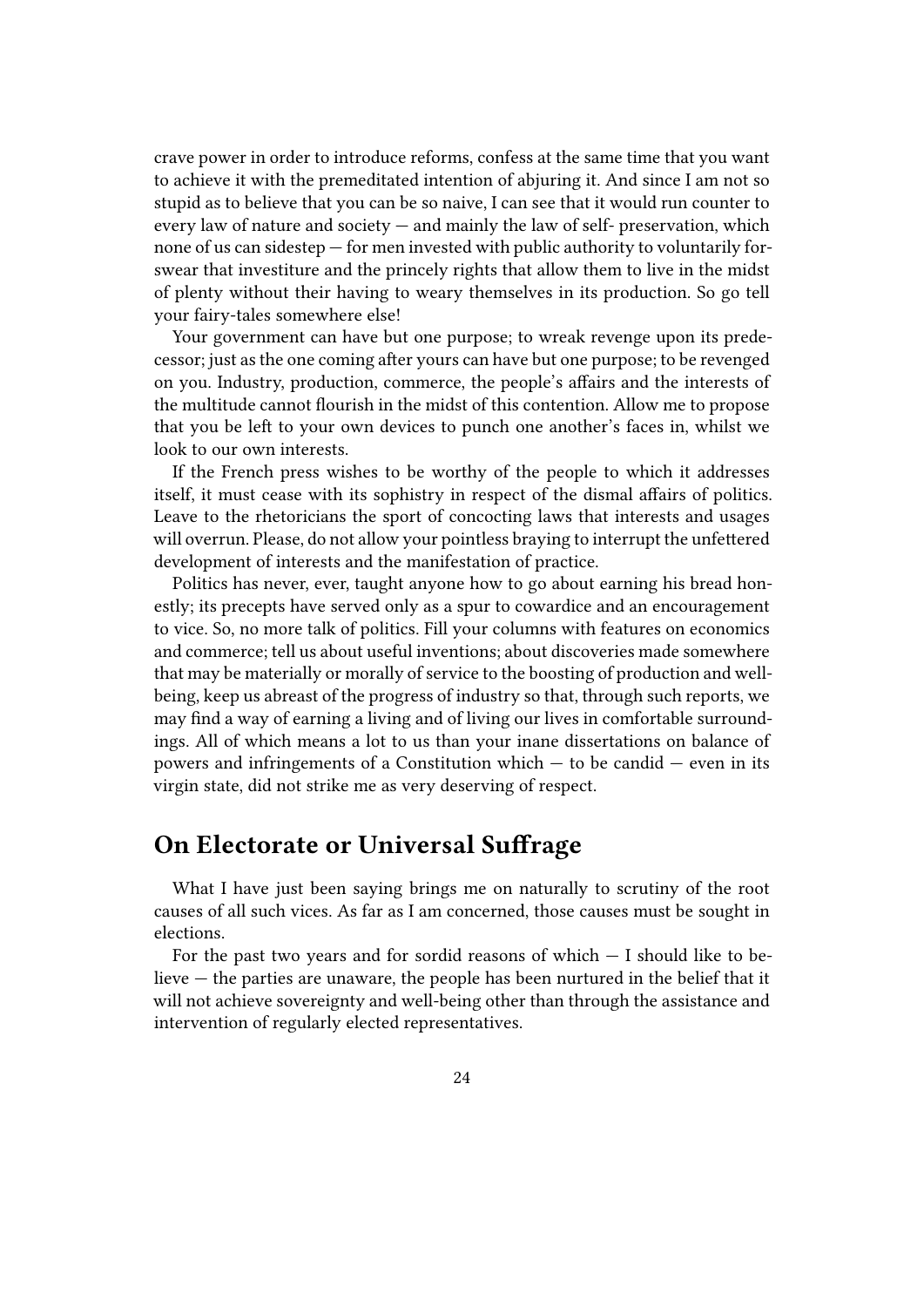crave power in order to introduce reforms, confess at the same time that you want to achieve it with the premeditated intention of abjuring it. And since I am not so stupid as to believe that you can be so naive, I can see that it would run counter to every law of nature and society — and mainly the law of self- preservation, which none of us can sidestep — for men invested with public authority to voluntarily forswear that investiture and the princely rights that allow them to live in the midst of plenty without their having to weary themselves in its production. So go tell your fairy-tales somewhere else!

Your government can have but one purpose; to wreak revenge upon its predecessor; just as the one coming after yours can have but one purpose; to be revenged on you. Industry, production, commerce, the people's affairs and the interests of the multitude cannot flourish in the midst of this contention. Allow me to propose that you be left to your own devices to punch one another's faces in, whilst we look to our own interests.

If the French press wishes to be worthy of the people to which it addresses itself, it must cease with its sophistry in respect of the dismal affairs of politics. Leave to the rhetoricians the sport of concocting laws that interests and usages will overrun. Please, do not allow your pointless braying to interrupt the unfettered development of interests and the manifestation of practice.

Politics has never, ever, taught anyone how to go about earning his bread honestly; its precepts have served only as a spur to cowardice and an encouragement to vice. So, no more talk of politics. Fill your columns with features on economics and commerce; tell us about useful inventions; about discoveries made somewhere that may be materially or morally of service to the boosting of production and well-being, keep us abreast of the progress of industry so that, through such reports, we may find a way of earning a living and of living our lives in comfortable surroundings. All of which means a lot to us than your inane dissertations on balance of powers and infringements of a Constitution which — to be candid — even in its virgin state, did not strike me as very deserving of respect.

## On Electorate or Universal Suffrage

What I have just been saying brings me on naturally to scrutiny of the root causes of all such vices. As far as I am concerned, those causes must be sought in elections.

For the past two years and for sordid reasons of which — I should like to believe — the parties are unaware, the people has been nurtured in the belief that it will not achieve sovereignty and well-being other than through the assistance and intervention of regularly elected representatives.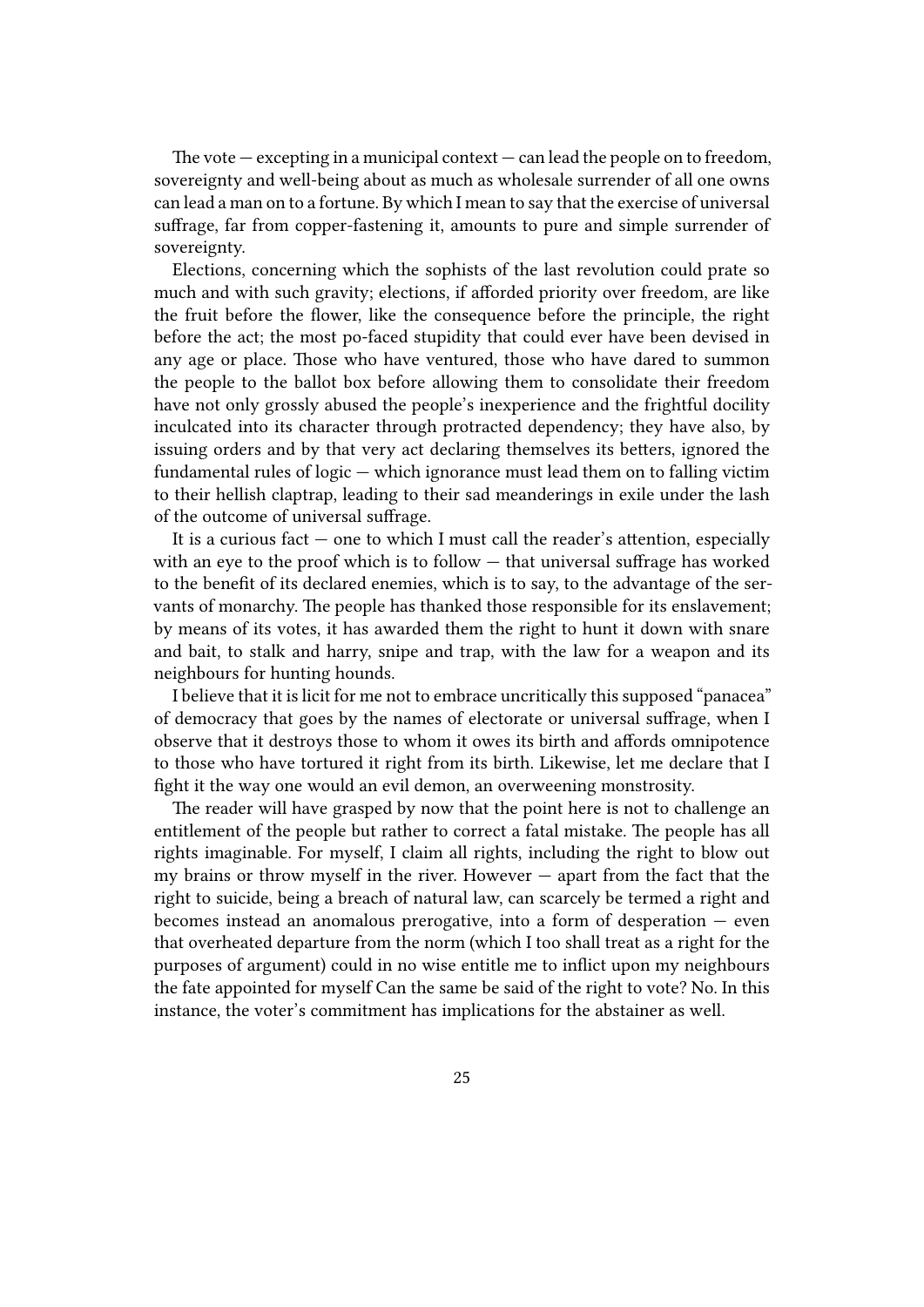The vote — excepting in a municipal context — can lead the people on to freedom, sovereignty and well-being about as much as wholesale surrender of all one owns can lead a man on to a fortune. By which I mean to say that the exercise of universal suffrage, far from copper-fastening it, amounts to pure and simple surrender of sovereignty.

Elections, concerning which the sophists of the last revolution could prate so much and with such gravity; elections, if afforded priority over freedom, are like the fruit before the flower, like the consequence before the principle, the right before the act; the most po-faced stupidity that could ever have been devised in any age or place. Those who have ventured, those who have dared to summon the people to the ballot box before allowing them to consolidate their freedom have not only grossly abused the people's inexperience and the frightful docility inculcated into its character through protracted dependency; they have also, by issuing orders and by that very act declaring themselves its betters, ignored the fundamental rules of logic — which ignorance must lead them on to falling victim to their hellish claptrap, leading to their sad meanderings in exile under the lash of the outcome of universal suffrage.

It is a curious fact — one to which I must call the reader's attention, especially with an eye to the proof which is to follow — that universal suffrage has worked to the benefit of its declared enemies, which is to say, to the advantage of the servants of monarchy. The people has thanked those responsible for its enslavement; by means of its votes, it has awarded them the right to hunt it down with snare and bait, to stalk and harry, snipe and trap, with the law for a weapon and its neighbours for hunting hounds.

I believe that it is licit for me not to embrace uncritically this supposed "panacea" of democracy that goes by the names of electorate or universal suffrage, when I observe that it destroys those to whom it owes its birth and affords omnipotence to those who have tortured it right from its birth. Likewise, let me declare that I fight it the way one would an evil demon, an overweening monstrosity.

The reader will have grasped by now that the point here is not to challenge an entitlement of the people but rather to correct a fatal mistake. The people has all rights imaginable. For myself, I claim all rights, including the right to blow out my brains or throw myself in the river. However — apart from the fact that the right to suicide, being a breach of natural law, can scarcely be termed a right and becomes instead an anomalous prerogative, into a form of desperation — even that overheated departure from the norm (which I too shall treat as a right for the purposes of argument) could in no wise entitle me to inflict upon my neighbours the fate appointed for myself Can the same be said of the right to vote? No. In this instance, the voter's commitment has implications for the abstainer as well.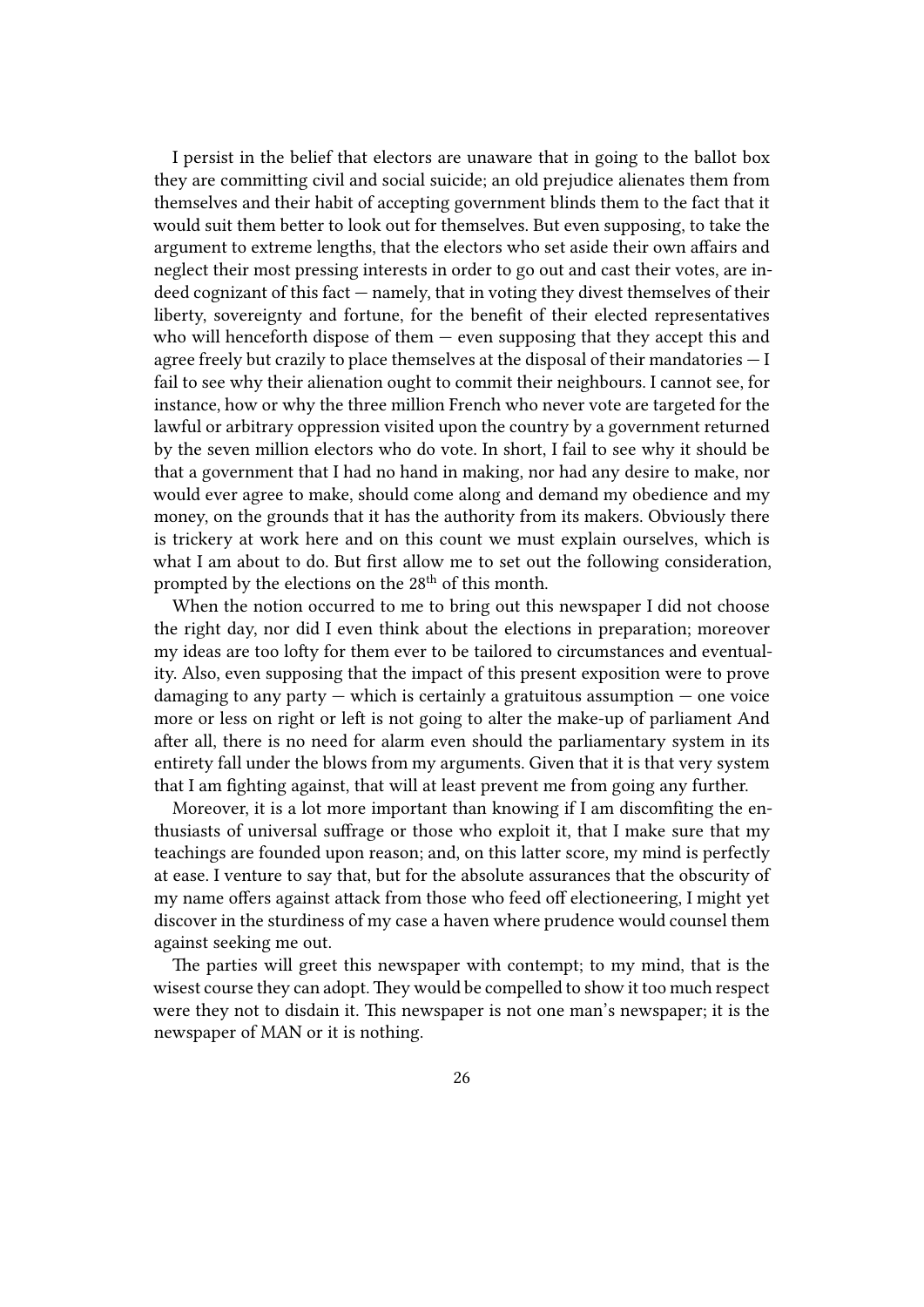I persist in the belief that electors are unaware that in going to the ballot box they are committing civil and social suicide; an old prejudice alienates them from themselves and their habit of accepting government blinds them to the fact that it would suit them better to look out for themselves. But even supposing, to take the argument to extreme lengths, that the electors who set aside their own affairs and neglect their most pressing interests in order to go out and cast their votes, are indeed cognizant of this fact — namely, that in voting they divest themselves of their liberty, sovereignty and fortune, for the benefit of their elected representatives who will henceforth dispose of them — even supposing that they accept this and agree freely but crazily to place themselves at the disposal of their mandatories — I fail to see why their alienation ought to commit their neighbours. I cannot see, for instance, how or why the three million French who never vote are targeted for the lawful or arbitrary oppression visited upon the country by a government returned by the seven million electors who do vote. In short, I fail to see why it should be that a government that I had no hand in making, nor had any desire to make, nor would ever agree to make, should come along and demand my obedience and my money, on the grounds that it has the authority from its makers. Obviously there is trickery at work here and on this count we must explain ourselves, which is what I am about to do. But first allow me to set out the following consideration, prompted by the elections on the 28th of this month.

When the notion occurred to me to bring out this newspaper I did not choose the right day, nor did I even think about the elections in preparation; moreover my ideas are too lofty for them ever to be tailored to circumstances and eventuality. Also, even supposing that the impact of this present exposition were to prove damaging to any party — which is certainly a gratuitous assumption — one voice more or less on right or left is not going to alter the make-up of parliament And after all, there is no need for alarm even should the parliamentary system in its entirety fall under the blows from my arguments. Given that it is that very system that I am fighting against, that will at least prevent me from going any further.

Moreover, it is a lot more important than knowing if I am discomfiting the enthusiasts of universal suffrage or those who exploit it, that I make sure that my teachings are founded upon reason; and, on this latter score, my mind is perfectly at ease. I venture to say that, but for the absolute assurances that the obscurity of my name offers against attack from those who feed off electioneering, I might yet discover in the sturdiness of my case a haven where prudence would counsel them against seeking me out.

The parties will greet this newspaper with contempt; to my mind, that is the wisest course they can adopt. They would be compelled to show it too much respect were they not to disdain it. This newspaper is not one man's newspaper; it is the newspaper of MAN or it is nothing.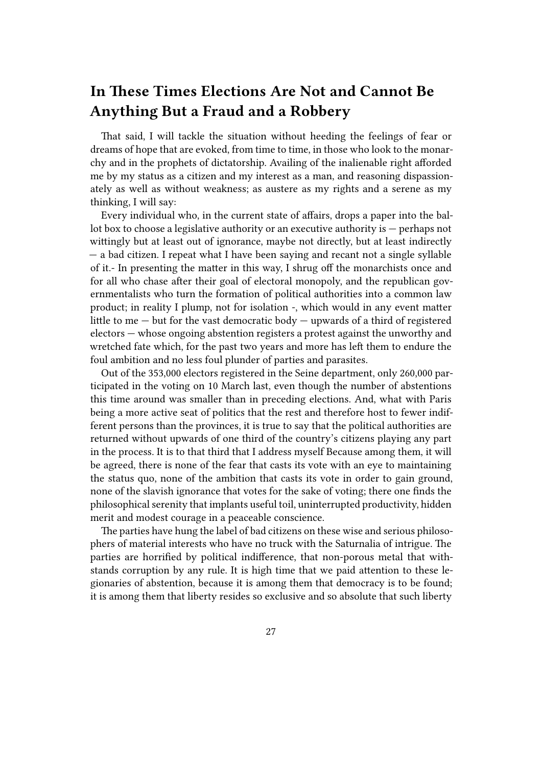## In These Times Elections Are Not and Cannot Be Anything But a Fraud and a Robbery

That said, I will tackle the situation without heeding the feelings of fear or dreams of hope that are evoked, from time to time, in those who look to the monarchy and in the prophets of dictatorship. Availing of the inalienable right afforded me by my status as a citizen and my interest as a man, and reasoning dispassionately as well as without weakness; as austere as my rights and a serene as my thinking, I will say:

Every individual who, in the current state of affairs, drops a paper into the ballot box to choose a legislative authority or an executive authority is — perhaps not wittingly but at least out of ignorance, maybe not directly, but at least indirectly — a bad citizen. I repeat what I have been saying and recant not a single syllable of it.- In presenting the matter in this way, I shrug off the monarchists once and for all who chase after their goal of electoral monopoly, and the republican governmentalists who turn the formation of political authorities into a common law product; in reality I plump, not for isolation -, which would in any event matter little to me — but for the vast democratic body — upwards of a third of registered electors — whose ongoing abstention registers a protest against the unworthy and wretched fate which, for the past two years and more has left them to endure the foul ambition and no less foul plunder of parties and parasites.

Out of the 353,000 electors registered in the Seine department, only 260,000 participated in the voting on 10 March last, even though the number of abstentions this time around was smaller than in preceding elections. And, what with Paris being a more active seat of politics that the rest and therefore host to fewer indifferent persons than the provinces, it is true to say that the political authorities are returned without upwards of one third of the country's citizens playing any part in the process. It is to that third that I address myself Because among them, it will be agreed, there is none of the fear that casts its vote with an eye to maintaining the status quo, none of the ambition that casts its vote in order to gain ground, none of the slavish ignorance that votes for the sake of voting; there one finds the philosophical serenity that implants useful toil, uninterrupted productivity, hidden merit and modest courage in a peaceable conscience.

The parties have hung the label of bad citizens on these wise and serious philosophers of material interests who have no truck with the Saturnalia of intrigue. The parties are horrified by political indifference, that non-porous metal that withstands corruption by any rule. It is high time that we paid attention to these legionaries of abstention, because it is among them that democracy is to be found; it is among them that liberty resides so exclusive and so absolute that such liberty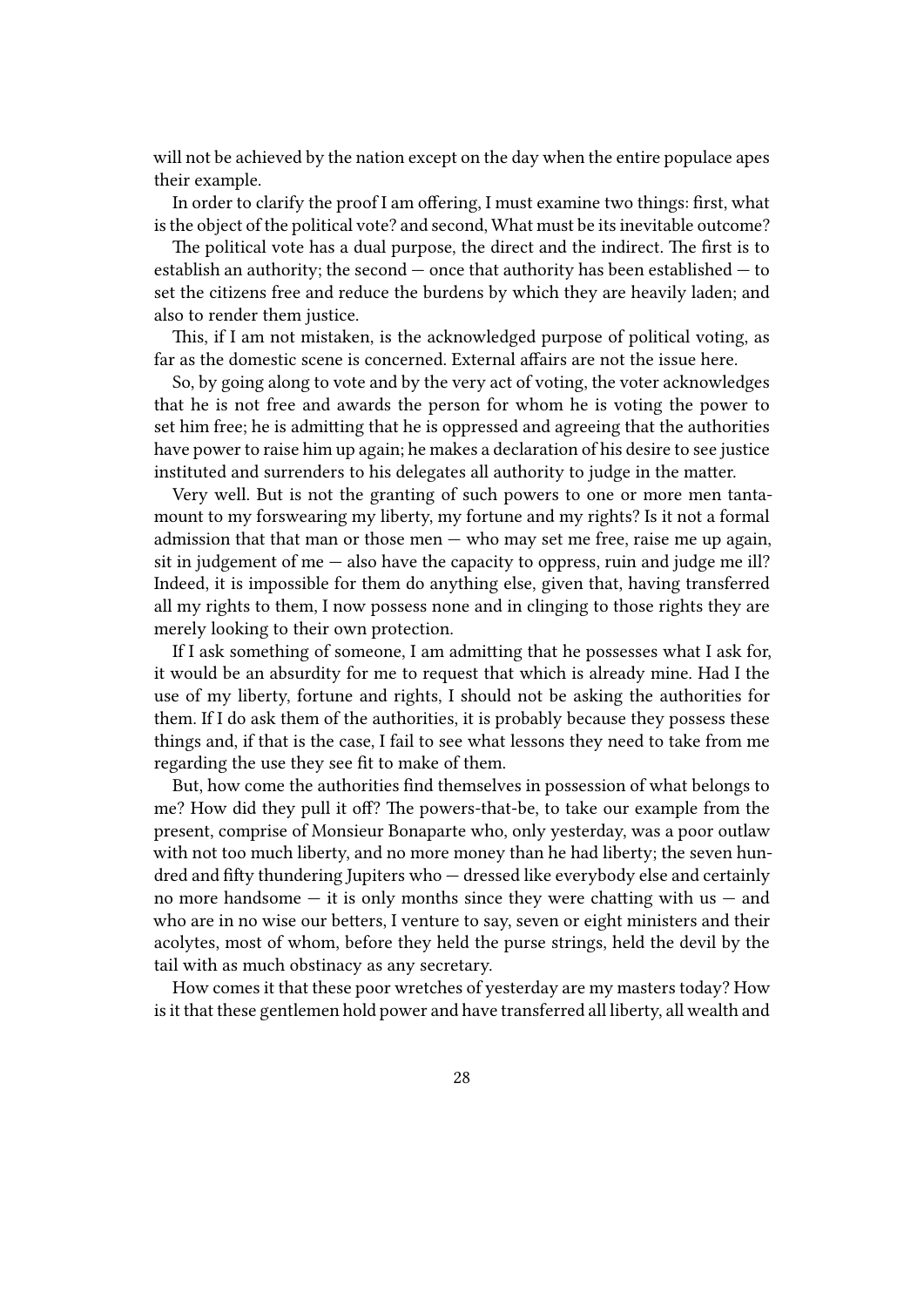will not be achieved by the nation except on the day when the entire populace apes their example.

In order to clarify the proof I am offering, I must examine two things: first, what is the object of the political vote? and second, What must be its inevitable outcome?

The political vote has a dual purpose, the direct and the indirect. The first is to establish an authority; the second — once that authority has been established — to set the citizens free and reduce the burdens by which they are heavily laden; and also to render them justice.

This, if I am not mistaken, is the acknowledged purpose of political voting, as far as the domestic scene is concerned. External affairs are not the issue here.

So, by going along to vote and by the very act of voting, the voter acknowledges that he is not free and awards the person for whom he is voting the power to set him free; he is admitting that he is oppressed and agreeing that the authorities have power to raise him up again; he makes a declaration of his desire to see justice instituted and surrenders to his delegates all authority to judge in the matter.

Very well. But is not the granting of such powers to one or more men tantamount to my forswearing my liberty, my fortune and my rights? Is it not a formal admission that that man or those men — who may set me free, raise me up again, sit in judgement of me — also have the capacity to oppress, ruin and judge me ill? Indeed, it is impossible for them do anything else, given that, having transferred all my rights to them, I now possess none and in clinging to those rights they are merely looking to their own protection.

If I ask something of someone, I am admitting that he possesses what I ask for, it would be an absurdity for me to request that which is already mine. Had I the use of my liberty, fortune and rights, I should not be asking the authorities for them. If I do ask them of the authorities, it is probably because they possess these things and, if that is the case, I fail to see what lessons they need to take from me regarding the use they see fit to make of them.

But, how come the authorities find themselves in possession of what belongs to me? How did they pull it off? The powers-that-be, to take our example from the present, comprise of Monsieur Bonaparte who, only yesterday, was a poor outlaw with not too much liberty, and no more money than he had liberty; the seven hundred and fifty thundering Jupiters who — dressed like everybody else and certainly no more handsome — it is only months since they were chatting with us — and who are in no wise our betters, I venture to say, seven or eight ministers and their acolytes, most of whom, before they held the purse strings, held the devil by the tail with as much obstinacy as any secretary.

How comes it that these poor wretches of yesterday are my masters today? How is it that these gentlemen hold power and have transferred all liberty, all wealth and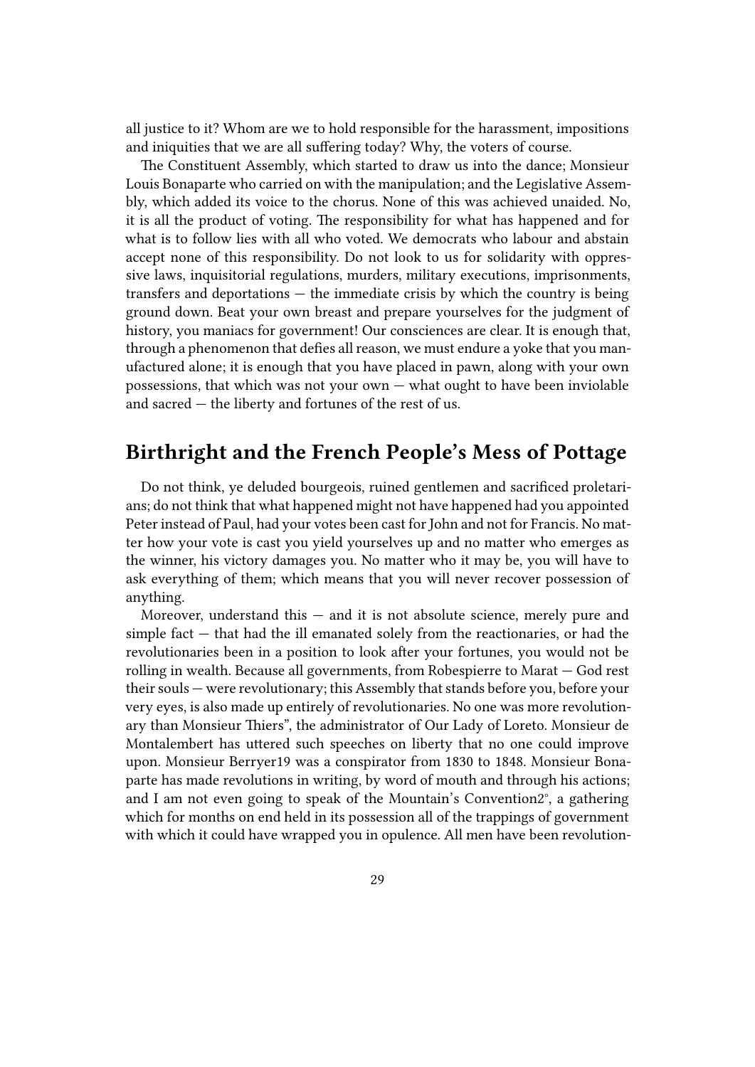all justice to it? Whom are we to hold responsible for the harassment, impositions and iniquities that we are all suffering today? Why, the voters of course.

The Constituent Assembly, which started to draw us into the dance; Monsieur Louis Bonaparte who carried on with the manipulation; and the Legislative Assembly, which added its voice to the chorus. None of this was achieved unaided. No, it is all the product of voting. The responsibility for what has happened and for what is to follow lies with all who voted. We democrats who labour and abstain accept none of this responsibility. Do not look to us for solidarity with oppressive laws, inquisitorial regulations, murders, military executions, imprisonments, transfers and deportations — the immediate crisis by which the country is being ground down. Beat your own breast and prepare yourselves for the judgment of history, you maniacs for government! Our consciences are clear. It is enough that, through a phenomenon that defies all reason, we must endure a yoke that you manufactured alone; it is enough that you have placed in pawn, along with your own possessions, that which was not your own — what ought to have been inviolable and sacred — the liberty and fortunes of the rest of us.

## Birthright and the French People's Mess of Pottage

Do not think, ye deluded bourgeois, ruined gentlemen and sacrificed proletarians; do not think that what happened might not have happened had you appointed Peter instead of Paul, had your votes been cast for John and not for Francis. No matter how your vote is cast you yield yourselves up and no matter who emerges as the winner, his victory damages you. No matter who it may be, you will have to ask everything of them; which means that you will never recover possession of anything.

Moreover, understand this — and it is not absolute science, merely pure and simple fact — that had the ill emanated solely from the reactionaries, or had the revolutionaries been in a position to look after your fortunes, you would not be rolling in wealth. Because all governments, from Robespierre to Marat — God rest their souls — were revolutionary; this Assembly that stands before you, before your very eyes, is also made up entirely of revolutionaries. No one was more revolutionary than Monsieur Thiers", the administrator of Our Lady of Loreto. Monsieur de Montalembert has uttered such speeches on liberty that no one could improve upon. Monsieur Berryer[19] was a conspirator from 1830 to 1848. Monsieur Bonaparte has made revolutions in writing, by word of mouth and through his actions; and I am not even going to speak of the Mountain's Convention[2°], a gathering which for months on end held in its possession all of the trappings of government with which it could have wrapped you in opulence. All men have been revolution-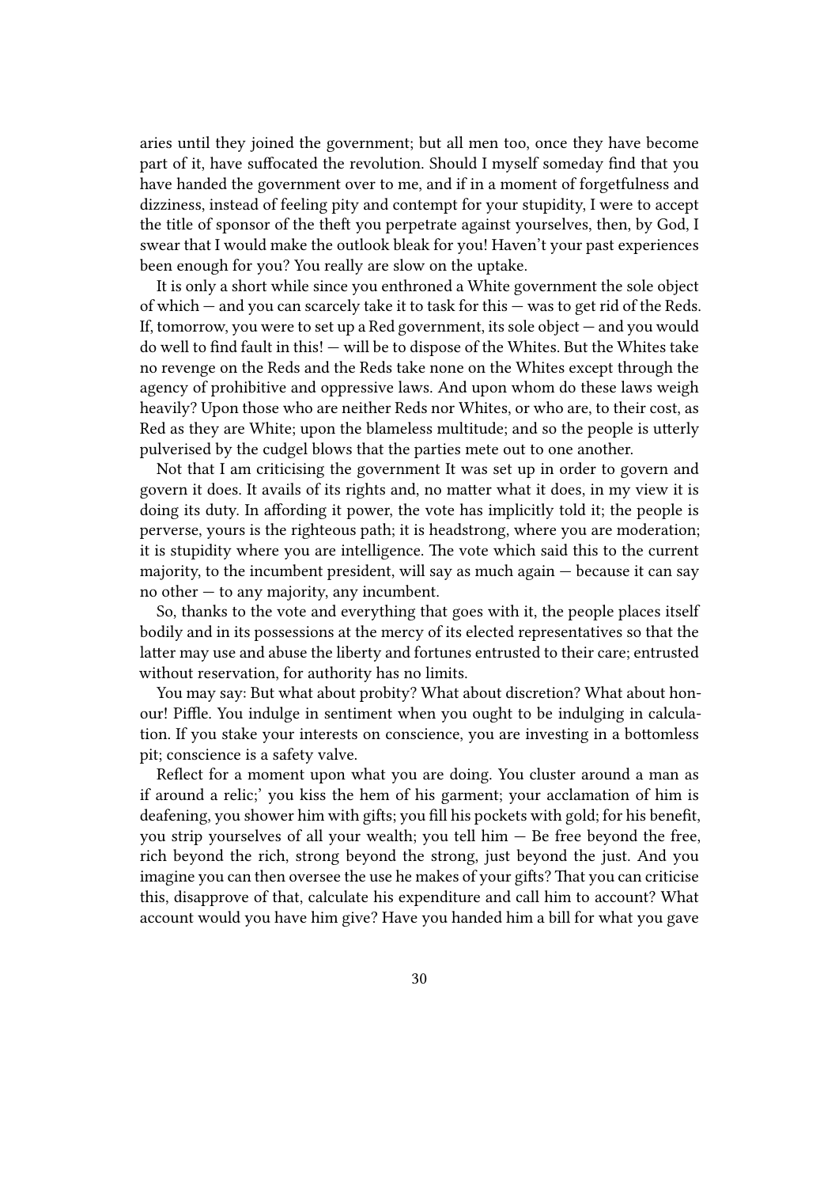aries until they joined the government; but all men too, once they have become part of it, have suffocated the revolution. Should I myself someday find that you have handed the government over to me, and if in a moment of forgetfulness and dizziness, instead of feeling pity and contempt for your stupidity, I were to accept the title of sponsor of the theft you perpetrate against yourselves, then, by God, I swear that I would make the outlook bleak for you! Haven't your past experiences been enough for you? You really are slow on the uptake.

It is only a short while since you enthroned a White government the sole object of which — and you can scarcely take it to task for this — was to get rid of the Reds. If, tomorrow, you were to set up a Red government, its sole object — and you would do well to find fault in this! — will be to dispose of the Whites. But the Whites take no revenge on the Reds and the Reds take none on the Whites except through the agency of prohibitive and oppressive laws. And upon whom do these laws weigh heavily? Upon those who are neither Reds nor Whites, or who are, to their cost, as Red as they are White; upon the blameless multitude; and so the people is utterly pulverised by the cudgel blows that the parties mete out to one another.

Not that I am criticising the government It was set up in order to govern and govern it does. It avails of its rights and, no matter what it does, in my view it is doing its duty. In affording it power, the vote has implicitly told it; the people is perverse, yours is the righteous path; it is headstrong, where you are moderation; it is stupidity where you are intelligence. The vote which said this to the current majority, to the incumbent president, will say as much again — because it can say no other — to any majority, any incumbent.

So, thanks to the vote and everything that goes with it, the people places itself bodily and in its possessions at the mercy of its elected representatives so that the latter may use and abuse the liberty and fortunes entrusted to their care; entrusted without reservation, for authority has no limits.

You may say: But what about probity? What about discretion? What about honour! Piffle. You indulge in sentiment when you ought to be indulging in calculation. If you stake your interests on conscience, you are investing in a bottomless pit; conscience is a safety valve.

Reflect for a moment upon what you are doing. You cluster around a man as if around a relic;' you kiss the hem of his garment; your acclamation of him is deafening, you shower him with gifts; you fill his pockets with gold; for his benefit, you strip yourselves of all your wealth; you tell him — Be free beyond the free, rich beyond the rich, strong beyond the strong, just beyond the just. And you imagine you can then oversee the use he makes of your gifts? That you can criticise this, disapprove of that, calculate his expenditure and call him to account? What account would you have him give? Have you handed him a bill for what you gave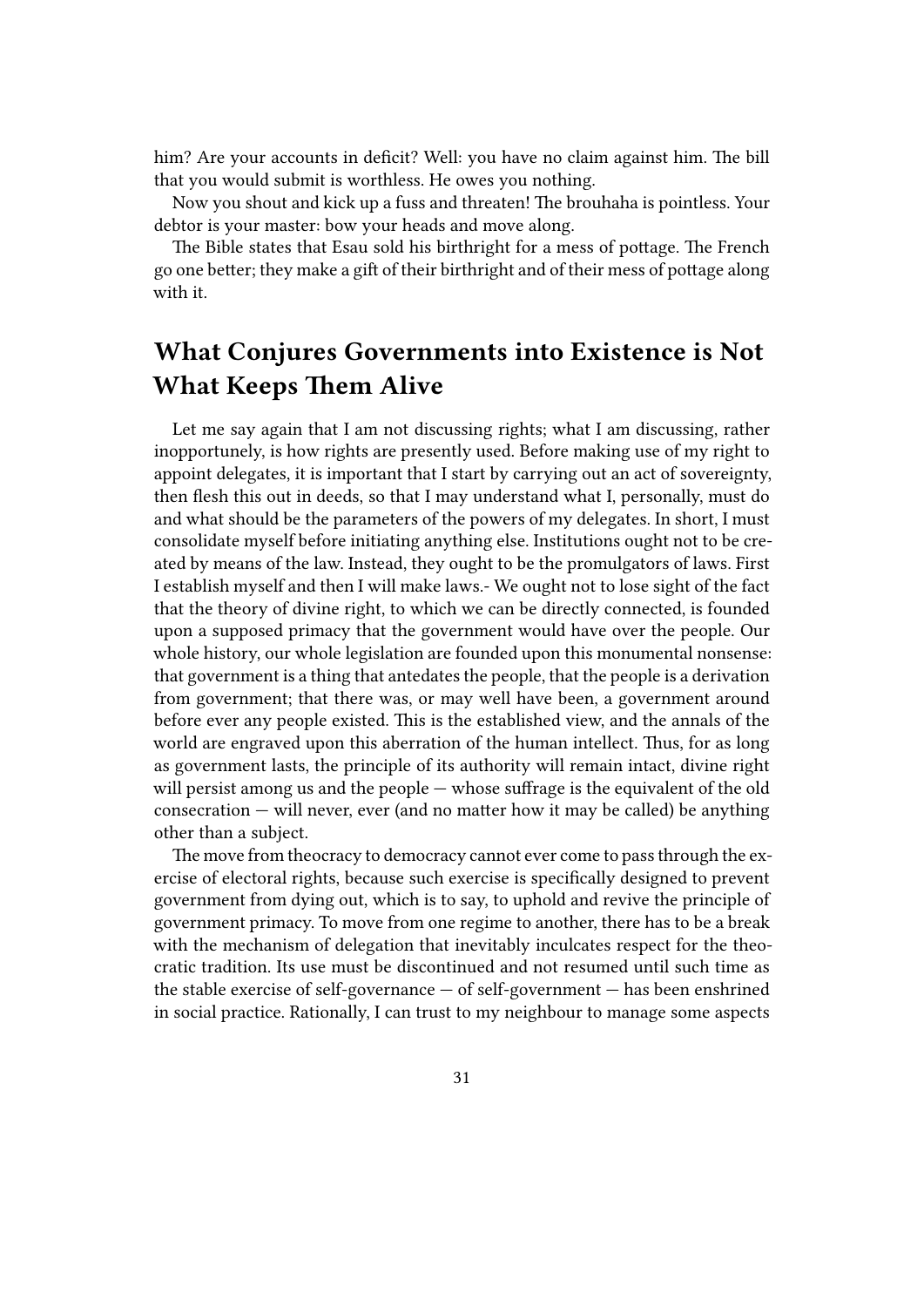him? Are your accounts in deficit? Well: you have no claim against him. The bill that you would submit is worthless. He owes you nothing.

Now you shout and kick up a fuss and threaten! The brouhaha is pointless. Your debtor is your master: bow your heads and move along.

The Bible states that Esau sold his birthright for a mess of pottage. The French go one better; they make a gift of their birthright and of their mess of pottage along with it.

## What Conjures Governments into Existence is Not What Keeps Them Alive

Let me say again that I am not discussing rights; what I am discussing, rather inopportunely, is how rights are presently used. Before making use of my right to appoint delegates, it is important that I start by carrying out an act of sovereignty, then flesh this out in deeds, so that I may understand what I, personally, must do and what should be the parameters of the powers of my delegates. In short, I must consolidate myself before initiating anything else. Institutions ought not to be created by means of the law. Instead, they ought to be the promulgators of laws. First I establish myself and then I will make laws.- We ought not to lose sight of the fact that the theory of divine right, to which we can be directly connected, is founded upon a supposed primacy that the government would have over the people. Our whole history, our whole legislation are founded upon this monumental nonsense: that government is a thing that antedates the people, that the people is a derivation from government; that there was, or may well have been, a government around before ever any people existed. This is the established view, and the annals of the world are engraved upon this aberration of the human intellect. Thus, for as long as government lasts, the principle of its authority will remain intact, divine right will persist among us and the people — whose suffrage is the equivalent of the old consecration — will never, ever (and no matter how it may be called) be anything other than a subject.

The move from theocracy to democracy cannot ever come to pass through the exercise of electoral rights, because such exercise is specifically designed to prevent government from dying out, which is to say, to uphold and revive the principle of government primacy. To move from one regime to another, there has to be a break with the mechanism of delegation that inevitably inculcates respect for the theocratic tradition. Its use must be discontinued and not resumed until such time as the stable exercise of self-governance — of self-government — has been enshrined in social practice. Rationally, I can trust to my neighbour to manage some aspects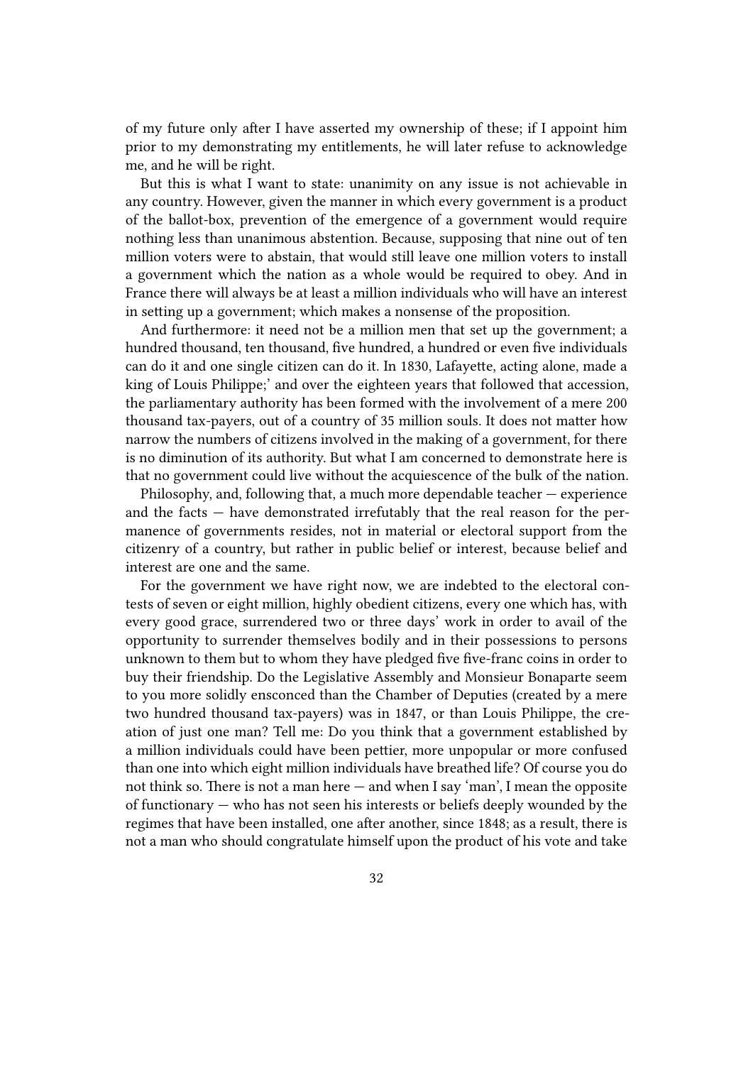of my future only after I have asserted my ownership of these; if I appoint him prior to my demonstrating my entitlements, he will later refuse to acknowledge me, and he will be right.

But this is what I want to state: unanimity on any issue is not achievable in any country. However, given the manner in which every government is a product of the ballot-box, prevention of the emergence of a government would require nothing less than unanimous abstention. Because, supposing that nine out of ten million voters were to abstain, that would still leave one million voters to install a government which the nation as a whole would be required to obey. And in France there will always be at least a million individuals who will have an interest in setting up a government; which makes a nonsense of the proposition.

And furthermore: it need not be a million men that set up the government; a hundred thousand, ten thousand, five hundred, a hundred or even five individuals can do it and one single citizen can do it. In 1830, Lafayette, acting alone, made a king of Louis Philippe;' and over the eighteen years that followed that accession, the parliamentary authority has been formed with the involvement of a mere 200 thousand tax-payers, out of a country of 35 million souls. It does not matter how narrow the numbers of citizens involved in the making of a government, for there is no diminution of its authority. But what I am concerned to demonstrate here is that no government could live without the acquiescence of the bulk of the nation.

Philosophy, and, following that, a much more dependable teacher — experience and the facts — have demonstrated irrefutably that the real reason for the permanence of governments resides, not in material or electoral support from the citizenry of a country, but rather in public belief or interest, because belief and interest are one and the same.

For the government we have right now, we are indebted to the electoral contests of seven or eight million, highly obedient citizens, every one which has, with every good grace, surrendered two or three days' work in order to avail of the opportunity to surrender themselves bodily and in their possessions to persons unknown to them but to whom they have pledged five five-franc coins in order to buy their friendship. Do the Legislative Assembly and Monsieur Bonaparte seem to you more solidly ensconced than the Chamber of Deputies (created by a mere two hundred thousand tax-payers) was in 1847, or than Louis Philippe, the creation of just one man? Tell me: Do you think that a government established by a million individuals could have been pettier, more unpopular or more confused than one into which eight million individuals have breathed life? Of course you do not think so. There is not a man here — and when I say 'man', I mean the opposite of functionary — who has not seen his interests or beliefs deeply wounded by the regimes that have been installed, one after another, since 1848; as a result, there is not a man who should congratulate himself upon the product of his vote and take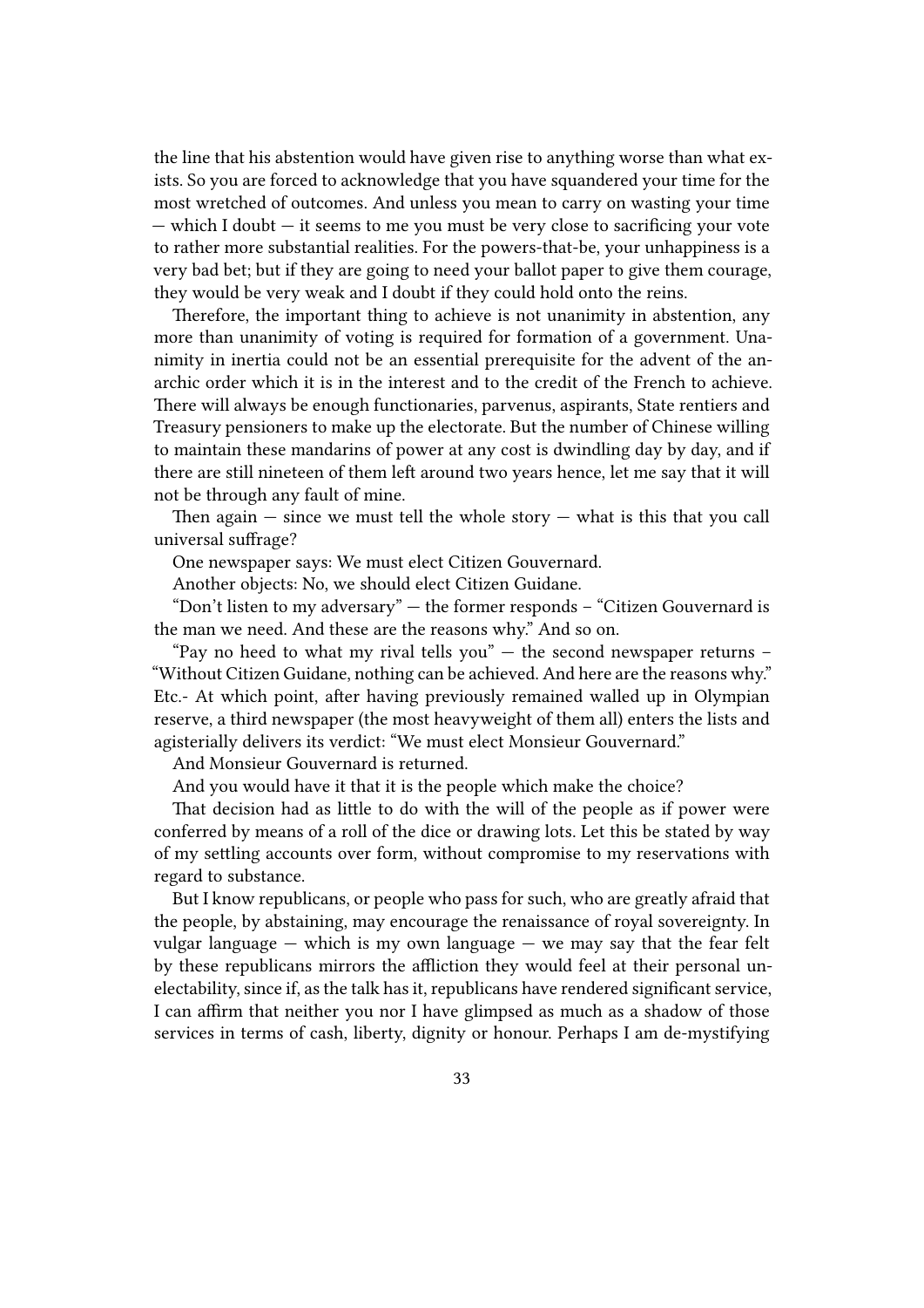the line that his abstention would have given rise to anything worse than what exists. So you are forced to acknowledge that you have squandered your time for the most wretched of outcomes. And unless you mean to carry on wasting your time — which I doubt — it seems to me you must be very close to sacrificing your vote to rather more substantial realities. For the powers-that-be, your unhappiness is a very bad bet; but if they are going to need your ballot paper to give them courage, they would be very weak and I doubt if they could hold onto the reins.

Therefore, the important thing to achieve is not unanimity in abstention, any more than unanimity of voting is required for formation of a government. Unanimity in inertia could not be an essential prerequisite for the advent of the anarchic order which it is in the interest and to the credit of the French to achieve. There will always be enough functionaries, parvenus, aspirants, State rentiers and Treasury pensioners to make up the electorate. But the number of Chinese willing to maintain these mandarins of power at any cost is dwindling day by day, and if there are still nineteen of them left around two years hence, let me say that it will not be through any fault of mine.

Then again — since we must tell the whole story — what is this that you call universal suffrage?

One newspaper says: We must elect Citizen Gouvernard.

Another objects: No, we should elect Citizen Guidane.

"Don't listen to my adversary" — the former responds – "Citizen Gouvernard is the man we need. And these are the reasons why." And so on.

"Pay no heed to what my rival tells you" — the second newspaper returns – "Without Citizen Guidane, nothing can be achieved. And here are the reasons why." Etc.- At which point, after having previously remained walled up in Olympian reserve, a third newspaper (the most heavyweight of them all) enters the lists and agisterially delivers its verdict: "We must elect Monsieur Gouvernard."

And Monsieur Gouvernard is returned.

And you would have it that it is the people which make the choice?

That decision had as little to do with the will of the people as if power were conferred by means of a roll of the dice or drawing lots. Let this be stated by way of my settling accounts over form, without compromise to my reservations with regard to substance.

But I know republicans, or people who pass for such, who are greatly afraid that the people, by abstaining, may encourage the renaissance of royal sovereignty. In vulgar language — which is my own language — we may say that the fear felt by these republicans mirrors the affliction they would feel at their personal unelectability, since if, as the talk has it, republicans have rendered significant service, I can affirm that neither you nor I have glimpsed as much as a shadow of those services in terms of cash, liberty, dignity or honour. Perhaps I am de-mystifying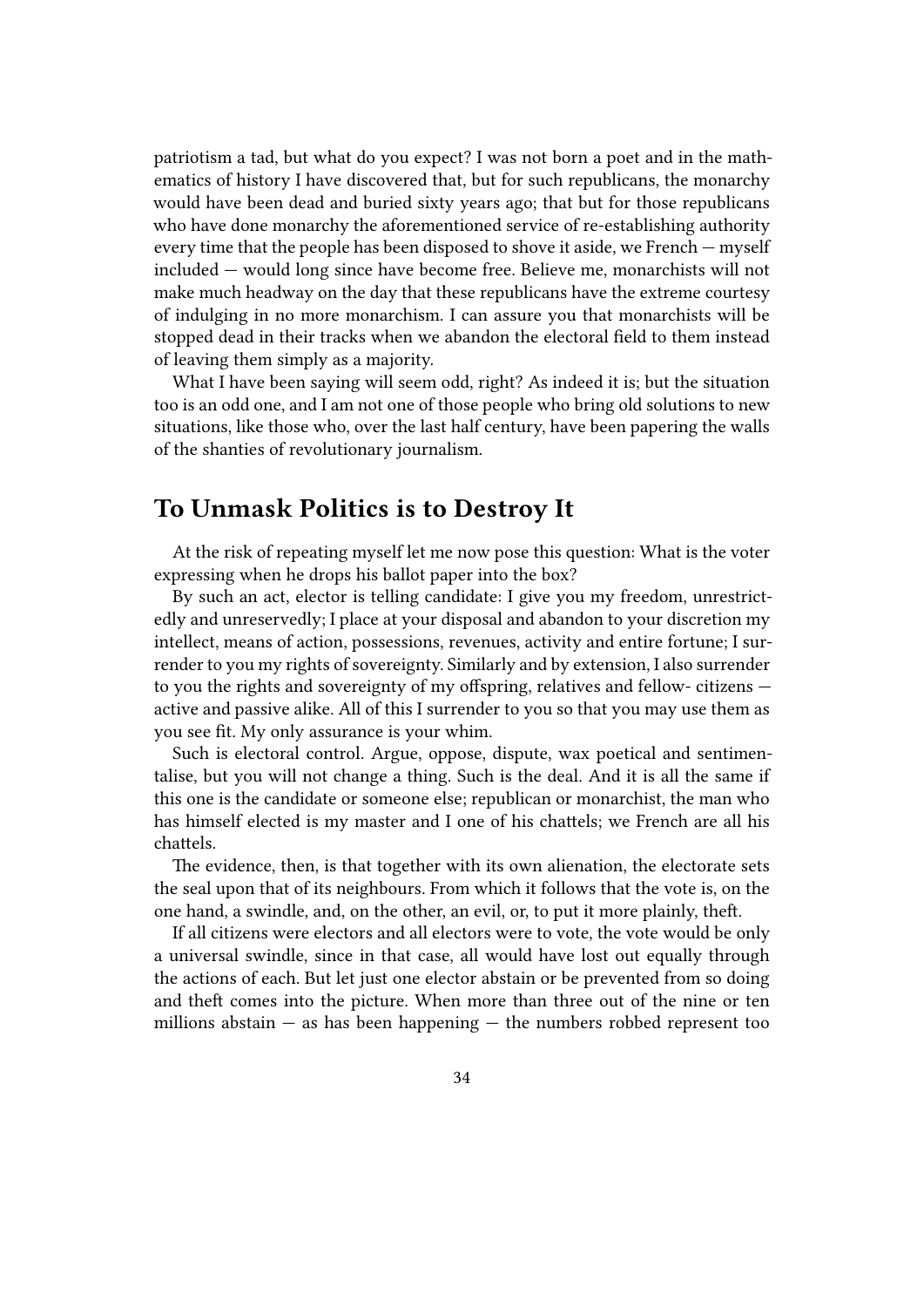patriotism a tad, but what do you expect? I was not born a poet and in the mathematics of history I have discovered that, but for such republicans, the monarchy would have been dead and buried sixty years ago; that but for those republicans who have done monarchy the aforementioned service of re-establishing authority every time that the people has been disposed to shove it aside, we French — myself included — would long since have become free. Believe me, monarchists will not make much headway on the day that these republicans have the extreme courtesy of indulging in no more monarchism. I can assure you that monarchists will be stopped dead in their tracks when we abandon the electoral field to them instead of leaving them simply as a majority.

What I have been saying will seem odd, right? As indeed it is; but the situation too is an odd one, and I am not one of those people who bring old solutions to new situations, like those who, over the last half century, have been papering the walls of the shanties of revolutionary journalism.

## To Unmask Politics is to Destroy It

At the risk of repeating myself let me now pose this question: What is the voter expressing when he drops his ballot paper into the box?

By such an act, elector is telling candidate: I give you my freedom, unrestrictedly and unreservedly; I place at your disposal and abandon to your discretion my intellect, means of action, possessions, revenues, activity and entire fortune; I surrender to you my rights of sovereignty. Similarly and by extension, I also surrender to you the rights and sovereignty of my offspring, relatives and fellow- citizens — active and passive alike. All of this I surrender to you so that you may use them as you see fit. My only assurance is your whim.

Such is electoral control. Argue, oppose, dispute, wax poetical and sentimentalise, but you will not change a thing. Such is the deal. And it is all the same if this one is the candidate or someone else; republican or monarchist, the man who has himself elected is my master and I one of his chattels; we French are all his chattels.

The evidence, then, is that together with its own alienation, the electorate sets the seal upon that of its neighbours. From which it follows that the vote is, on the one hand, a swindle, and, on the other, an evil, or, to put it more plainly, theft.

If all citizens were electors and all electors were to vote, the vote would be only a universal swindle, since in that case, all would have lost out equally through the actions of each. But let just one elector abstain or be prevented from so doing and theft comes into the picture. When more than three out of the nine or ten millions abstain — as has been happening — the numbers robbed represent too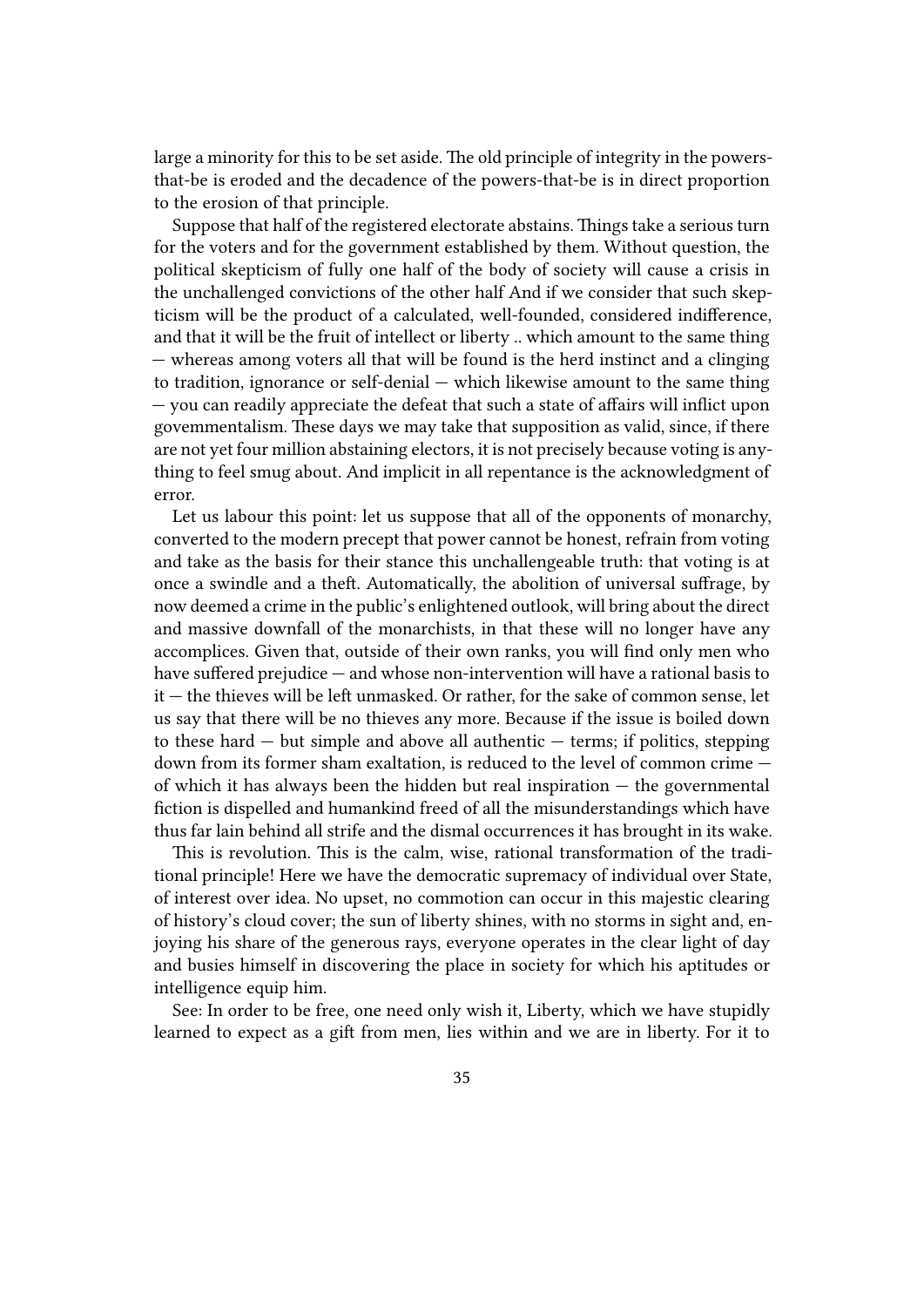large a minority for this to be set aside. The old principle of integrity in the powers-that-be is eroded and the decadence of the powers-that-be is in direct proportion to the erosion of that principle.

Suppose that half of the registered electorate abstains. Things take a serious turn for the voters and for the government established by them. Without question, the political skepticism of fully one half of the body of society will cause a crisis in the unchallenged convictions of the other half And if we consider that such skepticism will be the product of a calculated, well-founded, considered indifference, and that it will be the fruit of intellect or liberty .. which amount to the same thing — whereas among voters all that will be found is the herd instinct and a clinging to tradition, ignorance or self-denial — which likewise amount to the same thing — you can readily appreciate the defeat that such a state of affairs will inflict upon govemmentalism. These days we may take that supposition as valid, since, if there are not yet four million abstaining electors, it is not precisely because voting is anything to feel smug about. And implicit in all repentance is the acknowledgment of error.

Let us labour this point: let us suppose that all of the opponents of monarchy, converted to the modern precept that power cannot be honest, refrain from voting and take as the basis for their stance this unchallengeable truth: that voting is at once a swindle and a theft. Automatically, the abolition of universal suffrage, by now deemed a crime in the public's enlightened outlook, will bring about the direct and massive downfall of the monarchists, in that these will no longer have any accomplices. Given that, outside of their own ranks, you will find only men who have suffered prejudice — and whose non-intervention will have a rational basis to it — the thieves will be left unmasked. Or rather, for the sake of common sense, let us say that there will be no thieves any more. Because if the issue is boiled down to these hard — but simple and above all authentic — terms; if politics, stepping down from its former sham exaltation, is reduced to the level of common crime — of which it has always been the hidden but real inspiration — the governmental fiction is dispelled and humankind freed of all the misunderstandings which have thus far lain behind all strife and the dismal occurrences it has brought in its wake.

This is revolution. This is the calm, wise, rational transformation of the traditional principle! Here we have the democratic supremacy of individual over State, of interest over idea. No upset, no commotion can occur in this majestic clearing of history's cloud cover; the sun of liberty shines, with no storms in sight and, enjoying his share of the generous rays, everyone operates in the clear light of day and busies himself in discovering the place in society for which his aptitudes or intelligence equip him.

See: In order to be free, one need only wish it, Liberty, which we have stupidly learned to expect as a gift from men, lies within and we are in liberty. For it to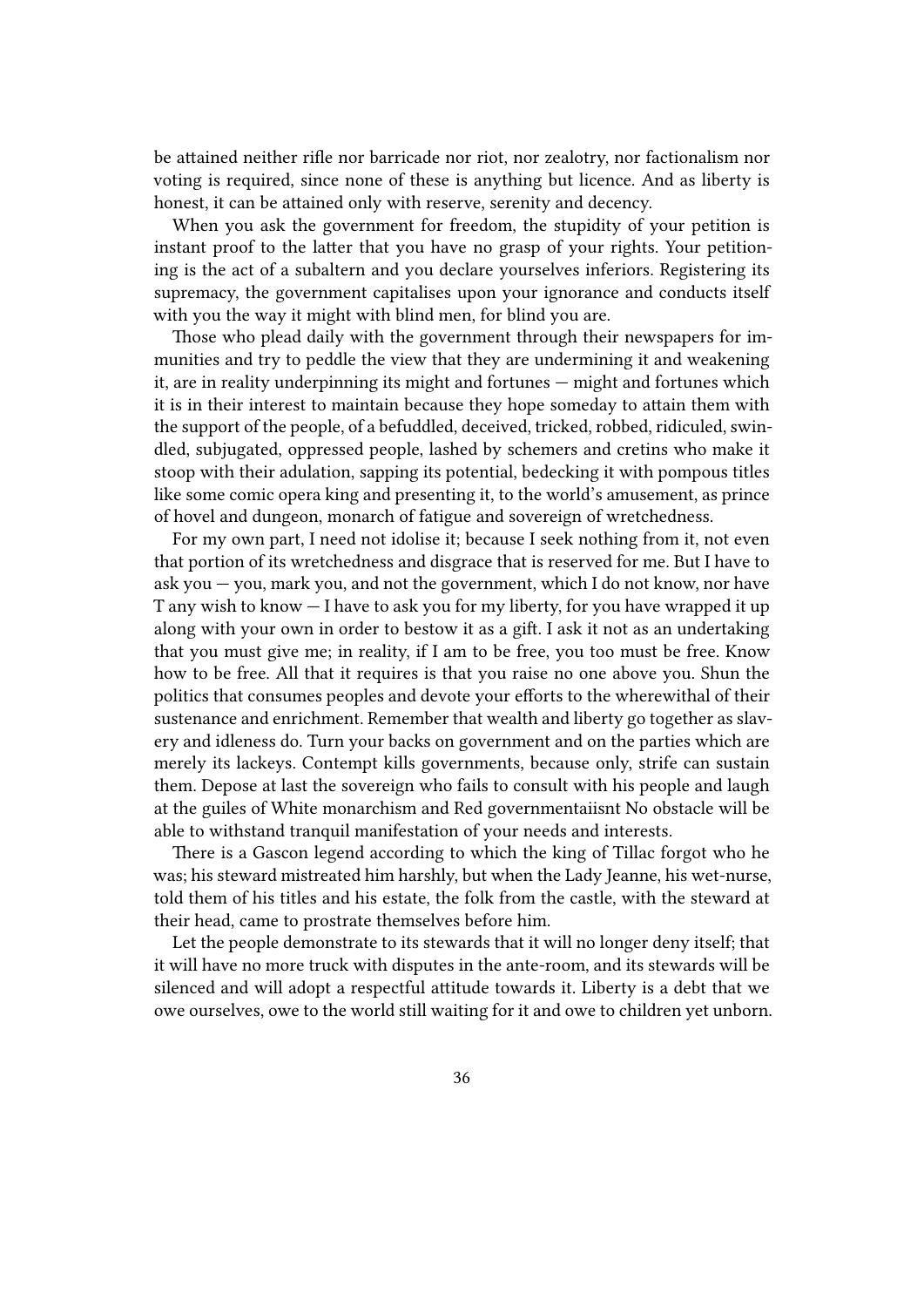be attained neither rifle nor barricade nor riot, nor zealotry, nor factionalism nor voting is required, since none of these is anything but licence. And as liberty is honest, it can be attained only with reserve, serenity and decency.

When you ask the government for freedom, the stupidity of your petition is instant proof to the latter that you have no grasp of your rights. Your petitioning is the act of a subaltern and you declare yourselves inferiors. Registering its supremacy, the government capitalises upon your ignorance and conducts itself with you the way it might with blind men, for blind you are.

Those who plead daily with the government through their newspapers for immunities and try to peddle the view that they are undermining it and weakening it, are in reality underpinning its might and fortunes — might and fortunes which it is in their interest to maintain because they hope someday to attain them with the support of the people, of a befuddled, deceived, tricked, robbed, ridiculed, swindled, subjugated, oppressed people, lashed by schemers and cretins who make it stoop with their adulation, sapping its potential, bedecking it with pompous titles like some comic opera king and presenting it, to the world's amusement, as prince of hovel and dungeon, monarch of fatigue and sovereign of wretchedness.

For my own part, I need not idolise it; because I seek nothing from it, not even that portion of its wretchedness and disgrace that is reserved for me. But I have to ask you — you, mark you, and not the government, which I do not know, nor have T any wish to know — I have to ask you for my liberty, for you have wrapped it up along with your own in order to bestow it as a gift. I ask it not as an undertaking that you must give me; in reality, if I am to be free, you too must be free. Know how to be free. All that it requires is that you raise no one above you. Shun the politics that consumes peoples and devote your efforts to the wherewithal of their sustenance and enrichment. Remember that wealth and liberty go together as slavery and idleness do. Turn your backs on government and on the parties which are merely its lackeys. Contempt kills governments, because only, strife can sustain them. Depose at last the sovereign who fails to consult with his people and laugh at the guiles of White monarchism and Red governmentaiisnt No obstacle will be able to withstand tranquil manifestation of your needs and interests.

There is a Gascon legend according to which the king of Tillac forgot who he was; his steward mistreated him harshly, but when the Lady Jeanne, his wet-nurse, told them of his titles and his estate, the folk from the castle, with the steward at their head, came to prostrate themselves before him.

Let the people demonstrate to its stewards that it will no longer deny itself; that it will have no more truck with disputes in the ante-room, and its stewards will be silenced and will adopt a respectful attitude towards it. Liberty is a debt that we owe ourselves, owe to the world still waiting for it and owe to children yet unborn.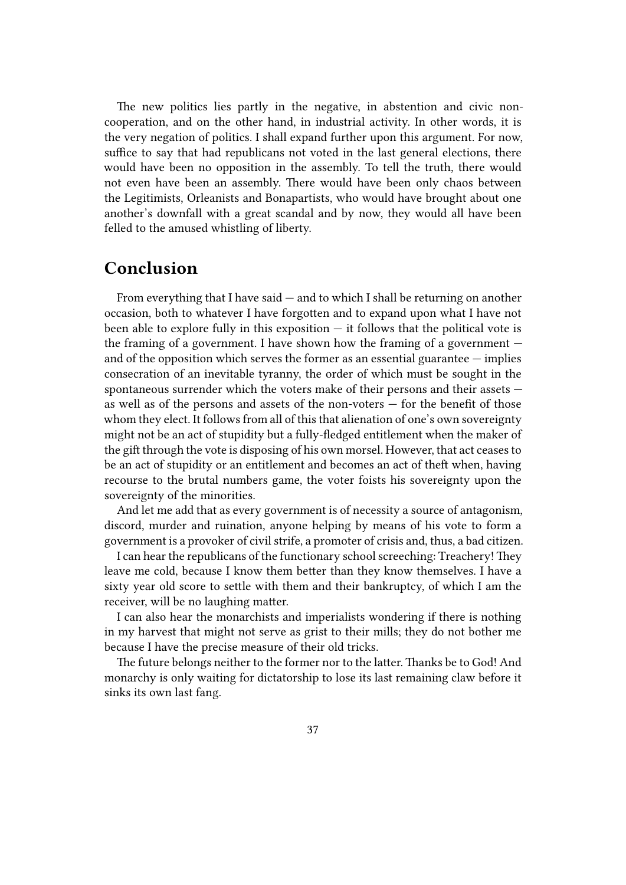The new politics lies partly in the negative, in abstention and civic non-cooperation, and on the other hand, in industrial activity. In other words, it is the very negation of politics. I shall expand further upon this argument. For now, suffice to say that had republicans not voted in the last general elections, there would have been no opposition in the assembly. To tell the truth, there would not even have been an assembly. There would have been only chaos between the Legitimists, Orleanists and Bonapartists, who would have brought about one another's downfall with a great scandal and by now, they would all have been felled to the amused whistling of liberty.

## Conclusion

From everything that I have said — and to which I shall be returning on another occasion, both to whatever I have forgotten and to expand upon what I have not been able to explore fully in this exposition — it follows that the political vote is the framing of a government. I have shown how the framing of a government — and of the opposition which serves the former as an essential guarantee — implies consecration of an inevitable tyranny, the order of which must be sought in the spontaneous surrender which the voters make of their persons and their assets — as well as of the persons and assets of the non-voters — for the benefit of those whom they elect. It follows from all of this that alienation of one's own sovereignty might not be an act of stupidity but a fully-fledged entitlement when the maker of the gift through the vote is disposing of his own morsel. However, that act ceases to be an act of stupidity or an entitlement and becomes an act of theft when, having recourse to the brutal numbers game, the voter foists his sovereignty upon the sovereignty of the minorities.

And let me add that as every government is of necessity a source of antagonism, discord, murder and ruination, anyone helping by means of his vote to form a government is a provoker of civil strife, a promoter of crisis and, thus, a bad citizen.

I can hear the republicans of the functionary school screeching: Treachery! They leave me cold, because I know them better than they know themselves. I have a sixty year old score to settle with them and their bankruptcy, of which I am the receiver, will be no laughing matter.

I can also hear the monarchists and imperialists wondering if there is nothing in my harvest that might not serve as grist to their mills; they do not bother me because I have the precise measure of their old tricks.

The future belongs neither to the former nor to the latter. Thanks be to God! And monarchy is only waiting for dictatorship to lose its last remaining claw before it sinks its own last fang.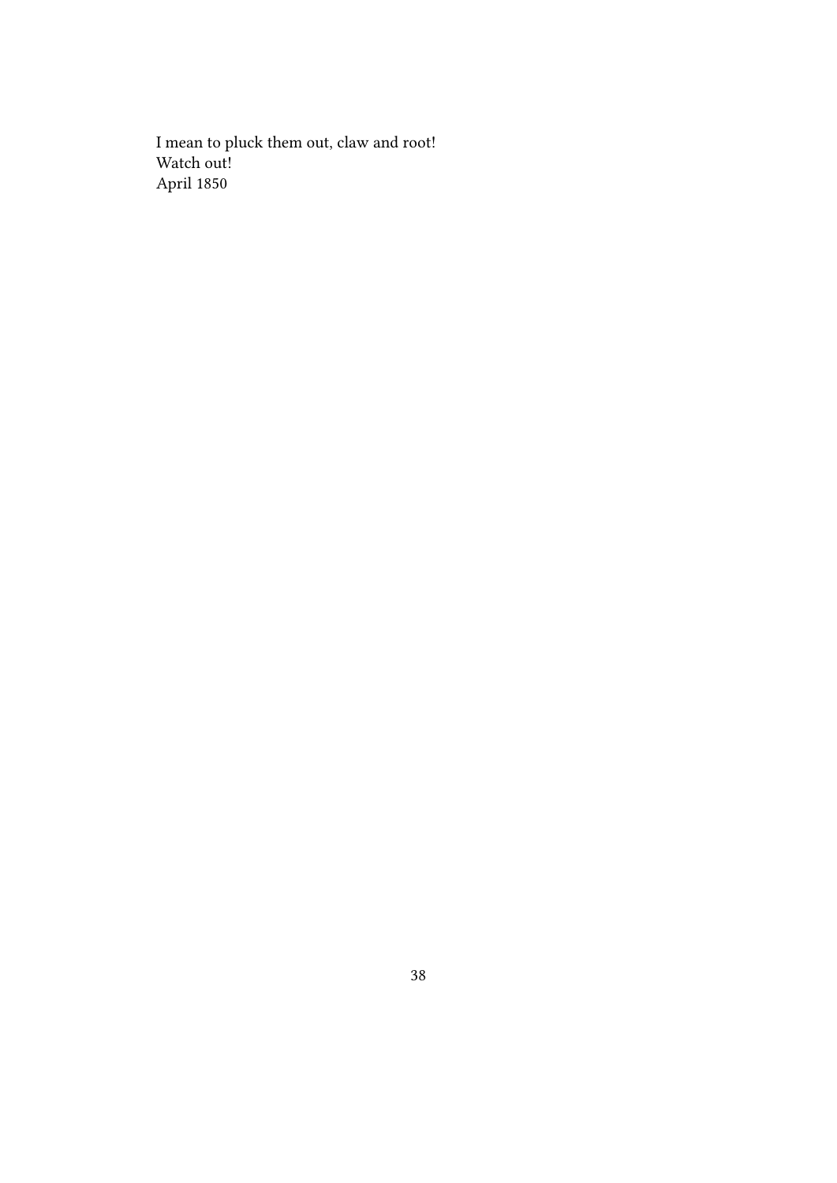I mean to pluck them out, claw and root!
Watch out!
April 1850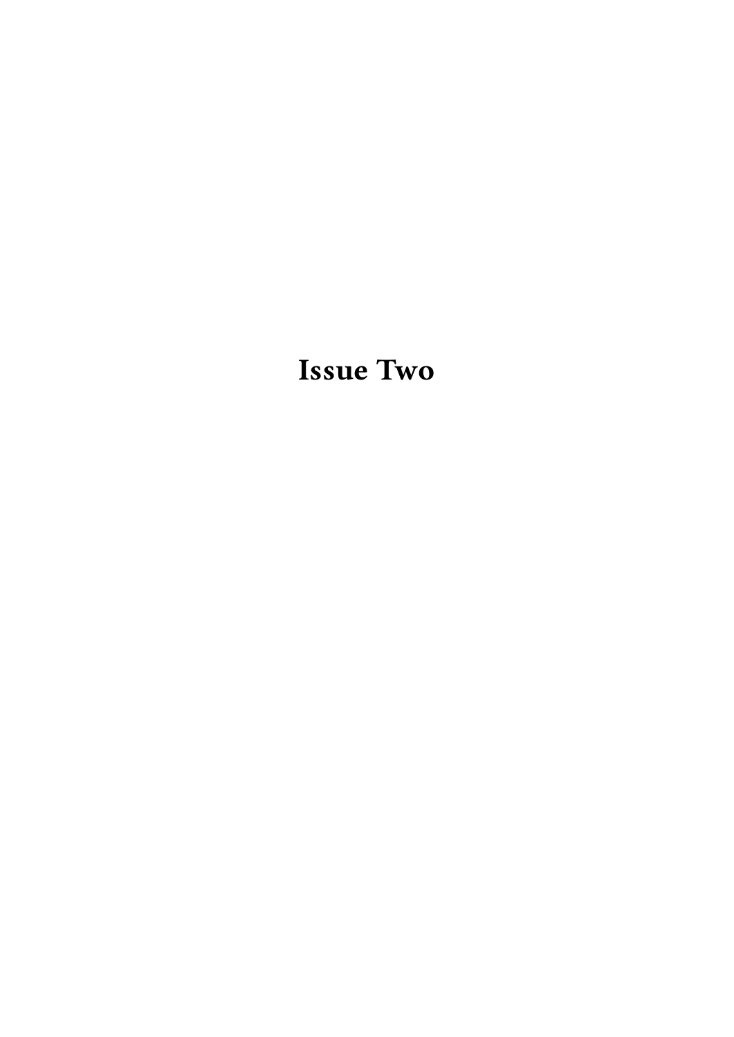# Issue Two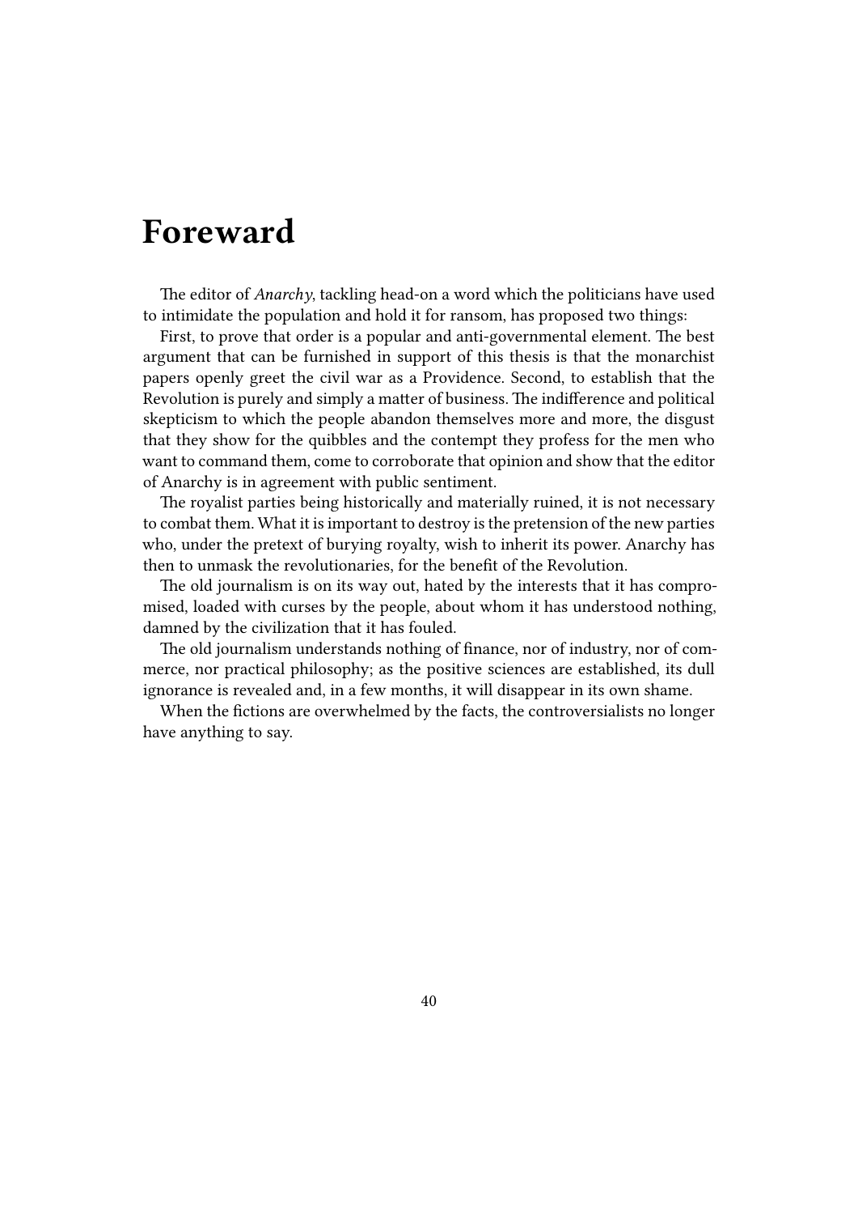# Foreward

The editor of *Anarchy*, tackling head-on a word which the politicians have used to intimidate the population and hold it for ransom, has proposed two things:

First, to prove that order is a popular and anti-governmental element. The best argument that can be furnished in support of this thesis is that the monarchist papers openly greet the civil war as a Providence. Second, to establish that the Revolution is purely and simply a matter of business. The indifference and political skepticism to which the people abandon themselves more and more, the disgust that they show for the quibbles and the contempt they profess for the men who want to command them, come to corroborate that opinion and show that the editor of Anarchy is in agreement with public sentiment.

The royalist parties being historically and materially ruined, it is not necessary to combat them. What it is important to destroy is the pretension of the new parties who, under the pretext of burying royalty, wish to inherit its power. Anarchy has then to unmask the revolutionaries, for the benefit of the Revolution.

The old journalism is on its way out, hated by the interests that it has compromised, loaded with curses by the people, about whom it has understood nothing, damned by the civilization that it has fouled.

The old journalism understands nothing of finance, nor of industry, nor of commerce, nor practical philosophy; as the positive sciences are established, its dull ignorance is revealed and, in a few months, it will disappear in its own shame.

When the fictions are overwhelmed by the facts, the controversialists no longer have anything to say.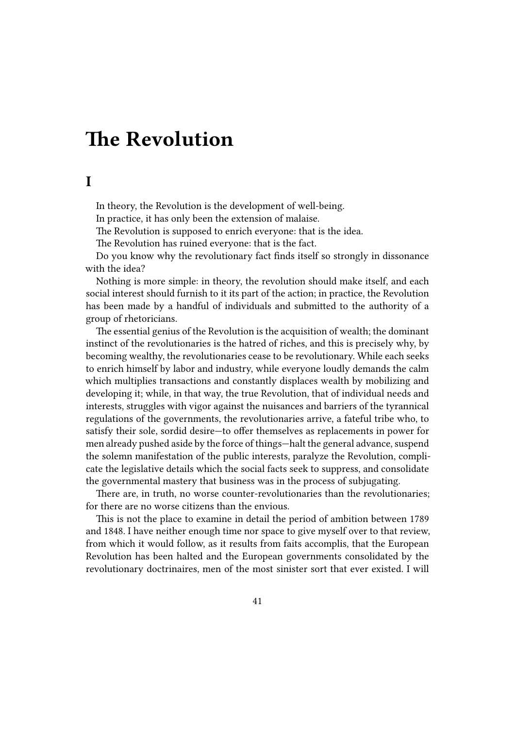# The Revolution

## I

In theory, the Revolution is the development of well-being.

In practice, it has only been the extension of malaise.

The Revolution is supposed to enrich everyone: that is the idea.

The Revolution has ruined everyone: that is the fact.

Do you know why the revolutionary fact finds itself so strongly in dissonance with the idea?

Nothing is more simple: in theory, the revolution should make itself, and each social interest should furnish to it its part of the action; in practice, the Revolution has been made by a handful of individuals and submitted to the authority of a group of rhetoricians.

The essential genius of the Revolution is the acquisition of wealth; the dominant instinct of the revolutionaries is the hatred of riches, and this is precisely why, by becoming wealthy, the revolutionaries cease to be revolutionary. While each seeks to enrich himself by labor and industry, while everyone loudly demands the calm which multiplies transactions and constantly displaces wealth by mobilizing and developing it; while, in that way, the true Revolution, that of individual needs and interests, struggles with vigor against the nuisances and barriers of the tyrannical regulations of the governments, the revolutionaries arrive, a fateful tribe who, to satisfy their sole, sordid desire—to offer themselves as replacements in power for men already pushed aside by the force of things—halt the general advance, suspend the solemn manifestation of the public interests, paralyze the Revolution, complicate the legislative details which the social facts seek to suppress, and consolidate the governmental mastery that business was in the process of subjugating.

There are, in truth, no worse counter-revolutionaries than the revolutionaries; for there are no worse citizens than the envious.

This is not the place to examine in detail the period of ambition between 1789 and 1848. I have neither enough time nor space to give myself over to that review, from which it would follow, as it results from faits accomplis, that the European Revolution has been halted and the European governments consolidated by the revolutionary doctrinaires, men of the most sinister sort that ever existed. I will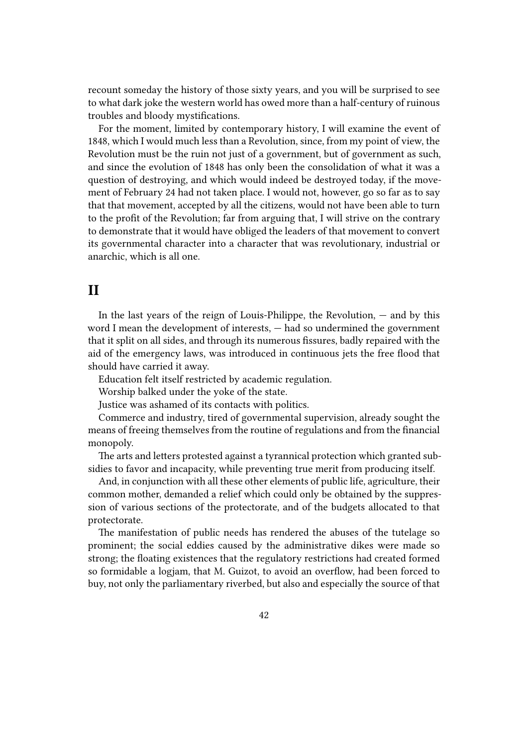recount someday the history of those sixty years, and you will be surprised to see to what dark joke the western world has owed more than a half-century of ruinous troubles and bloody mystifications.

For the moment, limited by contemporary history, I will examine the event of 1848, which I would much less than a Revolution, since, from my point of view, the Revolution must be the ruin not just of a government, but of government as such, and since the evolution of 1848 has only been the consolidation of what it was a question of destroying, and which would indeed be destroyed today, if the movement of February 24 had not taken place. I would not, however, go so far as to say that that movement, accepted by all the citizens, would not have been able to turn to the profit of the Revolution; far from arguing that, I will strive on the contrary to demonstrate that it would have obliged the leaders of that movement to convert its governmental character into a character that was revolutionary, industrial or anarchic, which is all one.

## II

In the last years of the reign of Louis-Philippe, the Revolution, — and by this word I mean the development of interests, — had so undermined the government that it split on all sides, and through its numerous fissures, badly repaired with the aid of the emergency laws, was introduced in continuous jets the free flood that should have carried it away.

Education felt itself restricted by academic regulation.

Worship balked under the yoke of the state.

Justice was ashamed of its contacts with politics.

Commerce and industry, tired of governmental supervision, already sought the means of freeing themselves from the routine of regulations and from the financial monopoly.

The arts and letters protested against a tyrannical protection which granted subsidies to favor and incapacity, while preventing true merit from producing itself.

And, in conjunction with all these other elements of public life, agriculture, their common mother, demanded a relief which could only be obtained by the suppression of various sections of the protectorate, and of the budgets allocated to that protectorate.

The manifestation of public needs has rendered the abuses of the tutelage so prominent; the social eddies caused by the administrative dikes were made so strong; the floating existences that the regulatory restrictions had created formed so formidable a logjam, that M. Guizot, to avoid an overflow, had been forced to buy, not only the parliamentary riverbed, but also and especially the source of that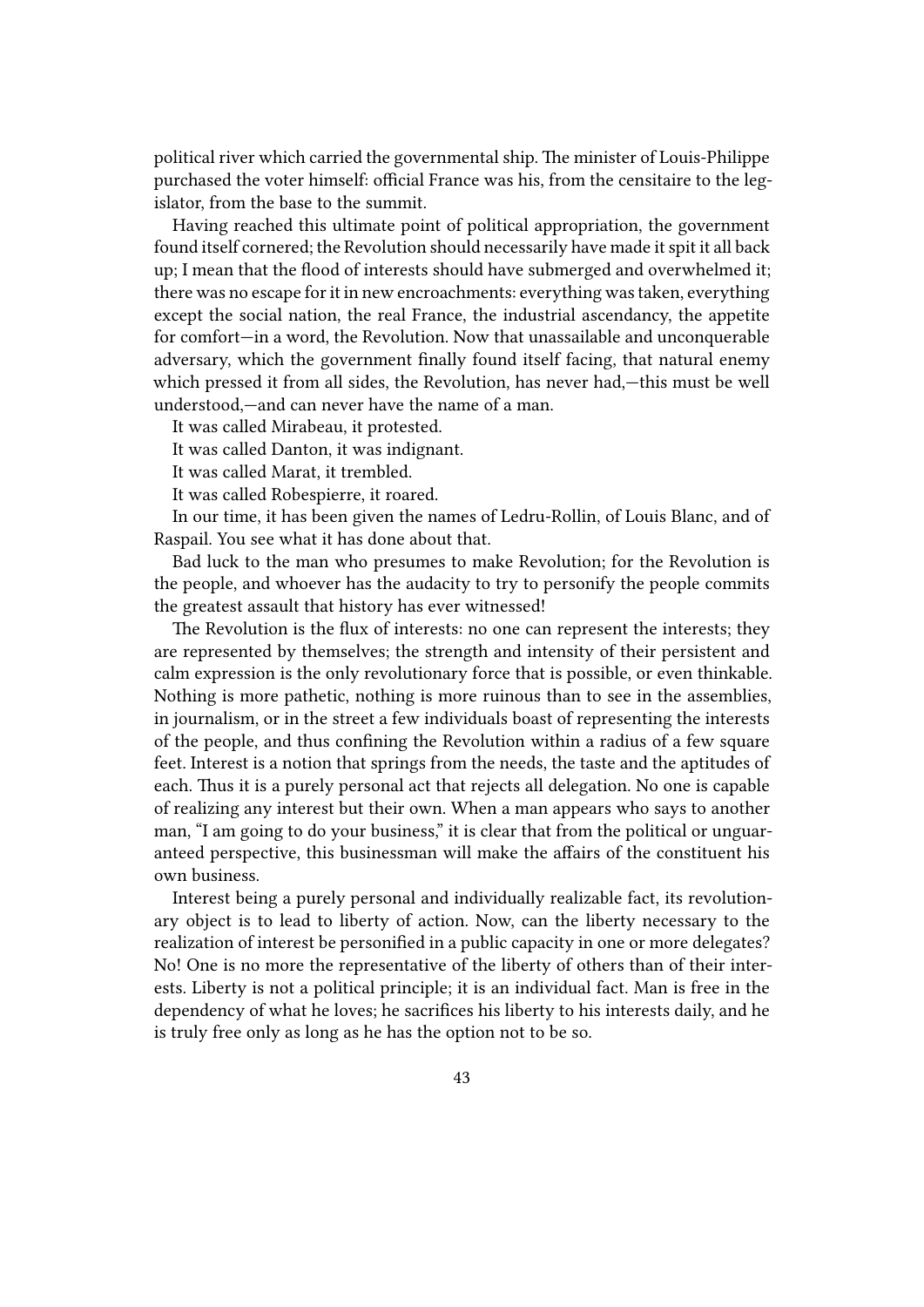political river which carried the governmental ship. The minister of Louis-Philippe purchased the voter himself: official France was his, from the censitaire to the legislator, from the base to the summit.

Having reached this ultimate point of political appropriation, the government found itself cornered; the Revolution should necessarily have made it spit it all back up; I mean that the flood of interests should have submerged and overwhelmed it; there was no escape for it in new encroachments: everything was taken, everything except the social nation, the real France, the industrial ascendancy, the appetite for comfort—in a word, the Revolution. Now that unassailable and unconquerable adversary, which the government finally found itself facing, that natural enemy which pressed it from all sides, the Revolution, has never had,—this must be well understood,—and can never have the name of a man.

It was called Mirabeau, it protested.

It was called Danton, it was indignant.

It was called Marat, it trembled.

It was called Robespierre, it roared.

In our time, it has been given the names of Ledru-Rollin, of Louis Blanc, and of Raspail. You see what it has done about that.

Bad luck to the man who presumes to make Revolution; for the Revolution is the people, and whoever has the audacity to try to personify the people commits the greatest assault that history has ever witnessed!

The Revolution is the flux of interests: no one can represent the interests; they are represented by themselves; the strength and intensity of their persistent and calm expression is the only revolutionary force that is possible, or even thinkable. Nothing is more pathetic, nothing is more ruinous than to see in the assemblies, in journalism, or in the street a few individuals boast of representing the interests of the people, and thus confining the Revolution within a radius of a few square feet. Interest is a notion that springs from the needs, the taste and the aptitudes of each. Thus it is a purely personal act that rejects all delegation. No one is capable of realizing any interest but their own. When a man appears who says to another man, "I am going to do your business," it is clear that from the political or unguaranteed perspective, this businessman will make the affairs of the constituent his own business.

Interest being a purely personal and individually realizable fact, its revolutionary object is to lead to liberty of action. Now, can the liberty necessary to the realization of interest be personified in a public capacity in one or more delegates? No! One is no more the representative of the liberty of others than of their interests. Liberty is not a political principle; it is an individual fact. Man is free in the dependency of what he loves; he sacrifices his liberty to his interests daily, and he is truly free only as long as he has the option not to be so.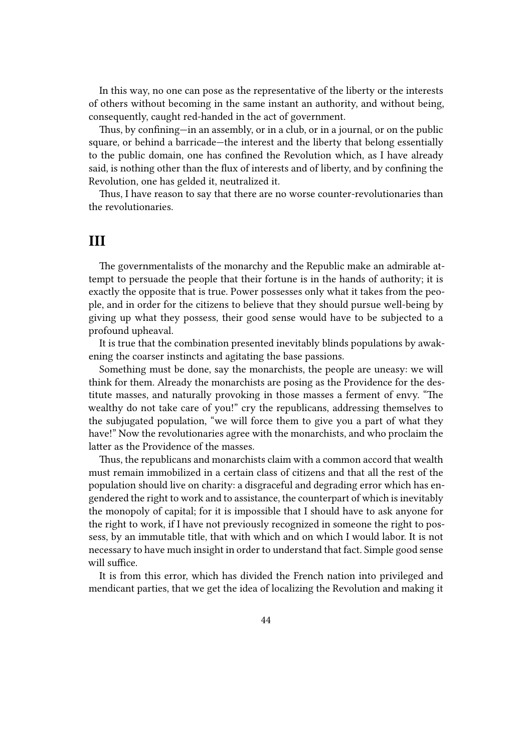In this way, no one can pose as the representative of the liberty or the interests of others without becoming in the same instant an authority, and without being, consequently, caught red-handed in the act of government.

Thus, by confining—in an assembly, or in a club, or in a journal, or on the public square, or behind a barricade—the interest and the liberty that belong essentially to the public domain, one has confined the Revolution which, as I have already said, is nothing other than the flux of interests and of liberty, and by confining the Revolution, one has gelded it, neutralized it.

Thus, I have reason to say that there are no worse counter-revolutionaries than the revolutionaries.

## III

The governmentalists of the monarchy and the Republic make an admirable attempt to persuade the people that their fortune is in the hands of authority; it is exactly the opposite that is true. Power possesses only what it takes from the people, and in order for the citizens to believe that they should pursue well-being by giving up what they possess, their good sense would have to be subjected to a profound upheaval.

It is true that the combination presented inevitably blinds populations by awakening the coarser instincts and agitating the base passions.

Something must be done, say the monarchists, the people are uneasy: we will think for them. Already the monarchists are posing as the Providence for the destitute masses, and naturally provoking in those masses a ferment of envy. "The wealthy do not take care of you!" cry the republicans, addressing themselves to the subjugated population, "we will force them to give you a part of what they have!" Now the revolutionaries agree with the monarchists, and who proclaim the latter as the Providence of the masses.

Thus, the republicans and monarchists claim with a common accord that wealth must remain immobilized in a certain class of citizens and that all the rest of the population should live on charity: a disgraceful and degrading error which has engendered the right to work and to assistance, the counterpart of which is inevitably the monopoly of capital; for it is impossible that I should have to ask anyone for the right to work, if I have not previously recognized in someone the right to possess, by an immutable title, that with which and on which I would labor. It is not necessary to have much insight in order to understand that fact. Simple good sense will suffice.

It is from this error, which has divided the French nation into privileged and mendicant parties, that we get the idea of localizing the Revolution and making it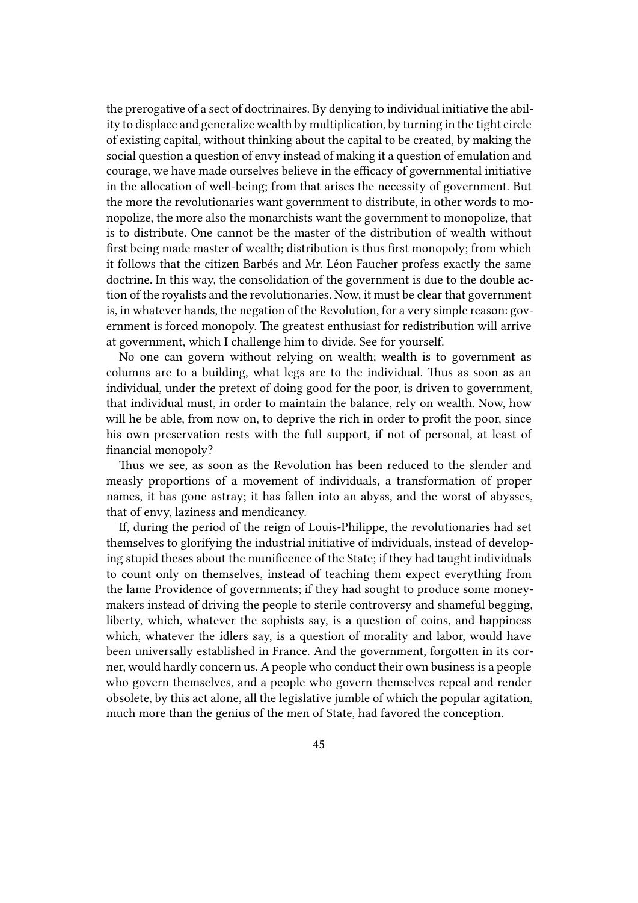the prerogative of a sect of doctrinaires. By denying to individual initiative the ability to displace and generalize wealth by multiplication, by turning in the tight circle of existing capital, without thinking about the capital to be created, by making the social question a question of envy instead of making it a question of emulation and courage, we have made ourselves believe in the efficacy of governmental initiative in the allocation of well-being; from that arises the necessity of government. But the more the revolutionaries want government to distribute, in other words to monopolize, the more also the monarchists want the government to monopolize, that is to distribute. One cannot be the master of the distribution of wealth without first being made master of wealth; distribution is thus first monopoly; from which it follows that the citizen Barbés and Mr. Léon Faucher profess exactly the same doctrine. In this way, the consolidation of the government is due to the double action of the royalists and the revolutionaries. Now, it must be clear that government is, in whatever hands, the negation of the Revolution, for a very simple reason: government is forced monopoly. The greatest enthusiast for redistribution will arrive at government, which I challenge him to divide. See for yourself.

No one can govern without relying on wealth; wealth is to government as columns are to a building, what legs are to the individual. Thus as soon as an individual, under the pretext of doing good for the poor, is driven to government, that individual must, in order to maintain the balance, rely on wealth. Now, how will he be able, from now on, to deprive the rich in order to profit the poor, since his own preservation rests with the full support, if not of personal, at least of financial monopoly?

Thus we see, as soon as the Revolution has been reduced to the slender and measly proportions of a movement of individuals, a transformation of proper names, it has gone astray; it has fallen into an abyss, and the worst of abysses, that of envy, laziness and mendicancy.

If, during the period of the reign of Louis-Philippe, the revolutionaries had set themselves to glorifying the industrial initiative of individuals, instead of developing stupid theses about the munificence of the State; if they had taught individuals to count only on themselves, instead of teaching them expect everything from the lame Providence of governments; if they had sought to produce some moneymakers instead of driving the people to sterile controversy and shameful begging, liberty, which, whatever the sophists say, is a question of coins, and happiness which, whatever the idlers say, is a question of morality and labor, would have been universally established in France. And the government, forgotten in its corner, would hardly concern us. A people who conduct their own business is a people who govern themselves, and a people who govern themselves repeal and render obsolete, by this act alone, all the legislative jumble of which the popular agitation, much more than the genius of the men of State, had favored the conception.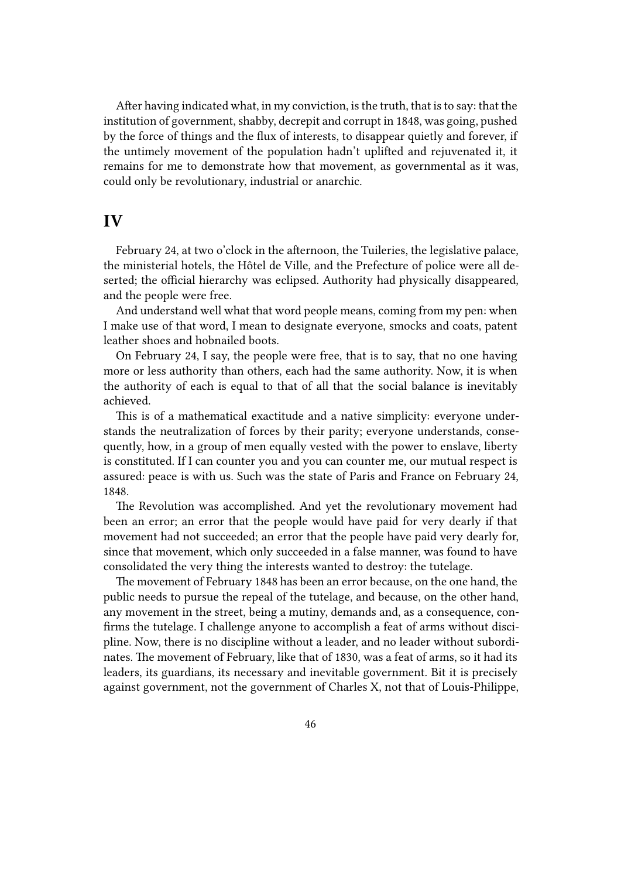After having indicated what, in my conviction, is the truth, that is to say: that the institution of government, shabby, decrepit and corrupt in 1848, was going, pushed by the force of things and the flux of interests, to disappear quietly and forever, if the untimely movement of the population hadn't uplifted and rejuvenated it, it remains for me to demonstrate how that movement, as governmental as it was, could only be revolutionary, industrial or anarchic.

## IV

February 24, at two o'clock in the afternoon, the Tuileries, the legislative palace, the ministerial hotels, the Hôtel de Ville, and the Prefecture of police were all deserted; the official hierarchy was eclipsed. Authority had physically disappeared, and the people were free.

And understand well what that word people means, coming from my pen: when I make use of that word, I mean to designate everyone, smocks and coats, patent leather shoes and hobnailed boots.

On February 24, I say, the people were free, that is to say, that no one having more or less authority than others, each had the same authority. Now, it is when the authority of each is equal to that of all that the social balance is inevitably achieved.

This is of a mathematical exactitude and a native simplicity: everyone understands the neutralization of forces by their parity; everyone understands, consequently, how, in a group of men equally vested with the power to enslave, liberty is constituted. If I can counter you and you can counter me, our mutual respect is assured: peace is with us. Such was the state of Paris and France on February 24, 1848.

The Revolution was accomplished. And yet the revolutionary movement had been an error; an error that the people would have paid for very dearly if that movement had not succeeded; an error that the people have paid very dearly for, since that movement, which only succeeded in a false manner, was found to have consolidated the very thing the interests wanted to destroy: the tutelage.

The movement of February 1848 has been an error because, on the one hand, the public needs to pursue the repeal of the tutelage, and because, on the other hand, any movement in the street, being a mutiny, demands and, as a consequence, confirms the tutelage. I challenge anyone to accomplish a feat of arms without discipline. Now, there is no discipline without a leader, and no leader without subordinates. The movement of February, like that of 1830, was a feat of arms, so it had its leaders, its guardians, its necessary and inevitable government. Bit it is precisely against government, not the government of Charles X, not that of Louis-Philippe,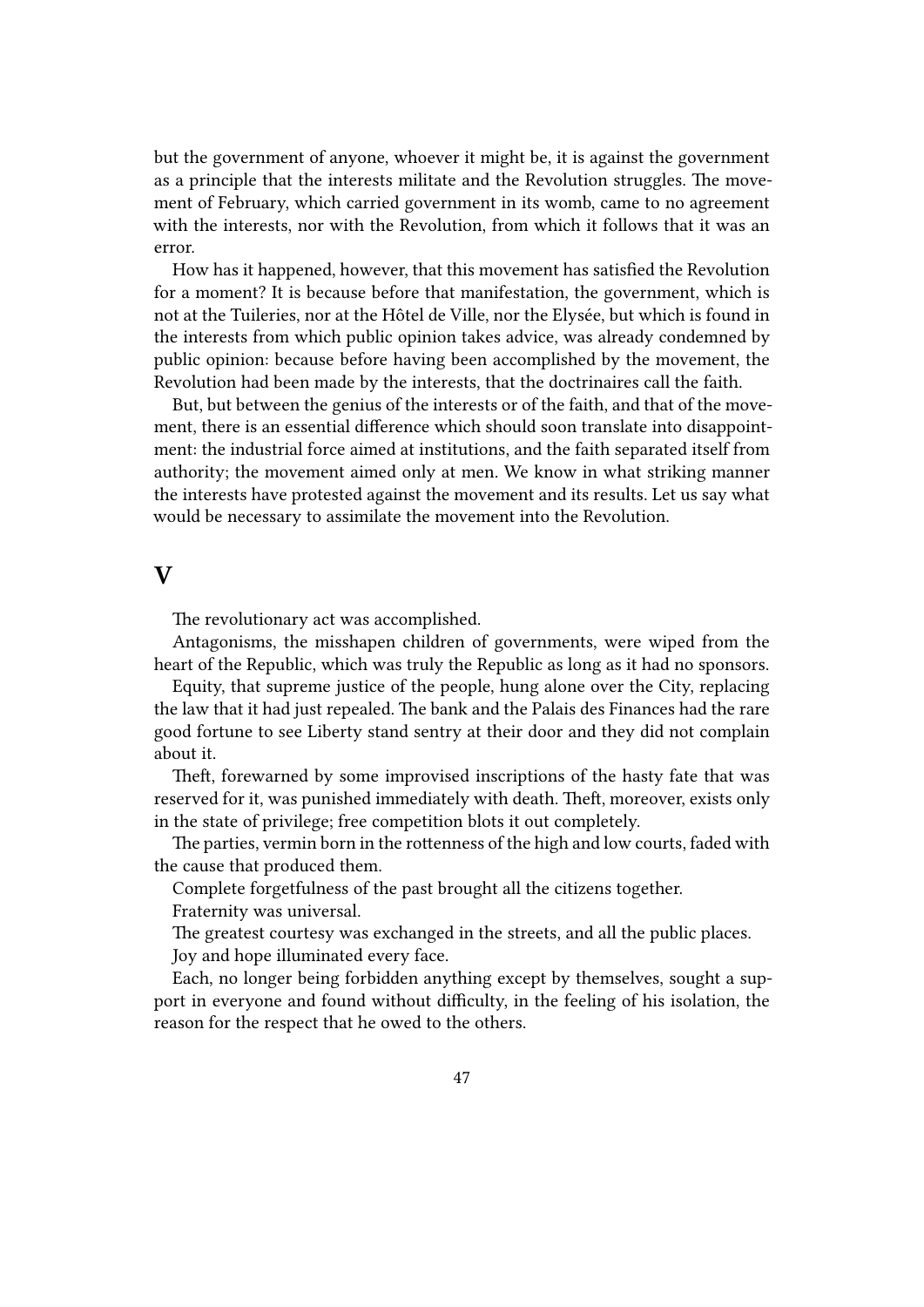but the government of anyone, whoever it might be, it is against the government as a principle that the interests militate and the Revolution struggles. The movement of February, which carried government in its womb, came to no agreement with the interests, nor with the Revolution, from which it follows that it was an error.

How has it happened, however, that this movement has satisfied the Revolution for a moment? It is because before that manifestation, the government, which is not at the Tuileries, nor at the Hôtel de Ville, nor the Elysée, but which is found in the interests from which public opinion takes advice, was already condemned by public opinion: because before having been accomplished by the movement, the Revolution had been made by the interests, that the doctrinaires call the faith.

But, but between the genius of the interests or of the faith, and that of the movement, there is an essential difference which should soon translate into disappointment: the industrial force aimed at institutions, and the faith separated itself from authority; the movement aimed only at men. We know in what striking manner the interests have protested against the movement and its results. Let us say what would be necessary to assimilate the movement into the Revolution.

## V

The revolutionary act was accomplished.

Antagonisms, the misshapen children of governments, were wiped from the heart of the Republic, which was truly the Republic as long as it had no sponsors.

Equity, that supreme justice of the people, hung alone over the City, replacing the law that it had just repealed. The bank and the Palais des Finances had the rare good fortune to see Liberty stand sentry at their door and they did not complain about it.

Theft, forewarned by some improvised inscriptions of the hasty fate that was reserved for it, was punished immediately with death. Theft, moreover, exists only in the state of privilege; free competition blots it out completely.

The parties, vermin born in the rottenness of the high and low courts, faded with the cause that produced them.

Complete forgetfulness of the past brought all the citizens together.

Fraternity was universal.

The greatest courtesy was exchanged in the streets, and all the public places.

Joy and hope illuminated every face.

Each, no longer being forbidden anything except by themselves, sought a support in everyone and found without difficulty, in the feeling of his isolation, the reason for the respect that he owed to the others.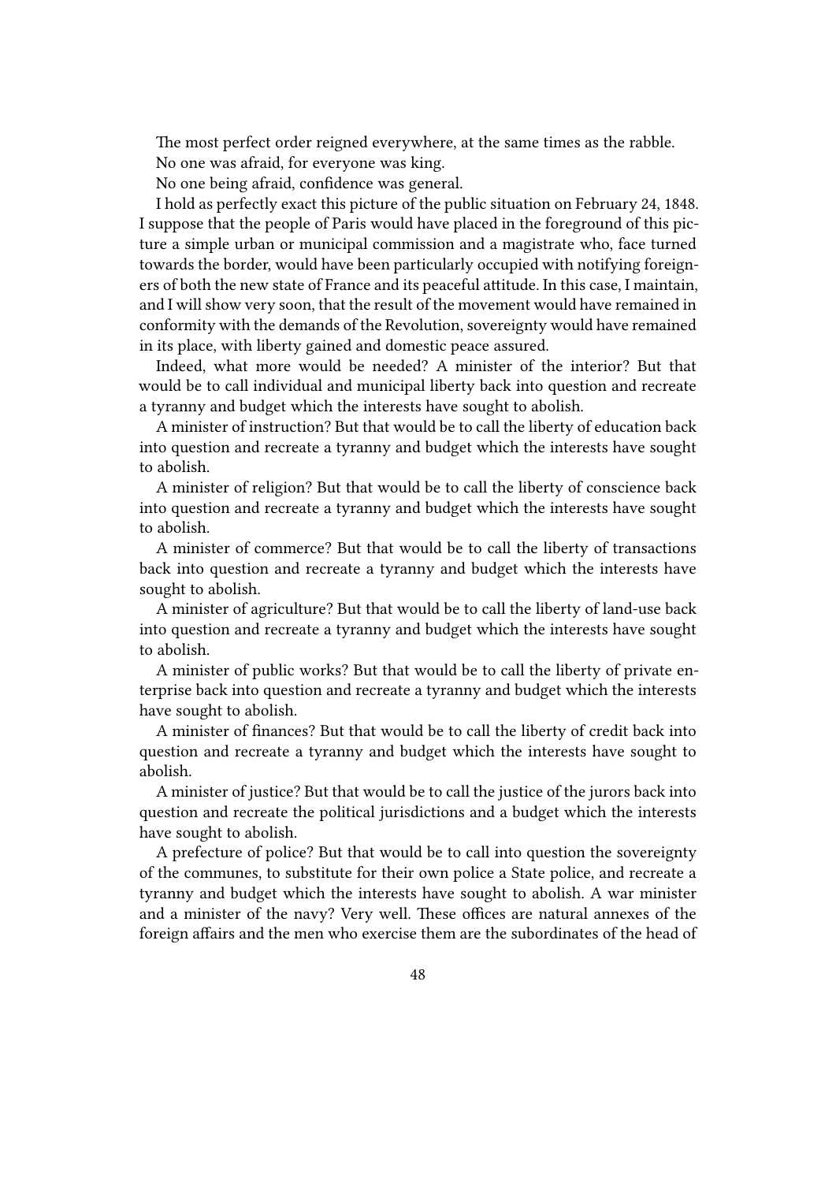The most perfect order reigned everywhere, at the same times as the rabble.

No one was afraid, for everyone was king.

No one being afraid, confidence was general.

I hold as perfectly exact this picture of the public situation on February 24, 1848. I suppose that the people of Paris would have placed in the foreground of this picture a simple urban or municipal commission and a magistrate who, face turned towards the border, would have been particularly occupied with notifying foreigners of both the new state of France and its peaceful attitude. In this case, I maintain, and I will show very soon, that the result of the movement would have remained in conformity with the demands of the Revolution, sovereignty would have remained in its place, with liberty gained and domestic peace assured.

Indeed, what more would be needed? A minister of the interior? But that would be to call individual and municipal liberty back into question and recreate a tyranny and budget which the interests have sought to abolish.

A minister of instruction? But that would be to call the liberty of education back into question and recreate a tyranny and budget which the interests have sought to abolish.

A minister of religion? But that would be to call the liberty of conscience back into question and recreate a tyranny and budget which the interests have sought to abolish.

A minister of commerce? But that would be to call the liberty of transactions back into question and recreate a tyranny and budget which the interests have sought to abolish.

A minister of agriculture? But that would be to call the liberty of land-use back into question and recreate a tyranny and budget which the interests have sought to abolish.

A minister of public works? But that would be to call the liberty of private enterprise back into question and recreate a tyranny and budget which the interests have sought to abolish.

A minister of finances? But that would be to call the liberty of credit back into question and recreate a tyranny and budget which the interests have sought to abolish.

A minister of justice? But that would be to call the justice of the jurors back into question and recreate the political jurisdictions and a budget which the interests have sought to abolish.

A prefecture of police? But that would be to call into question the sovereignty of the communes, to substitute for their own police a State police, and recreate a tyranny and budget which the interests have sought to abolish. A war minister and a minister of the navy? Very well. These offices are natural annexes of the foreign affairs and the men who exercise them are the subordinates of the head of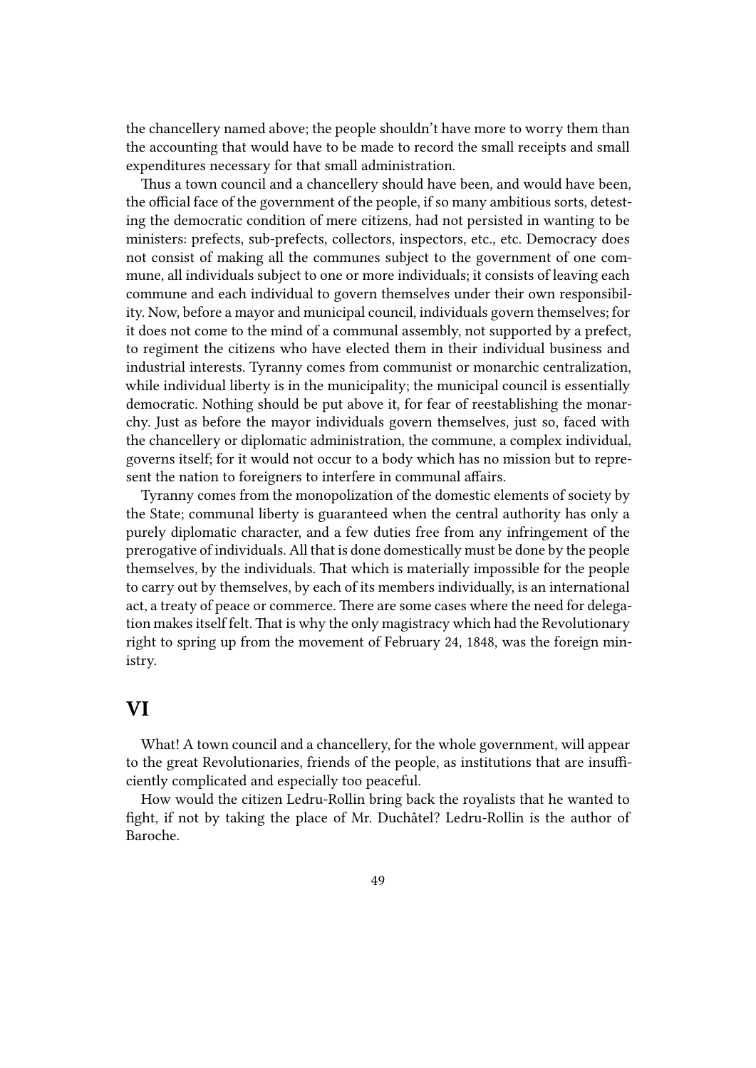the chancellery named above; the people shouldn't have more to worry them than the accounting that would have to be made to record the small receipts and small expenditures necessary for that small administration.

Thus a town council and a chancellery should have been, and would have been, the official face of the government of the people, if so many ambitious sorts, detesting the democratic condition of mere citizens, had not persisted in wanting to be ministers: prefects, sub-prefects, collectors, inspectors, etc., etc. Democracy does not consist of making all the communes subject to the government of one commune, all individuals subject to one or more individuals; it consists of leaving each commune and each individual to govern themselves under their own responsibility. Now, before a mayor and municipal council, individuals govern themselves; for it does not come to the mind of a communal assembly, not supported by a prefect, to regiment the citizens who have elected them in their individual business and industrial interests. Tyranny comes from communist or monarchic centralization, while individual liberty is in the municipality; the municipal council is essentially democratic. Nothing should be put above it, for fear of reestablishing the monarchy. Just as before the mayor individuals govern themselves, just so, faced with the chancellery or diplomatic administration, the commune, a complex individual, governs itself; for it would not occur to a body which has no mission but to represent the nation to foreigners to interfere in communal affairs.

Tyranny comes from the monopolization of the domestic elements of society by the State; communal liberty is guaranteed when the central authority has only a purely diplomatic character, and a few duties free from any infringement of the prerogative of individuals. All that is done domestically must be done by the people themselves, by the individuals. That which is materially impossible for the people to carry out by themselves, by each of its members individually, is an international act, a treaty of peace or commerce. There are some cases where the need for delegation makes itself felt. That is why the only magistracy which had the Revolutionary right to spring up from the movement of February 24, 1848, was the foreign ministry.

## VI

What! A town council and a chancellery, for the whole government, will appear to the great Revolutionaries, friends of the people, as institutions that are insufficiently complicated and especially too peaceful.

How would the citizen Ledru-Rollin bring back the royalists that he wanted to fight, if not by taking the place of Mr. Duchâtel? Ledru-Rollin is the author of Baroche.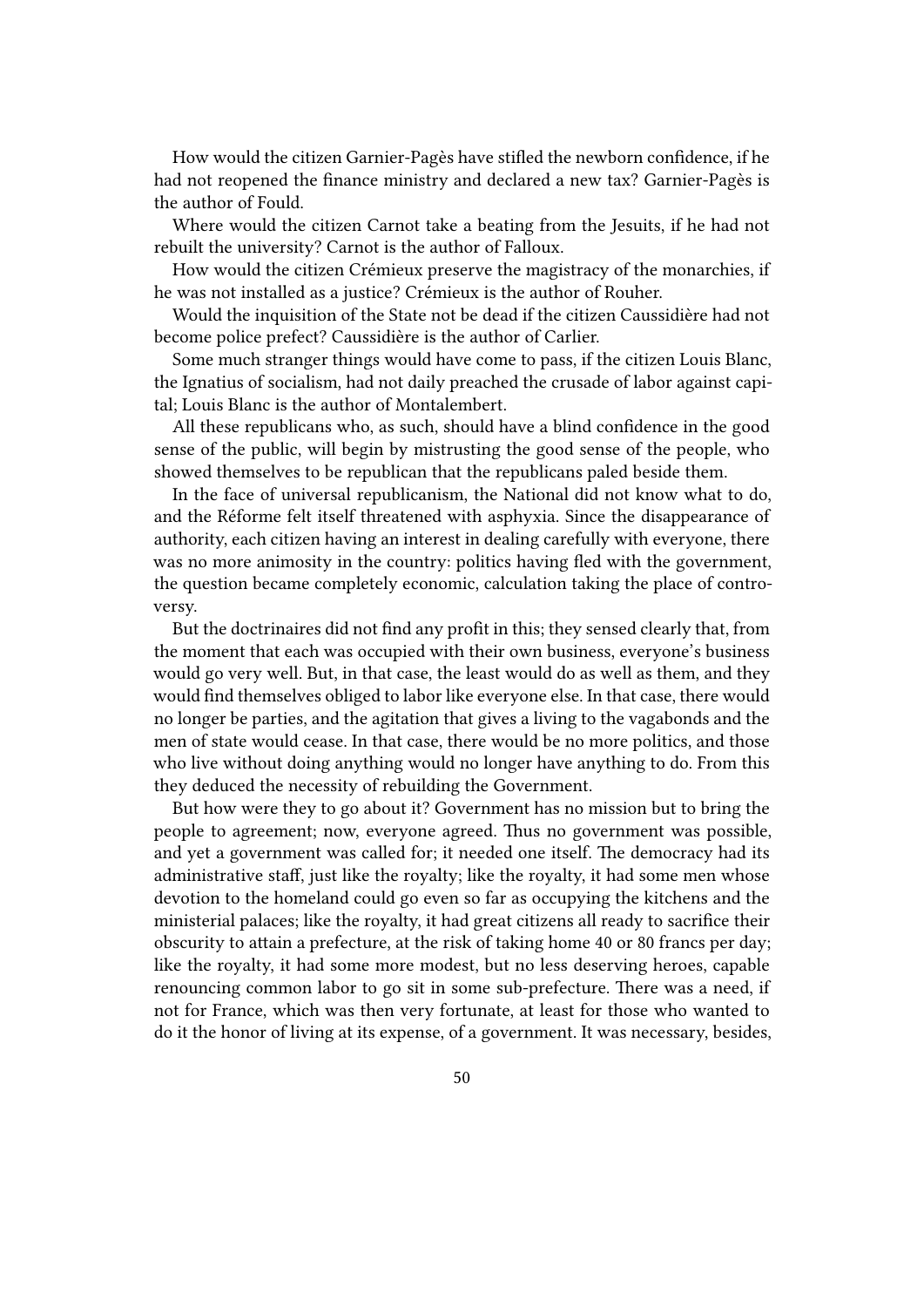How would the citizen Garnier-Pagès have stifled the newborn confidence, if he had not reopened the finance ministry and declared a new tax? Garnier-Pagès is the author of Fould.

Where would the citizen Carnot take a beating from the Jesuits, if he had not rebuilt the university? Carnot is the author of Falloux.

How would the citizen Crémieux preserve the magistracy of the monarchies, if he was not installed as a justice? Crémieux is the author of Rouher.

Would the inquisition of the State not be dead if the citizen Caussidière had not become police prefect? Caussidière is the author of Carlier.

Some much stranger things would have come to pass, if the citizen Louis Blanc, the Ignatius of socialism, had not daily preached the crusade of labor against capital; Louis Blanc is the author of Montalembert.

All these republicans who, as such, should have a blind confidence in the good sense of the public, will begin by mistrusting the good sense of the people, who showed themselves to be republican that the republicans paled beside them.

In the face of universal republicanism, the National did not know what to do, and the Réforme felt itself threatened with asphyxia. Since the disappearance of authority, each citizen having an interest in dealing carefully with everyone, there was no more animosity in the country: politics having fled with the government, the question became completely economic, calculation taking the place of controversy.

But the doctrinaires did not find any profit in this; they sensed clearly that, from the moment that each was occupied with their own business, everyone's business would go very well. But, in that case, the least would do as well as them, and they would find themselves obliged to labor like everyone else. In that case, there would no longer be parties, and the agitation that gives a living to the vagabonds and the men of state would cease. In that case, there would be no more politics, and those who live without doing anything would no longer have anything to do. From this they deduced the necessity of rebuilding the Government.

But how were they to go about it? Government has no mission but to bring the people to agreement; now, everyone agreed. Thus no government was possible, and yet a government was called for; it needed one itself. The democracy had its administrative staff, just like the royalty; like the royalty, it had some men whose devotion to the homeland could go even so far as occupying the kitchens and the ministerial palaces; like the royalty, it had great citizens all ready to sacrifice their obscurity to attain a prefecture, at the risk of taking home 40 or 80 francs per day; like the royalty, it had some more modest, but no less deserving heroes, capable renouncing common labor to go sit in some sub-prefecture. There was a need, if not for France, which was then very fortunate, at least for those who wanted to do it the honor of living at its expense, of a government. It was necessary, besides,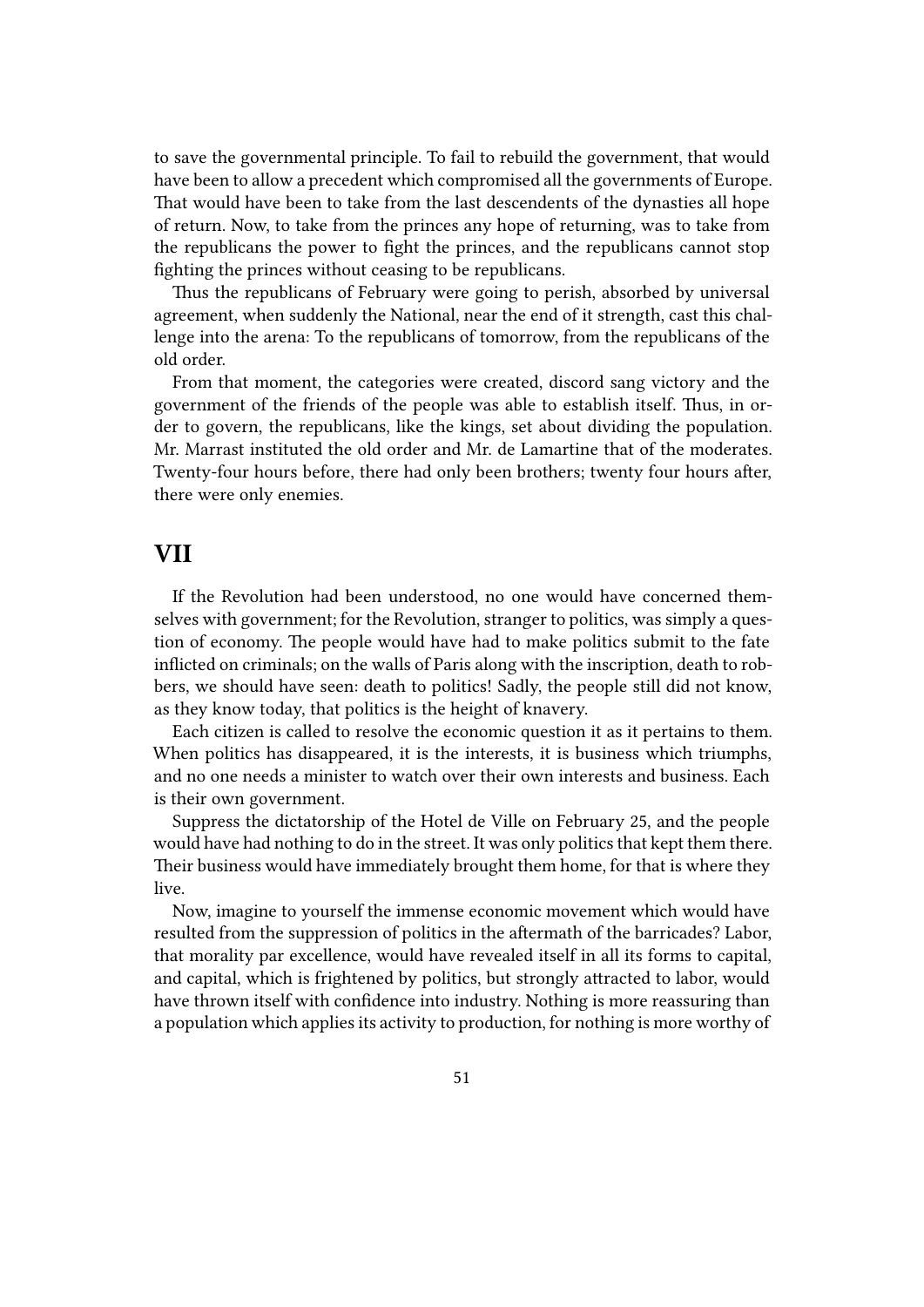to save the governmental principle. To fail to rebuild the government, that would have been to allow a precedent which compromised all the governments of Europe. That would have been to take from the last descendents of the dynasties all hope of return. Now, to take from the princes any hope of returning, was to take from the republicans the power to fight the princes, and the republicans cannot stop fighting the princes without ceasing to be republicans.

Thus the republicans of February were going to perish, absorbed by universal agreement, when suddenly the National, near the end of it strength, cast this challenge into the arena: To the republicans of tomorrow, from the republicans of the old order.

From that moment, the categories were created, discord sang victory and the government of the friends of the people was able to establish itself. Thus, in order to govern, the republicans, like the kings, set about dividing the population. Mr. Marrast instituted the old order and Mr. de Lamartine that of the moderates. Twenty-four hours before, there had only been brothers; twenty four hours after, there were only enemies.

## VII

If the Revolution had been understood, no one would have concerned themselves with government; for the Revolution, stranger to politics, was simply a question of economy. The people would have had to make politics submit to the fate inflicted on criminals; on the walls of Paris along with the inscription, death to robbers, we should have seen: death to politics! Sadly, the people still did not know, as they know today, that politics is the height of knavery.

Each citizen is called to resolve the economic question it as it pertains to them. When politics has disappeared, it is the interests, it is business which triumphs, and no one needs a minister to watch over their own interests and business. Each is their own government.

Suppress the dictatorship of the Hotel de Ville on February 25, and the people would have had nothing to do in the street. It was only politics that kept them there. Their business would have immediately brought them home, for that is where they live.

Now, imagine to yourself the immense economic movement which would have resulted from the suppression of politics in the aftermath of the barricades? Labor, that morality par excellence, would have revealed itself in all its forms to capital, and capital, which is frightened by politics, but strongly attracted to labor, would have thrown itself with confidence into industry. Nothing is more reassuring than a population which applies its activity to production, for nothing is more worthy of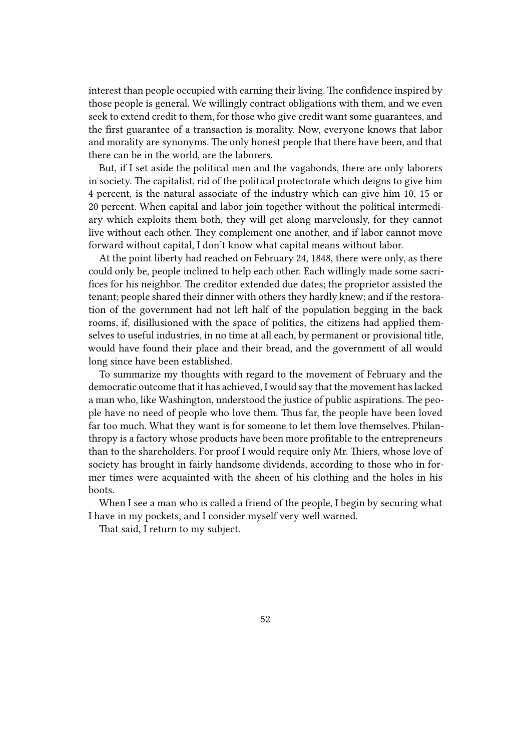interest than people occupied with earning their living. The confidence inspired by those people is general. We willingly contract obligations with them, and we even seek to extend credit to them, for those who give credit want some guarantees, and the first guarantee of a transaction is morality. Now, everyone knows that labor and morality are synonyms. The only honest people that there have been, and that there can be in the world, are the laborers.

But, if I set aside the political men and the vagabonds, there are only laborers in society. The capitalist, rid of the political protectorate which deigns to give him 4 percent, is the natural associate of the industry which can give him 10, 15 or 20 percent. When capital and labor join together without the political intermediary which exploits them both, they will get along marvelously, for they cannot live without each other. They complement one another, and if labor cannot move forward without capital, I don't know what capital means without labor.

At the point liberty had reached on February 24, 1848, there were only, as there could only be, people inclined to help each other. Each willingly made some sacrifices for his neighbor. The creditor extended due dates; the proprietor assisted the tenant; people shared their dinner with others they hardly knew; and if the restoration of the government had not left half of the population begging in the back rooms, if, disillusioned with the space of politics, the citizens had applied themselves to useful industries, in no time at all each, by permanent or provisional title, would have found their place and their bread, and the government of all would long since have been established.

To summarize my thoughts with regard to the movement of February and the democratic outcome that it has achieved, I would say that the movement has lacked a man who, like Washington, understood the justice of public aspirations. The people have no need of people who love them. Thus far, the people have been loved far too much. What they want is for someone to let them love themselves. Philanthropy is a factory whose products have been more profitable to the entrepreneurs than to the shareholders. For proof I would require only Mr. Thiers, whose love of society has brought in fairly handsome dividends, according to those who in former times were acquainted with the sheen of his clothing and the holes in his boots.

When I see a man who is called a friend of the people, I begin by securing what I have in my pockets, and I consider myself very well warned.

That said, I return to my subject.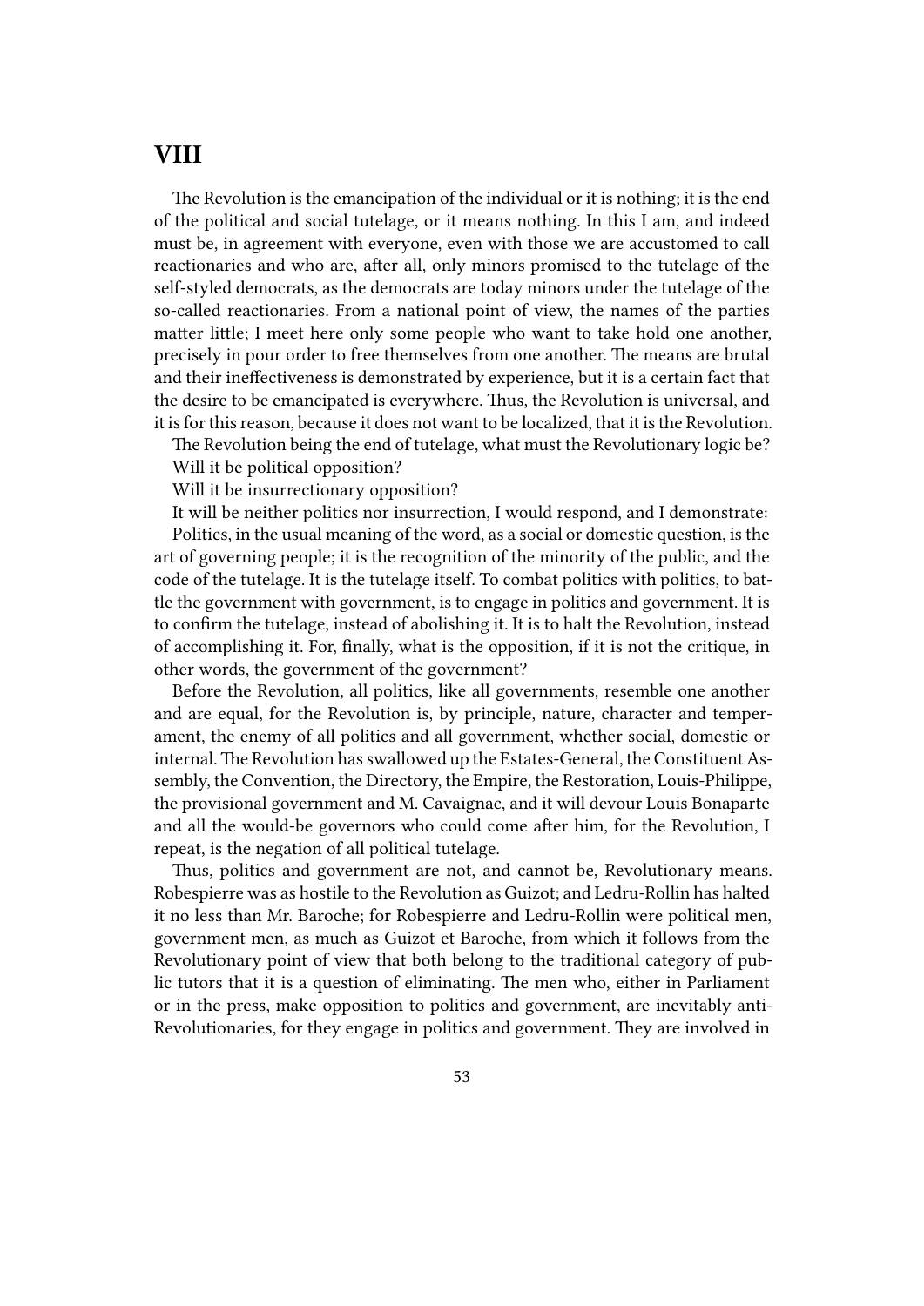## VIII

The Revolution is the emancipation of the individual or it is nothing; it is the end of the political and social tutelage, or it means nothing. In this I am, and indeed must be, in agreement with everyone, even with those we are accustomed to call reactionaries and who are, after all, only minors promised to the tutelage of the self-styled democrats, as the democrats are today minors under the tutelage of the so-called reactionaries. From a national point of view, the names of the parties matter little; I meet here only some people who want to take hold one another, precisely in pour order to free themselves from one another. The means are brutal and their ineffectiveness is demonstrated by experience, but it is a certain fact that the desire to be emancipated is everywhere. Thus, the Revolution is universal, and it is for this reason, because it does not want to be localized, that it is the Revolution.

The Revolution being the end of tutelage, what must the Revolutionary logic be?

Will it be political opposition?

Will it be insurrectionary opposition?

It will be neither politics nor insurrection, I would respond, and I demonstrate:

Politics, in the usual meaning of the word, as a social or domestic question, is the art of governing people; it is the recognition of the minority of the public, and the code of the tutelage. It is the tutelage itself. To combat politics with politics, to battle the government with government, is to engage in politics and government. It is to confirm the tutelage, instead of abolishing it. It is to halt the Revolution, instead of accomplishing it. For, finally, what is the opposition, if it is not the critique, in other words, the government of the government?

Before the Revolution, all politics, like all governments, resemble one another and are equal, for the Revolution is, by principle, nature, character and temperament, the enemy of all politics and all government, whether social, domestic or internal. The Revolution has swallowed up the Estates-General, the Constituent Assembly, the Convention, the Directory, the Empire, the Restoration, Louis-Philippe, the provisional government and M. Cavaignac, and it will devour Louis Bonaparte and all the would-be governors who could come after him, for the Revolution, I repeat, is the negation of all political tutelage.

Thus, politics and government are not, and cannot be, Revolutionary means. Robespierre was as hostile to the Revolution as Guizot; and Ledru-Rollin has halted it no less than Mr. Baroche; for Robespierre and Ledru-Rollin were political men, government men, as much as Guizot et Baroche, from which it follows from the Revolutionary point of view that both belong to the traditional category of public tutors that it is a question of eliminating. The men who, either in Parliament or in the press, make opposition to politics and government, are inevitably anti-Revolutionaries, for they engage in politics and government. They are involved in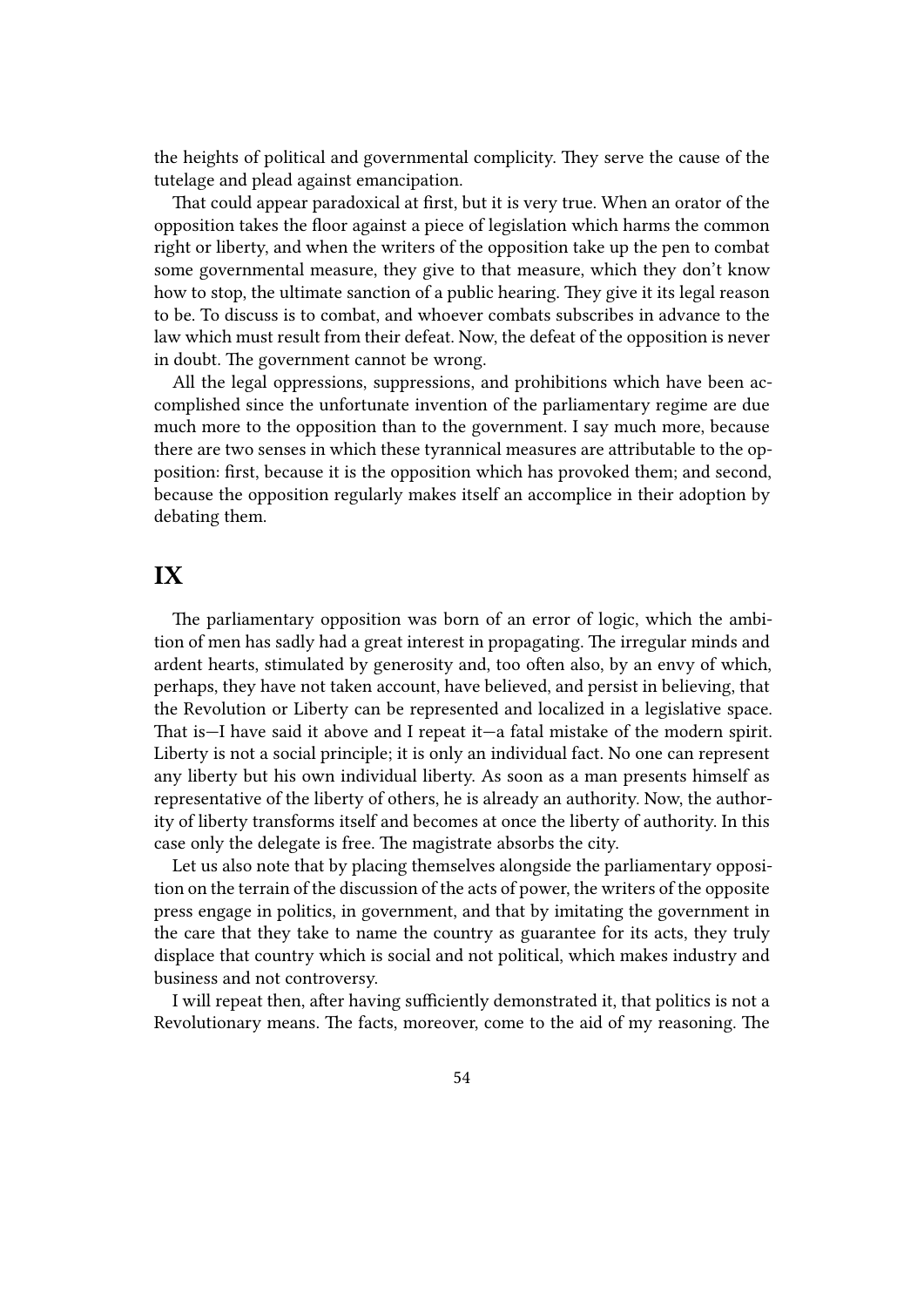the heights of political and governmental complicity. They serve the cause of the tutelage and plead against emancipation.

That could appear paradoxical at first, but it is very true. When an orator of the opposition takes the floor against a piece of legislation which harms the common right or liberty, and when the writers of the opposition take up the pen to combat some governmental measure, they give to that measure, which they don't know how to stop, the ultimate sanction of a public hearing. They give it its legal reason to be. To discuss is to combat, and whoever combats subscribes in advance to the law which must result from their defeat. Now, the defeat of the opposition is never in doubt. The government cannot be wrong.

All the legal oppressions, suppressions, and prohibitions which have been accomplished since the unfortunate invention of the parliamentary regime are due much more to the opposition than to the government. I say much more, because there are two senses in which these tyrannical measures are attributable to the opposition: first, because it is the opposition which has provoked them; and second, because the opposition regularly makes itself an accomplice in their adoption by debating them.

## IX

The parliamentary opposition was born of an error of logic, which the ambition of men has sadly had a great interest in propagating. The irregular minds and ardent hearts, stimulated by generosity and, too often also, by an envy of which, perhaps, they have not taken account, have believed, and persist in believing, that the Revolution or Liberty can be represented and localized in a legislative space. That is—I have said it above and I repeat it—a fatal mistake of the modern spirit. Liberty is not a social principle; it is only an individual fact. No one can represent any liberty but his own individual liberty. As soon as a man presents himself as representative of the liberty of others, he is already an authority. Now, the authority of liberty transforms itself and becomes at once the liberty of authority. In this case only the delegate is free. The magistrate absorbs the city.

Let us also note that by placing themselves alongside the parliamentary opposition on the terrain of the discussion of the acts of power, the writers of the opposite press engage in politics, in government, and that by imitating the government in the care that they take to name the country as guarantee for its acts, they truly displace that country which is social and not political, which makes industry and business and not controversy.

I will repeat then, after having sufficiently demonstrated it, that politics is not a Revolutionary means. The facts, moreover, come to the aid of my reasoning. The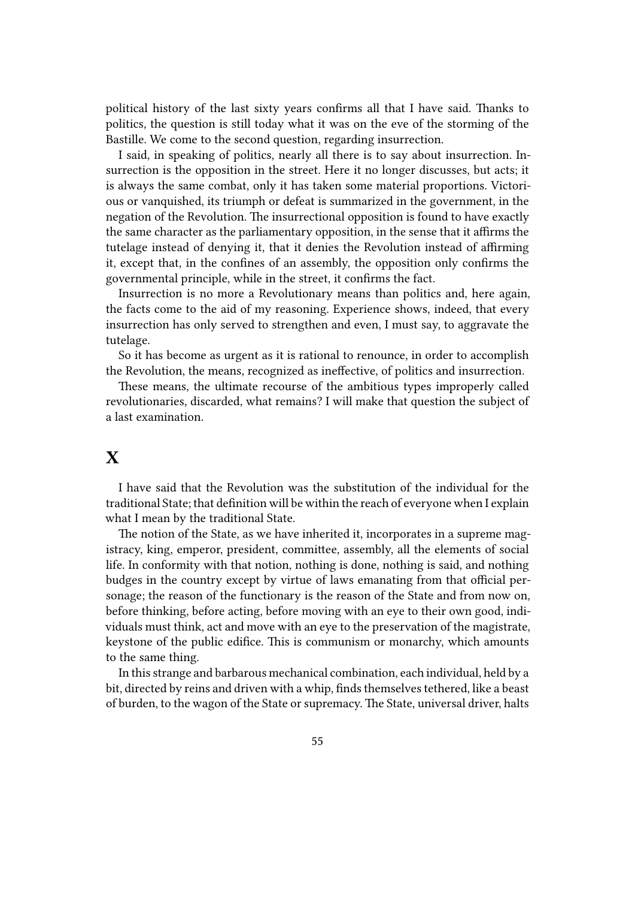political history of the last sixty years confirms all that I have said. Thanks to politics, the question is still today what it was on the eve of the storming of the Bastille. We come to the second question, regarding insurrection.

I said, in speaking of politics, nearly all there is to say about insurrection. Insurrection is the opposition in the street. Here it no longer discusses, but acts; it is always the same combat, only it has taken some material proportions. Victorious or vanquished, its triumph or defeat is summarized in the government, in the negation of the Revolution. The insurrectional opposition is found to have exactly the same character as the parliamentary opposition, in the sense that it affirms the tutelage instead of denying it, that it denies the Revolution instead of affirming it, except that, in the confines of an assembly, the opposition only confirms the governmental principle, while in the street, it confirms the fact.

Insurrection is no more a Revolutionary means than politics and, here again, the facts come to the aid of my reasoning. Experience shows, indeed, that every insurrection has only served to strengthen and even, I must say, to aggravate the tutelage.

So it has become as urgent as it is rational to renounce, in order to accomplish the Revolution, the means, recognized as ineffective, of politics and insurrection.

These means, the ultimate recourse of the ambitious types improperly called revolutionaries, discarded, what remains? I will make that question the subject of a last examination.

## X

I have said that the Revolution was the substitution of the individual for the traditional State; that definition will be within the reach of everyone when I explain what I mean by the traditional State.

The notion of the State, as we have inherited it, incorporates in a supreme magistracy, king, emperor, president, committee, assembly, all the elements of social life. In conformity with that notion, nothing is done, nothing is said, and nothing budges in the country except by virtue of laws emanating from that official personage; the reason of the functionary is the reason of the State and from now on, before thinking, before acting, before moving with an eye to their own good, individuals must think, act and move with an eye to the preservation of the magistrate, keystone of the public edifice. This is communism or monarchy, which amounts to the same thing.

In this strange and barbarous mechanical combination, each individual, held by a bit, directed by reins and driven with a whip, finds themselves tethered, like a beast of burden, to the wagon of the State or supremacy. The State, universal driver, halts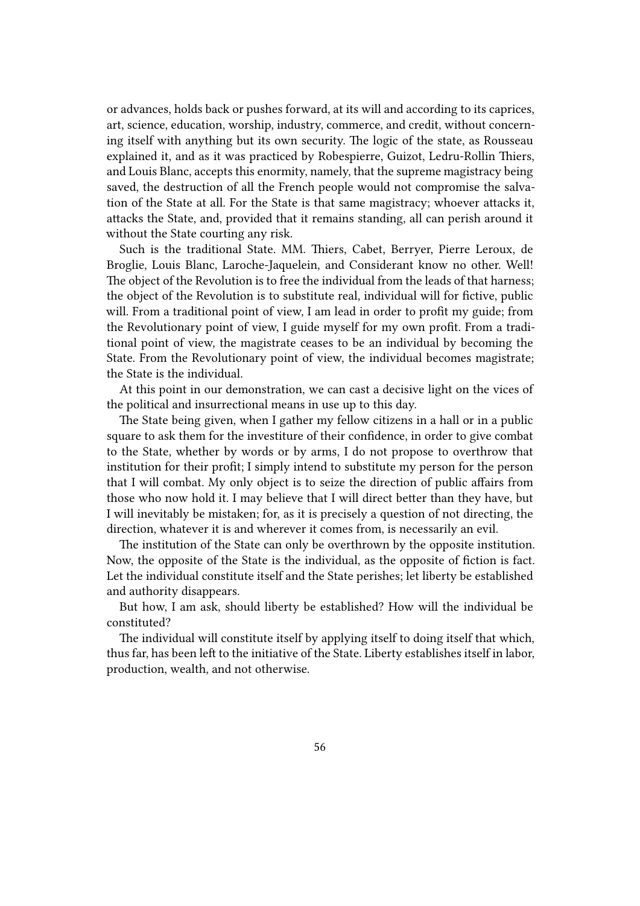or advances, holds back or pushes forward, at its will and according to its caprices, art, science, education, worship, industry, commerce, and credit, without concerning itself with anything but its own security. The logic of the state, as Rousseau explained it, and as it was practiced by Robespierre, Guizot, Ledru-Rollin Thiers, and Louis Blanc, accepts this enormity, namely, that the supreme magistracy being saved, the destruction of all the French people would not compromise the salvation of the State at all. For the State is that same magistracy; whoever attacks it, attacks the State, and, provided that it remains standing, all can perish around it without the State courting any risk.

Such is the traditional State. MM. Thiers, Cabet, Berryer, Pierre Leroux, de Broglie, Louis Blanc, Laroche-Jaquelein, and Considerant know no other. Well! The object of the Revolution is to free the individual from the leads of that harness; the object of the Revolution is to substitute real, individual will for fictive, public will. From a traditional point of view, I am lead in order to profit my guide; from the Revolutionary point of view, I guide myself for my own profit. From a traditional point of view, the magistrate ceases to be an individual by becoming the State. From the Revolutionary point of view, the individual becomes magistrate; the State is the individual.

At this point in our demonstration, we can cast a decisive light on the vices of the political and insurrectional means in use up to this day.

The State being given, when I gather my fellow citizens in a hall or in a public square to ask them for the investiture of their confidence, in order to give combat to the State, whether by words or by arms, I do not propose to overthrow that institution for their profit; I simply intend to substitute my person for the person that I will combat. My only object is to seize the direction of public affairs from those who now hold it. I may believe that I will direct better than they have, but I will inevitably be mistaken; for, as it is precisely a question of not directing, the direction, whatever it is and wherever it comes from, is necessarily an evil.

The institution of the State can only be overthrown by the opposite institution. Now, the opposite of the State is the individual, as the opposite of fiction is fact. Let the individual constitute itself and the State perishes; let liberty be established and authority disappears.

But how, I am ask, should liberty be established? How will the individual be constituted?

The individual will constitute itself by applying itself to doing itself that which, thus far, has been left to the initiative of the State. Liberty establishes itself in labor, production, wealth, and not otherwise.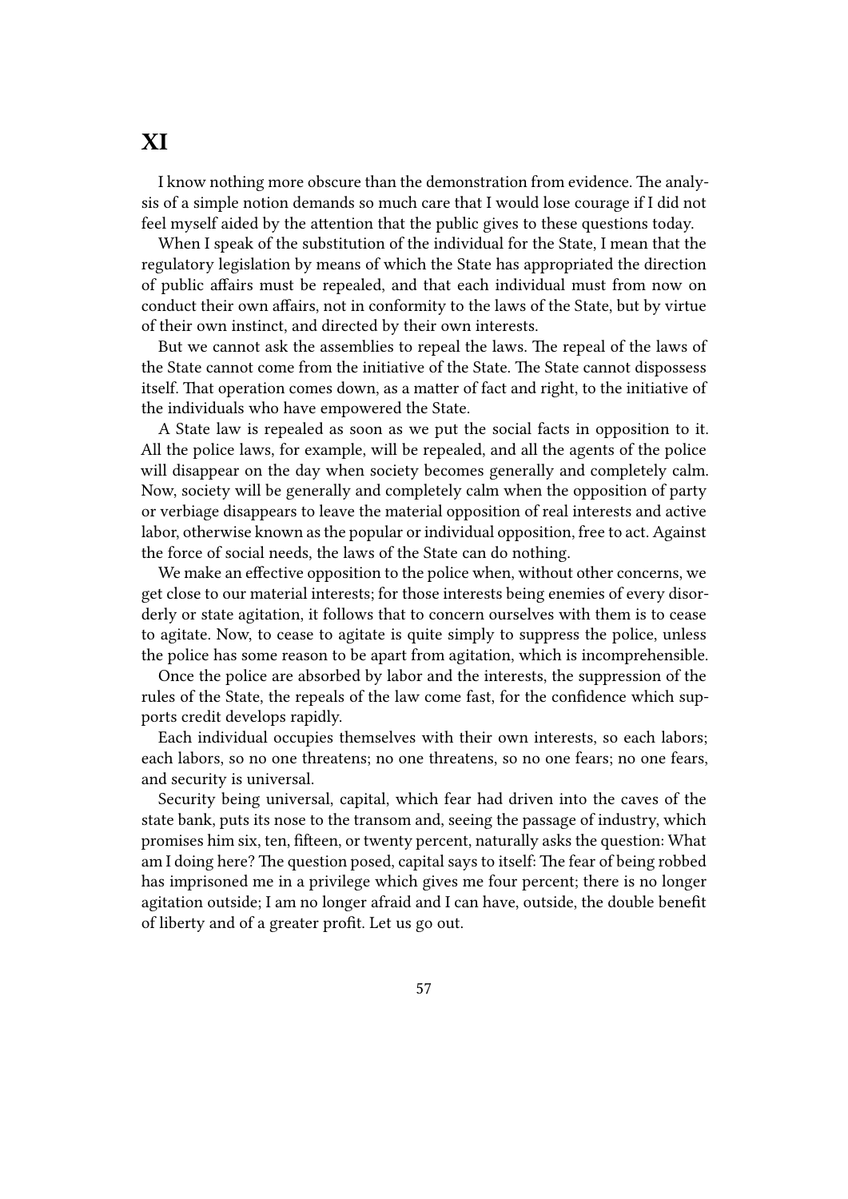# XI

I know nothing more obscure than the demonstration from evidence. The analysis of a simple notion demands so much care that I would lose courage if I did not feel myself aided by the attention that the public gives to these questions today.

When I speak of the substitution of the individual for the State, I mean that the regulatory legislation by means of which the State has appropriated the direction of public affairs must be repealed, and that each individual must from now on conduct their own affairs, not in conformity to the laws of the State, but by virtue of their own instinct, and directed by their own interests.

But we cannot ask the assemblies to repeal the laws. The repeal of the laws of the State cannot come from the initiative of the State. The State cannot dispossess itself. That operation comes down, as a matter of fact and right, to the initiative of the individuals who have empowered the State.

A State law is repealed as soon as we put the social facts in opposition to it. All the police laws, for example, will be repealed, and all the agents of the police will disappear on the day when society becomes generally and completely calm. Now, society will be generally and completely calm when the opposition of party or verbiage disappears to leave the material opposition of real interests and active labor, otherwise known as the popular or individual opposition, free to act. Against the force of social needs, the laws of the State can do nothing.

We make an effective opposition to the police when, without other concerns, we get close to our material interests; for those interests being enemies of every disorderly or state agitation, it follows that to concern ourselves with them is to cease to agitate. Now, to cease to agitate is quite simply to suppress the police, unless the police has some reason to be apart from agitation, which is incomprehensible.

Once the police are absorbed by labor and the interests, the suppression of the rules of the State, the repeals of the law come fast, for the confidence which supports credit develops rapidly.

Each individual occupies themselves with their own interests, so each labors; each labors, so no one threatens; no one threatens, so no one fears; no one fears, and security is universal.

Security being universal, capital, which fear had driven into the caves of the state bank, puts its nose to the transom and, seeing the passage of industry, which promises him six, ten, fifteen, or twenty percent, naturally asks the question: What am I doing here? The question posed, capital says to itself: The fear of being robbed has imprisoned me in a privilege which gives me four percent; there is no longer agitation outside; I am no longer afraid and I can have, outside, the double benefit of liberty and of a greater profit. Let us go out.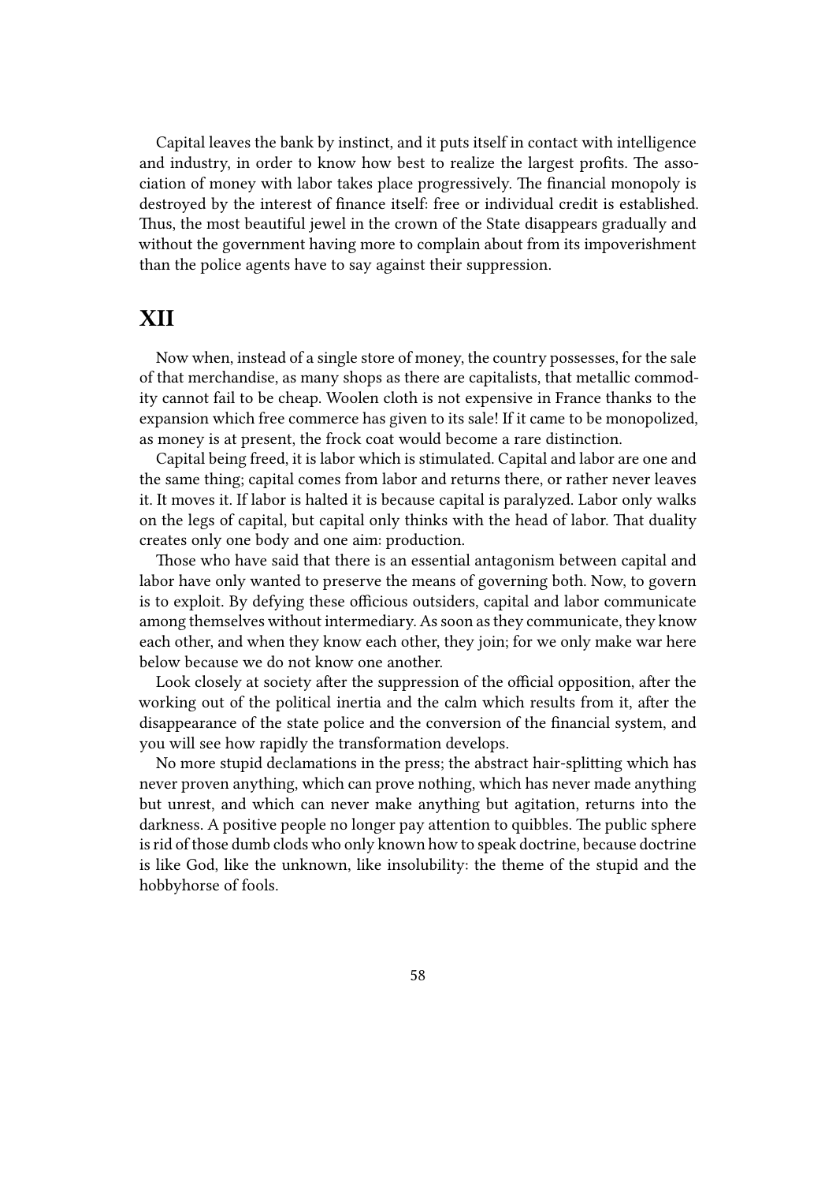Capital leaves the bank by instinct, and it puts itself in contact with intelligence and industry, in order to know how best to realize the largest profits. The association of money with labor takes place progressively. The financial monopoly is destroyed by the interest of finance itself: free or individual credit is established. Thus, the most beautiful jewel in the crown of the State disappears gradually and without the government having more to complain about from its impoverishment than the police agents have to say against their suppression.

## XII

Now when, instead of a single store of money, the country possesses, for the sale of that merchandise, as many shops as there are capitalists, that metallic commodity cannot fail to be cheap. Woolen cloth is not expensive in France thanks to the expansion which free commerce has given to its sale! If it came to be monopolized, as money is at present, the frock coat would become a rare distinction.

Capital being freed, it is labor which is stimulated. Capital and labor are one and the same thing; capital comes from labor and returns there, or rather never leaves it. It moves it. If labor is halted it is because capital is paralyzed. Labor only walks on the legs of capital, but capital only thinks with the head of labor. That duality creates only one body and one aim: production.

Those who have said that there is an essential antagonism between capital and labor have only wanted to preserve the means of governing both. Now, to govern is to exploit. By defying these officious outsiders, capital and labor communicate among themselves without intermediary. As soon as they communicate, they know each other, and when they know each other, they join; for we only make war here below because we do not know one another.

Look closely at society after the suppression of the official opposition, after the working out of the political inertia and the calm which results from it, after the disappearance of the state police and the conversion of the financial system, and you will see how rapidly the transformation develops.

No more stupid declamations in the press; the abstract hair-splitting which has never proven anything, which can prove nothing, which has never made anything but unrest, and which can never make anything but agitation, returns into the darkness. A positive people no longer pay attention to quibbles. The public sphere is rid of those dumb clods who only known how to speak doctrine, because doctrine is like God, like the unknown, like insolubility: the theme of the stupid and the hobbyhorse of fools.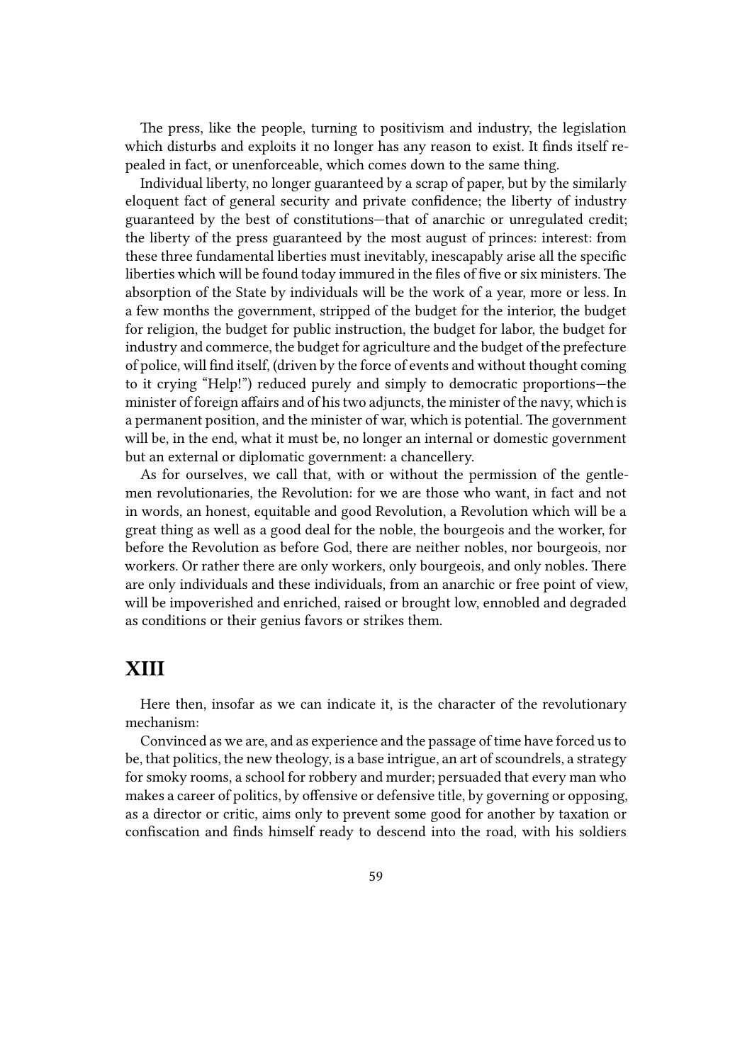The press, like the people, turning to positivism and industry, the legislation which disturbs and exploits it no longer has any reason to exist. It finds itself repealed in fact, or unenforceable, which comes down to the same thing.

Individual liberty, no longer guaranteed by a scrap of paper, but by the similarly eloquent fact of general security and private confidence; the liberty of industry guaranteed by the best of constitutions—that of anarchic or unregulated credit; the liberty of the press guaranteed by the most august of princes: interest: from these three fundamental liberties must inevitably, inescapably arise all the specific liberties which will be found today immured in the files of five or six ministers. The absorption of the State by individuals will be the work of a year, more or less. In a few months the government, stripped of the budget for the interior, the budget for religion, the budget for public instruction, the budget for labor, the budget for industry and commerce, the budget for agriculture and the budget of the prefecture of police, will find itself, (driven by the force of events and without thought coming to it crying "Help!") reduced purely and simply to democratic proportions—the minister of foreign affairs and of his two adjuncts, the minister of the navy, which is a permanent position, and the minister of war, which is potential. The government will be, in the end, what it must be, no longer an internal or domestic government but an external or diplomatic government: a chancellery.

As for ourselves, we call that, with or without the permission of the gentlemen revolutionaries, the Revolution: for we are those who want, in fact and not in words, an honest, equitable and good Revolution, a Revolution which will be a great thing as well as a good deal for the noble, the bourgeois and the worker, for before the Revolution as before God, there are neither nobles, nor bourgeois, nor workers. Or rather there are only workers, only bourgeois, and only nobles. There are only individuals and these individuals, from an anarchic or free point of view, will be impoverished and enriched, raised or brought low, ennobled and degraded as conditions or their genius favors or strikes them.

## XIII

Here then, insofar as we can indicate it, is the character of the revolutionary mechanism:

Convinced as we are, and as experience and the passage of time have forced us to be, that politics, the new theology, is a base intrigue, an art of scoundrels, a strategy for smoky rooms, a school for robbery and murder; persuaded that every man who makes a career of politics, by offensive or defensive title, by governing or opposing, as a director or critic, aims only to prevent some good for another by taxation or confiscation and finds himself ready to descend into the road, with his soldiers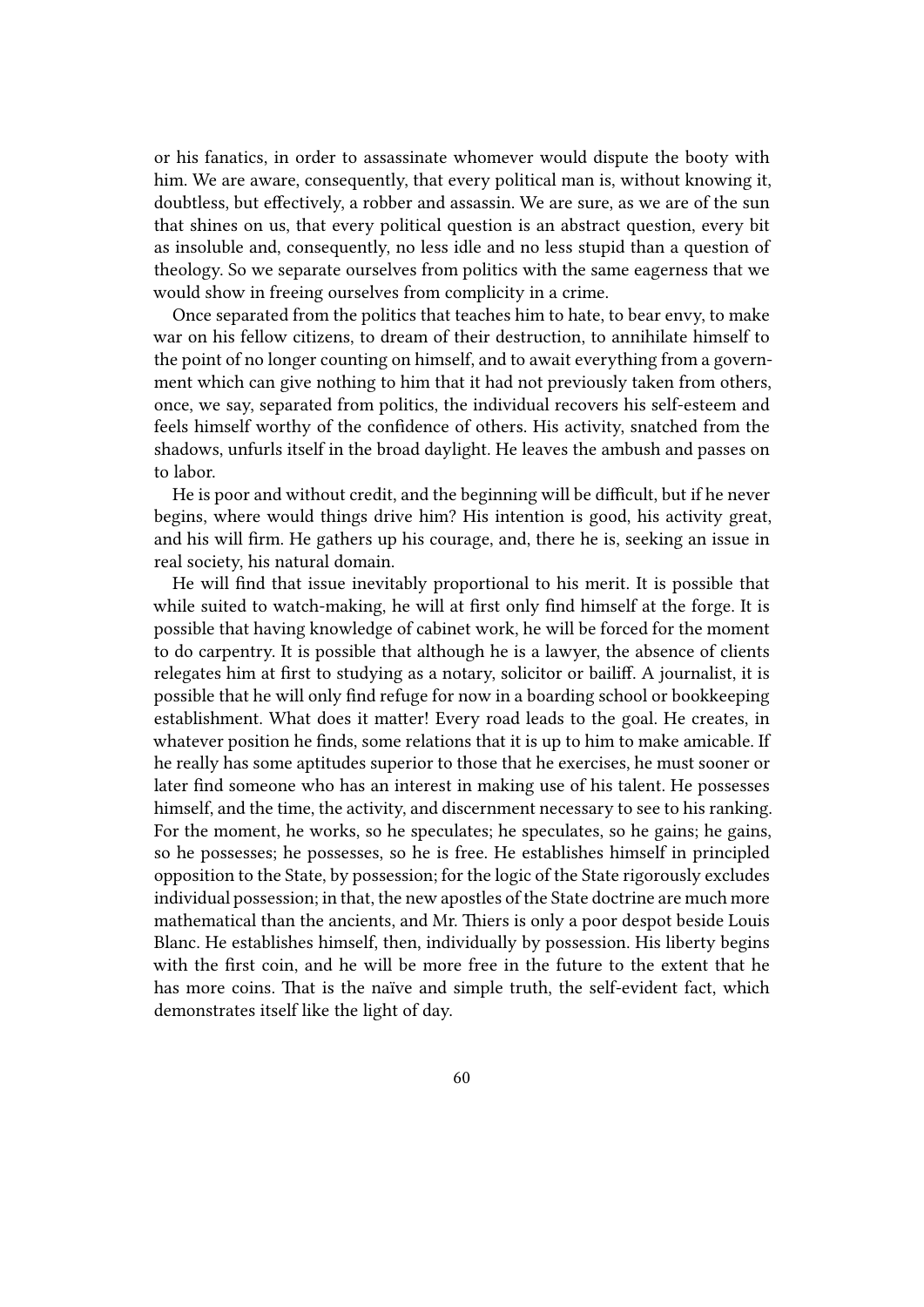or his fanatics, in order to assassinate whomever would dispute the booty with him. We are aware, consequently, that every political man is, without knowing it, doubtless, but effectively, a robber and assassin. We are sure, as we are of the sun that shines on us, that every political question is an abstract question, every bit as insoluble and, consequently, no less idle and no less stupid than a question of theology. So we separate ourselves from politics with the same eagerness that we would show in freeing ourselves from complicity in a crime.

Once separated from the politics that teaches him to hate, to bear envy, to make war on his fellow citizens, to dream of their destruction, to annihilate himself to the point of no longer counting on himself, and to await everything from a government which can give nothing to him that it had not previously taken from others, once, we say, separated from politics, the individual recovers his self-esteem and feels himself worthy of the confidence of others. His activity, snatched from the shadows, unfurls itself in the broad daylight. He leaves the ambush and passes on to labor.

He is poor and without credit, and the beginning will be difficult, but if he never begins, where would things drive him? His intention is good, his activity great, and his will firm. He gathers up his courage, and, there he is, seeking an issue in real society, his natural domain.

He will find that issue inevitably proportional to his merit. It is possible that while suited to watch-making, he will at first only find himself at the forge. It is possible that having knowledge of cabinet work, he will be forced for the moment to do carpentry. It is possible that although he is a lawyer, the absence of clients relegates him at first to studying as a notary, solicitor or bailiff. A journalist, it is possible that he will only find refuge for now in a boarding school or bookkeeping establishment. What does it matter! Every road leads to the goal. He creates, in whatever position he finds, some relations that it is up to him to make amicable. If he really has some aptitudes superior to those that he exercises, he must sooner or later find someone who has an interest in making use of his talent. He possesses himself, and the time, the activity, and discernment necessary to see to his ranking. For the moment, he works, so he speculates; he speculates, so he gains; he gains, so he possesses; he possesses, so he is free. He establishes himself in principled opposition to the State, by possession; for the logic of the State rigorously excludes individual possession; in that, the new apostles of the State doctrine are much more mathematical than the ancients, and Mr. Thiers is only a poor despot beside Louis Blanc. He establishes himself, then, individually by possession. His liberty begins with the first coin, and he will be more free in the future to the extent that he has more coins. That is the naïve and simple truth, the self-evident fact, which demonstrates itself like the light of day.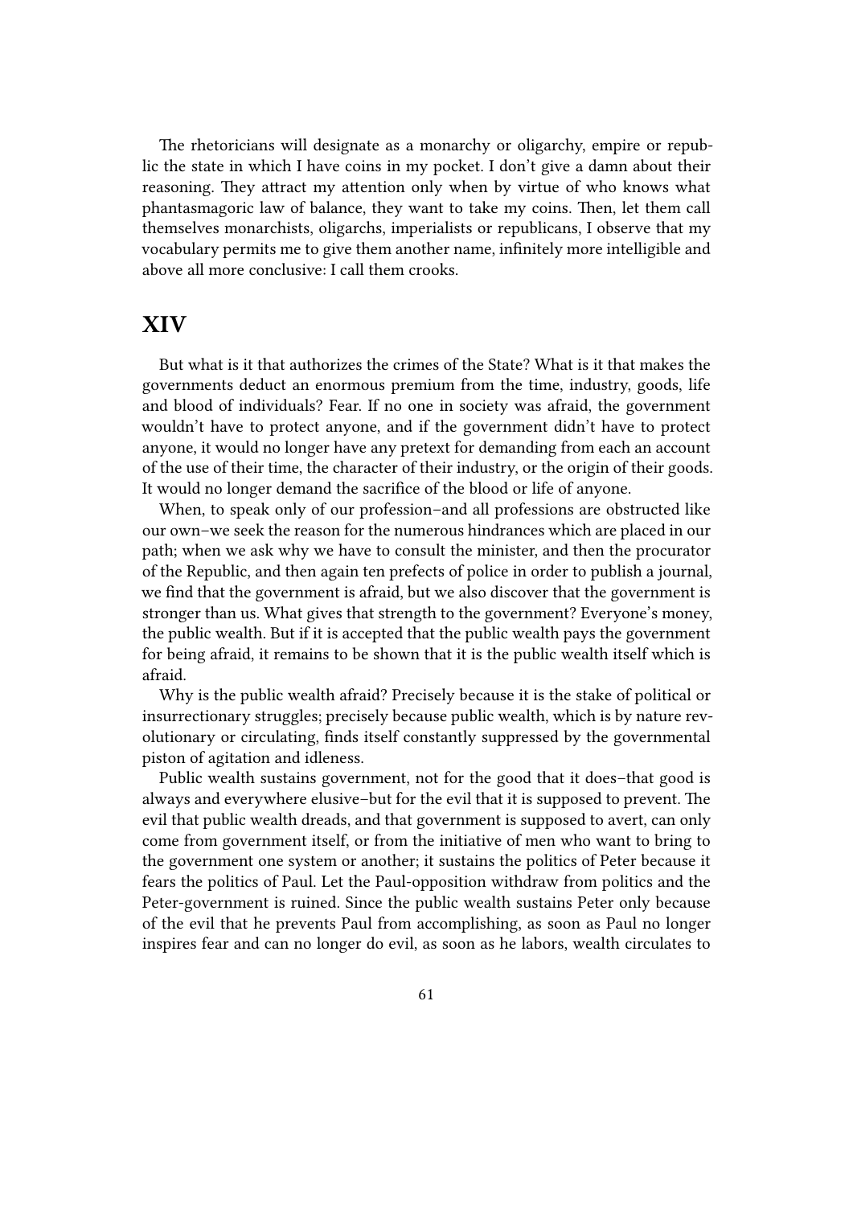The rhetoricians will designate as a monarchy or oligarchy, empire or republic the state in which I have coins in my pocket. I don't give a damn about their reasoning. They attract my attention only when by virtue of who knows what phantasmagoric law of balance, they want to take my coins. Then, let them call themselves monarchists, oligarchs, imperialists or republicans, I observe that my vocabulary permits me to give them another name, infinitely more intelligible and above all more conclusive: I call them crooks.

## XIV

But what is it that authorizes the crimes of the State? What is it that makes the governments deduct an enormous premium from the time, industry, goods, life and blood of individuals? Fear. If no one in society was afraid, the government wouldn't have to protect anyone, and if the government didn't have to protect anyone, it would no longer have any pretext for demanding from each an account of the use of their time, the character of their industry, or the origin of their goods. It would no longer demand the sacrifice of the blood or life of anyone.

When, to speak only of our profession–and all professions are obstructed like our own–we seek the reason for the numerous hindrances which are placed in our path; when we ask why we have to consult the minister, and then the procurator of the Republic, and then again ten prefects of police in order to publish a journal, we find that the government is afraid, but we also discover that the government is stronger than us. What gives that strength to the government? Everyone's money, the public wealth. But if it is accepted that the public wealth pays the government for being afraid, it remains to be shown that it is the public wealth itself which is afraid.

Why is the public wealth afraid? Precisely because it is the stake of political or insurrectionary struggles; precisely because public wealth, which is by nature revolutionary or circulating, finds itself constantly suppressed by the governmental piston of agitation and idleness.

Public wealth sustains government, not for the good that it does–that good is always and everywhere elusive–but for the evil that it is supposed to prevent. The evil that public wealth dreads, and that government is supposed to avert, can only come from government itself, or from the initiative of men who want to bring to the government one system or another; it sustains the politics of Peter because it fears the politics of Paul. Let the Paul-opposition withdraw from politics and the Peter-government is ruined. Since the public wealth sustains Peter only because of the evil that he prevents Paul from accomplishing, as soon as Paul no longer inspires fear and can no longer do evil, as soon as he labors, wealth circulates to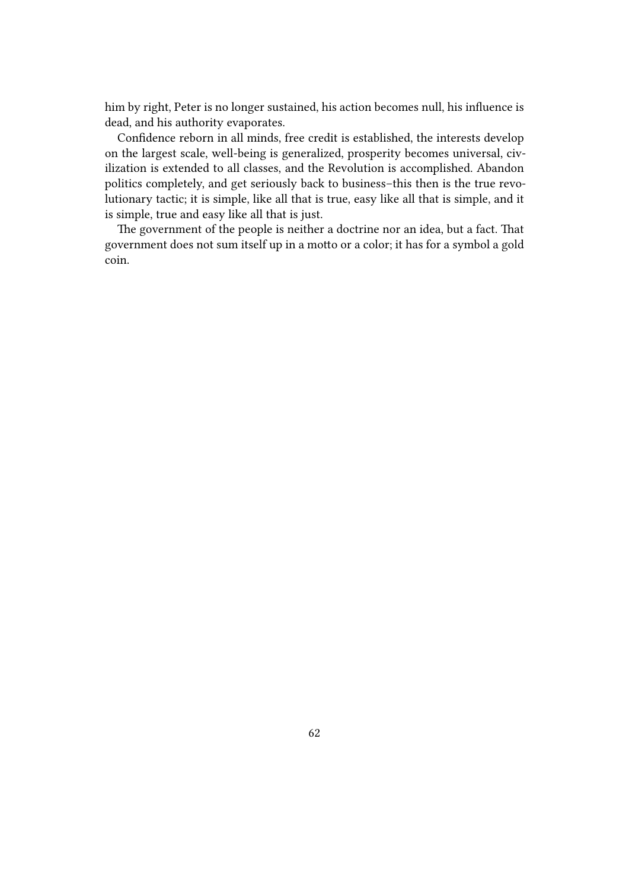him by right, Peter is no longer sustained, his action becomes null, his influence is dead, and his authority evaporates.

Confidence reborn in all minds, free credit is established, the interests develop on the largest scale, well-being is generalized, prosperity becomes universal, civilization is extended to all classes, and the Revolution is accomplished. Abandon politics completely, and get seriously back to business–this then is the true revolutionary tactic; it is simple, like all that is true, easy like all that is simple, and it is simple, true and easy like all that is just.

The government of the people is neither a doctrine nor an idea, but a fact. That government does not sum itself up in a motto or a color; it has for a symbol a gold coin.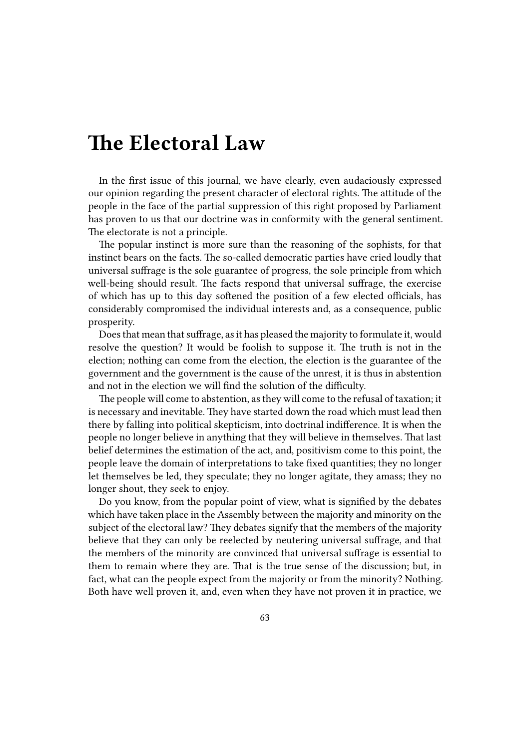# The Electoral Law

In the first issue of this journal, we have clearly, even audaciously expressed our opinion regarding the present character of electoral rights. The attitude of the people in the face of the partial suppression of this right proposed by Parliament has proven to us that our doctrine was in conformity with the general sentiment. The electorate is not a principle.

The popular instinct is more sure than the reasoning of the sophists, for that instinct bears on the facts. The so-called democratic parties have cried loudly that universal suffrage is the sole guarantee of progress, the sole principle from which well-being should result. The facts respond that universal suffrage, the exercise of which has up to this day softened the position of a few elected officials, has considerably compromised the individual interests and, as a consequence, public prosperity.

Does that mean that suffrage, as it has pleased the majority to formulate it, would resolve the question? It would be foolish to suppose it. The truth is not in the election; nothing can come from the election, the election is the guarantee of the government and the government is the cause of the unrest, it is thus in abstention and not in the election we will find the solution of the difficulty.

The people will come to abstention, as they will come to the refusal of taxation; it is necessary and inevitable. They have started down the road which must lead then there by falling into political skepticism, into doctrinal indifference. It is when the people no longer believe in anything that they will believe in themselves. That last belief determines the estimation of the act, and, positivism come to this point, the people leave the domain of interpretations to take fixed quantities; they no longer let themselves be led, they speculate; they no longer agitate, they amass; they no longer shout, they seek to enjoy.

Do you know, from the popular point of view, what is signified by the debates which have taken place in the Assembly between the majority and minority on the subject of the electoral law? They debates signify that the members of the majority believe that they can only be reelected by neutering universal suffrage, and that the members of the minority are convinced that universal suffrage is essential to them to remain where they are. That is the true sense of the discussion; but, in fact, what can the people expect from the majority or from the minority? Nothing. Both have well proven it, and, even when they have not proven it in practice, we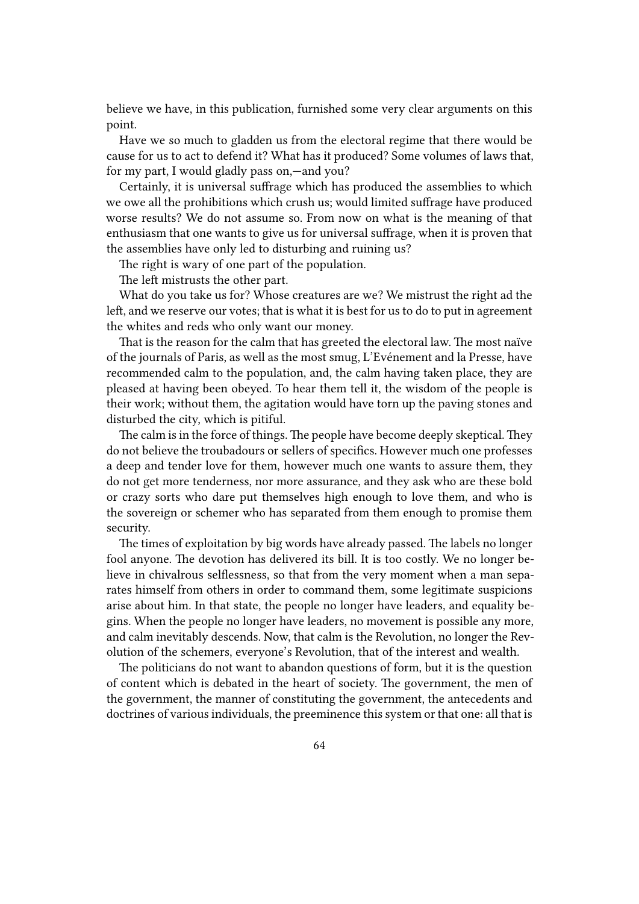believe we have, in this publication, furnished some very clear arguments on this point.

Have we so much to gladden us from the electoral regime that there would be cause for us to act to defend it? What has it produced? Some volumes of laws that, for my part, I would gladly pass on,—and you?

Certainly, it is universal suffrage which has produced the assemblies to which we owe all the prohibitions which crush us; would limited suffrage have produced worse results? We do not assume so. From now on what is the meaning of that enthusiasm that one wants to give us for universal suffrage, when it is proven that the assemblies have only led to disturbing and ruining us?

The right is wary of one part of the population.

The left mistrusts the other part.

What do you take us for? Whose creatures are we? We mistrust the right ad the left, and we reserve our votes; that is what it is best for us to do to put in agreement the whites and reds who only want our money.

That is the reason for the calm that has greeted the electoral law. The most naïve of the journals of Paris, as well as the most smug, L'Evénement and la Presse, have recommended calm to the population, and, the calm having taken place, they are pleased at having been obeyed. To hear them tell it, the wisdom of the people is their work; without them, the agitation would have torn up the paving stones and disturbed the city, which is pitiful.

The calm is in the force of things. The people have become deeply skeptical. They do not believe the troubadours or sellers of specifics. However much one professes a deep and tender love for them, however much one wants to assure them, they do not get more tenderness, nor more assurance, and they ask who are these bold or crazy sorts who dare put themselves high enough to love them, and who is the sovereign or schemer who has separated from them enough to promise them security.

The times of exploitation by big words have already passed. The labels no longer fool anyone. The devotion has delivered its bill. It is too costly. We no longer believe in chivalrous selflessness, so that from the very moment when a man separates himself from others in order to command them, some legitimate suspicions arise about him. In that state, the people no longer have leaders, and equality begins. When the people no longer have leaders, no movement is possible any more, and calm inevitably descends. Now, that calm is the Revolution, no longer the Revolution of the schemers, everyone's Revolution, that of the interest and wealth.

The politicians do not want to abandon questions of form, but it is the question of content which is debated in the heart of society. The government, the men of the government, the manner of constituting the government, the antecedents and doctrines of various individuals, the preeminence this system or that one: all that is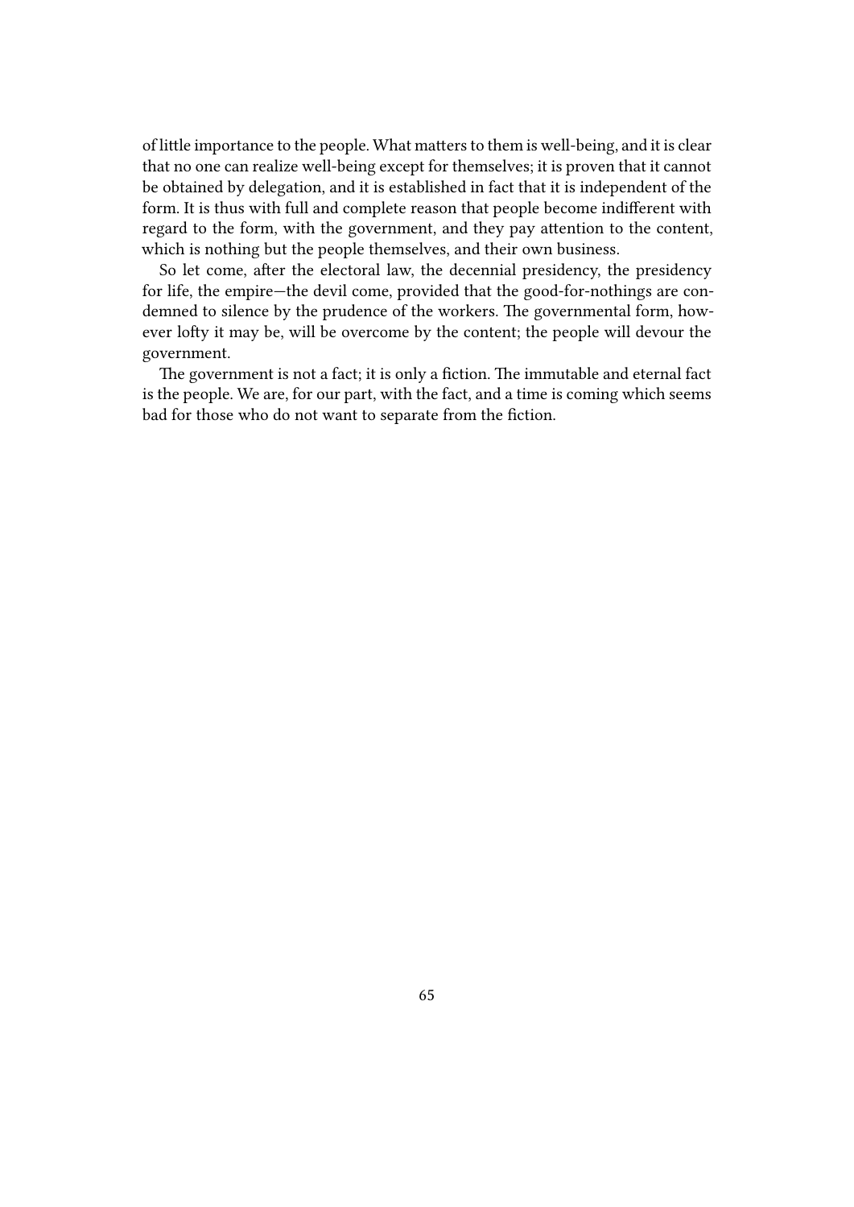of little importance to the people. What matters to them is well-being, and it is clear that no one can realize well-being except for themselves; it is proven that it cannot be obtained by delegation, and it is established in fact that it is independent of the form. It is thus with full and complete reason that people become indifferent with regard to the form, with the government, and they pay attention to the content, which is nothing but the people themselves, and their own business.

So let come, after the electoral law, the decennial presidency, the presidency for life, the empire—the devil come, provided that the good-for-nothings are condemned to silence by the prudence of the workers. The governmental form, however lofty it may be, will be overcome by the content; the people will devour the government.

The government is not a fact; it is only a fiction. The immutable and eternal fact is the people. We are, for our part, with the fact, and a time is coming which seems bad for those who do not want to separate from the fiction.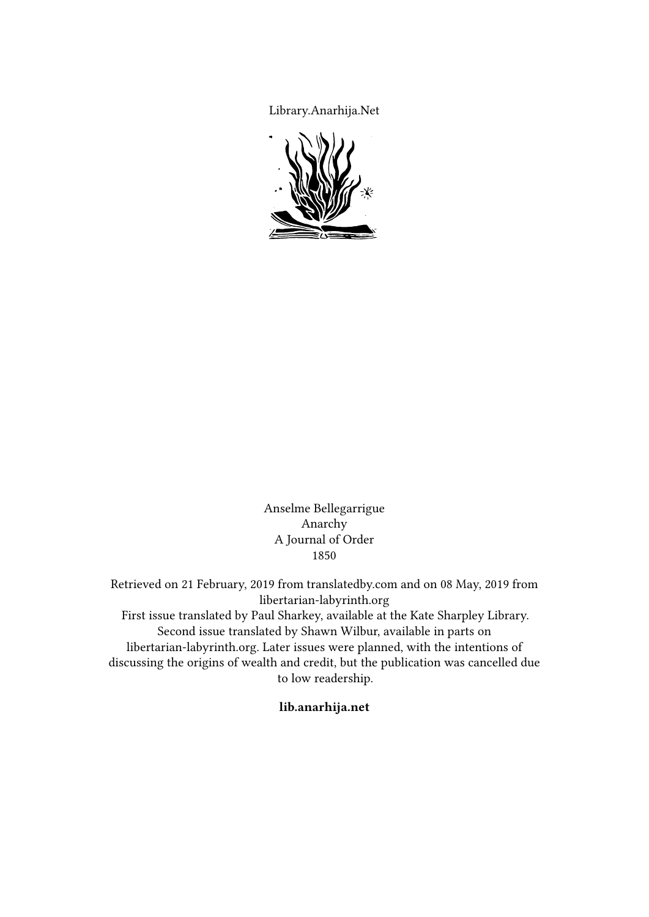Library.Anarhija.Net

Anselme Bellegarrigue
Anarchy
A Journal of Order
1850

Retrieved on 21 February, 2019 from translatedby.com and on 08 May, 2019 from libertarian-labyrinth.org
First issue translated by Paul Sharkey, available at the Kate Sharpley Library.
Second issue translated by Shawn Wilbur, available in parts on libertarian-labyrinth.org. Later issues were planned, with the intentions of discussing the origins of wealth and credit, but the publication was cancelled due to low readership.

**lib.anarhija.net**